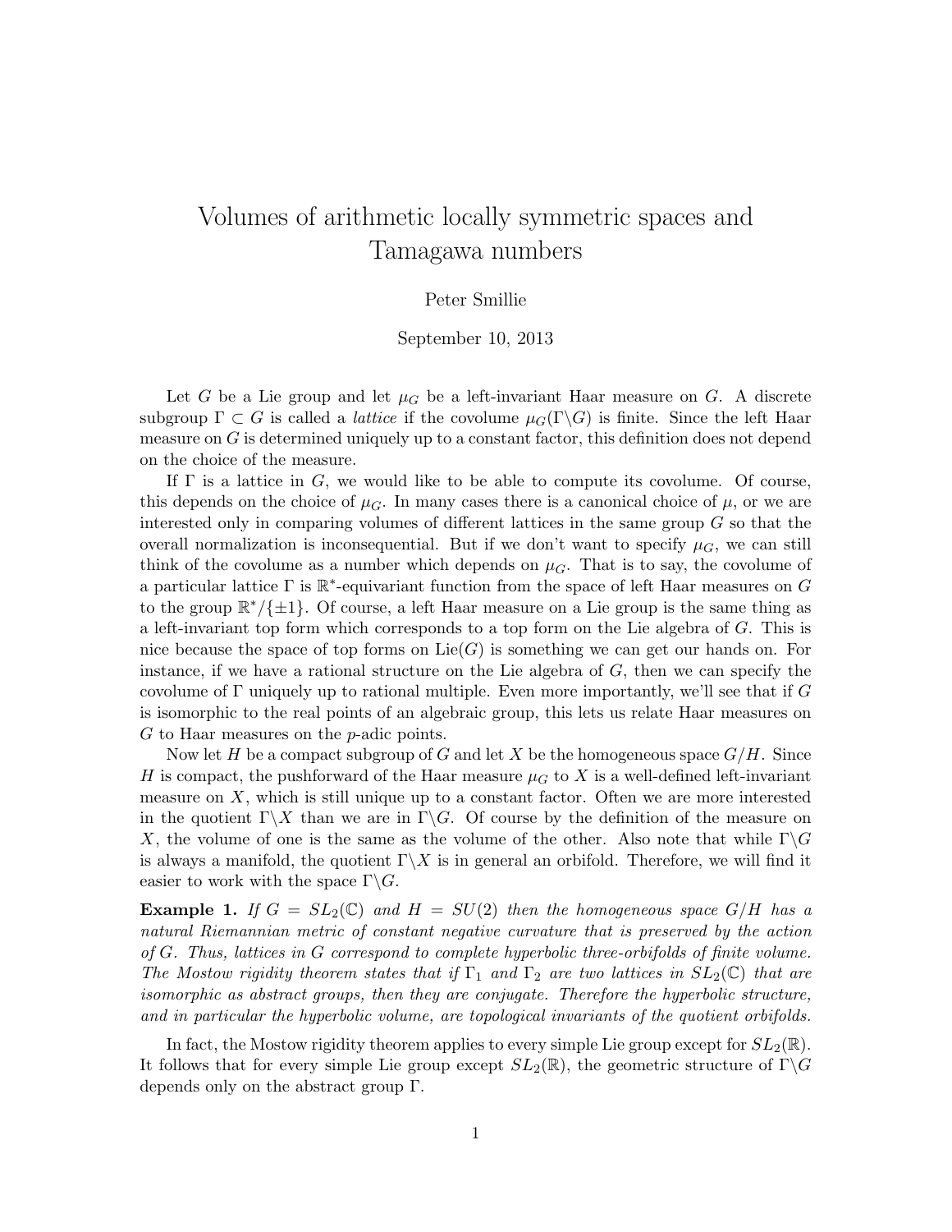# Volumes of arithmetic locally symmetric spaces and Tamagawa numbers

Peter Smillie

September 10, 2013

Let $G$ be a Lie group and let $\mu_G$ be a left-invariant Haar measure on $G$. A discrete subgroup $\Gamma \subset G$ is called a *lattice* if the covolume $\mu_G(\Gamma\backslash G)$ is finite. Since the left Haar measure on $G$ is determined uniquely up to a constant factor, this definition does not depend on the choice of the measure.

If $\Gamma$ is a lattice in $G$, we would like to be able to compute its covolume. Of course, this depends on the choice of $\mu_G$. In many cases there is a canonical choice of $\mu$, or we are interested only in comparing volumes of different lattices in the same group $G$ so that the overall normalization is inconsequential. But if we don't want to specify $\mu_G$, we can still think of the covolume as a number which depends on $\mu_G$. That is to say, the covolume of a particular lattice $\Gamma$ is $\mathbb{R}^*$-equivariant function from the space of left Haar measures on $G$ to the group $\mathbb{R}^*/\{\pm 1\}$. Of course, a left Haar measure on a Lie group is the same thing as a left-invariant top form which corresponds to a top form on the Lie algebra of $G$. This is nice because the space of top forms on $\mathrm{Lie}(G)$ is something we can get our hands on. For instance, if we have a rational structure on the Lie algebra of $G$, then we can specify the covolume of $\Gamma$ uniquely up to rational multiple. Even more importantly, we'll see that if $G$ is isomorphic to the real points of an algebraic group, this lets us relate Haar measures on $G$ to Haar measures on the $p$-adic points.

Now let $H$ be a compact subgroup of $G$ and let $X$ be the homogeneous space $G/H$. Since $H$ is compact, the pushforward of the Haar measure $\mu_G$ to $X$ is a well-defined left-invariant measure on $X$, which is still unique up to a constant factor. Often we are more interested in the quotient $\Gamma\backslash X$ than we are in $\Gamma\backslash G$. Of course by the definition of the measure on $X$, the volume of one is the same as the volume of the other. Also note that while $\Gamma\backslash G$ is always a manifold, the quotient $\Gamma\backslash X$ is in general an orbifold. Therefore, we will find it easier to work with the space $\Gamma\backslash G$.

**Example 1.** *If $G = SL_2(\mathbb{C})$ and $H = SU(2)$ then the homogeneous space $G/H$ has a natural Riemannian metric of constant negative curvature that is preserved by the action of $G$. Thus, lattices in $G$ correspond to complete hyperbolic three-orbifolds of finite volume. The Mostow rigidity theorem states that if $\Gamma_1$ and $\Gamma_2$ are two lattices in $SL_2(\mathbb{C})$ that are isomorphic as abstract groups, then they are conjugate. Therefore the hyperbolic structure, and in particular the hyperbolic volume, are topological invariants of the quotient orbifolds.*

In fact, the Mostow rigidity theorem applies to every simple Lie group except for $SL_2(\mathbb{R})$. It follows that for every simple Lie group except $SL_2(\mathbb{R})$, the geometric structure of $\Gamma\backslash G$ depends only on the abstract group $\Gamma$.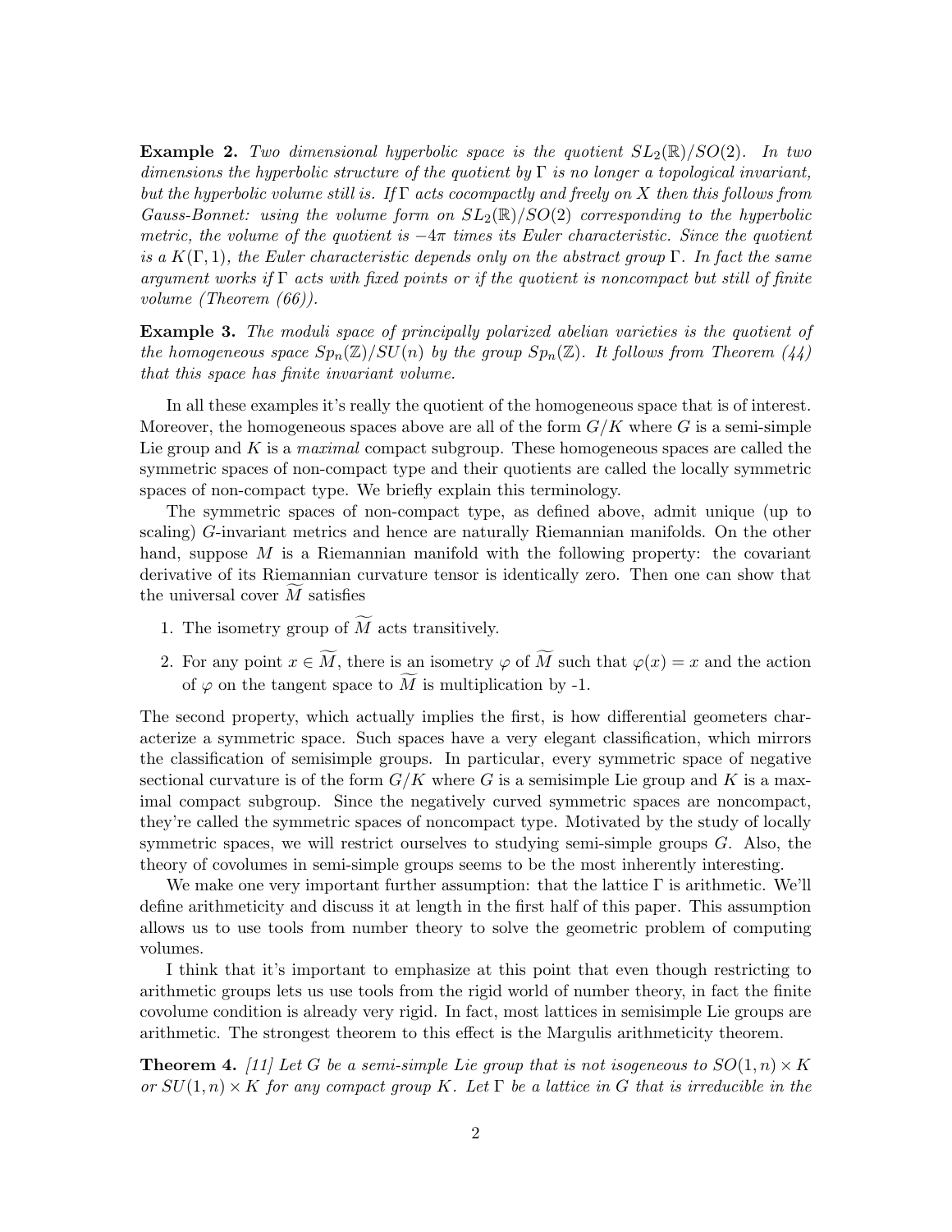**Example 2.** *Two dimensional hyperbolic space is the quotient $SL_2(\mathbb{R})/SO(2)$. In two dimensions the hyperbolic structure of the quotient by $\Gamma$ is no longer a topological invariant, but the hyperbolic volume still is. If $\Gamma$ acts cocompactly and freely on $X$ then this follows from Gauss-Bonnet: using the volume form on $SL_2(\mathbb{R})/SO(2)$ corresponding to the hyperbolic metric, the volume of the quotient is $-4\pi$ times its Euler characteristic. Since the quotient is a $K(\Gamma, 1)$, the Euler characteristic depends only on the abstract group $\Gamma$. In fact the same argument works if $\Gamma$ acts with fixed points or if the quotient is noncompact but still of finite volume (Theorem (66)).*

**Example 3.** *The moduli space of principally polarized abelian varieties is the quotient of the homogeneous space $Sp_n(\mathbb{Z})/SU(n)$ by the group $Sp_n(\mathbb{Z})$. It follows from Theorem (44) that this space has finite invariant volume.*

In all these examples it's really the quotient of the homogeneous space that is of interest. Moreover, the homogeneous spaces above are all of the form $G/K$ where $G$ is a semi-simple Lie group and $K$ is a *maximal* compact subgroup. These homogeneous spaces are called the symmetric spaces of non-compact type and their quotients are called the locally symmetric spaces of non-compact type. We briefly explain this terminology.

The symmetric spaces of non-compact type, as defined above, admit unique (up to scaling) $G$-invariant metrics and hence are naturally Riemannian manifolds. On the other hand, suppose $M$ is a Riemannian manifold with the following property: the covariant derivative of its Riemannian curvature tensor is identically zero. Then one can show that the universal cover $\widetilde{M}$ satisfies

1. The isometry group of $\widetilde{M}$ acts transitively.
2. For any point $x \in \widetilde{M}$, there is an isometry $\varphi$ of $\widetilde{M}$ such that $\varphi(x) = x$ and the action of $\varphi$ on the tangent space to $\widetilde{M}$ is multiplication by -1.

The second property, which actually implies the first, is how differential geometers characterize a symmetric space. Such spaces have a very elegant classification, which mirrors the classification of semisimple groups. In particular, every symmetric space of negative sectional curvature is of the form $G/K$ where $G$ is a semisimple Lie group and $K$ is a maximal compact subgroup. Since the negatively curved symmetric spaces are noncompact, they're called the symmetric spaces of noncompact type. Motivated by the study of locally symmetric spaces, we will restrict ourselves to studying semi-simple groups $G$. Also, the theory of covolumes in semi-simple groups seems to be the most inherently interesting.

We make one very important further assumption: that the lattice $\Gamma$ is arithmetic. We'll define arithmeticity and discuss it at length in the first half of this paper. This assumption allows us to use tools from number theory to solve the geometric problem of computing volumes.

I think that it's important to emphasize at this point that even though restricting to arithmetic groups lets us use tools from the rigid world of number theory, in fact the finite covolume condition is already very rigid. In fact, most lattices in semisimple Lie groups are arithmetic. The strongest theorem to this effect is the Margulis arithmeticity theorem.

**Theorem 4.** *[11] Let $G$ be a semi-simple Lie group that is not isogeneous to $SO(1, n) \times K$ or $SU(1, n) \times K$ for any compact group $K$. Let $\Gamma$ be a lattice in $G$ that is irreducible in the*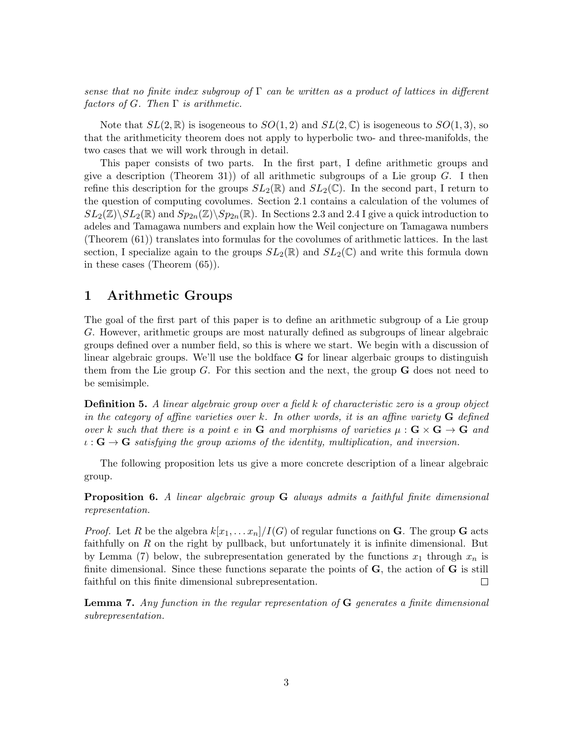*sense that no finite index subgroup of $\Gamma$ can be written as a product of lattices in different factors of $G$. Then $\Gamma$ is arithmetic.*

Note that $SL(2,\mathbb{R})$ is isogeneous to $SO(1,2)$ and $SL(2,\mathbb{C})$ is isogeneous to $SO(1,3)$, so that the arithmeticity theorem does not apply to hyperbolic two- and three-manifolds, the two cases that we will work through in detail.

This paper consists of two parts. In the first part, I define arithmetic groups and give a description (Theorem 31)) of all arithmetic subgroups of a Lie group $G$. I then refine this description for the groups $SL_2(\mathbb{R})$ and $SL_2(\mathbb{C})$. In the second part, I return to the question of computing covolumes. Section 2.1 contains a calculation of the volumes of $SL_2(\mathbb{Z})\backslash SL_2(\mathbb{R})$ and $Sp_{2n}(\mathbb{Z})\backslash Sp_{2n}(\mathbb{R})$. In Sections 2.3 and 2.4 I give a quick introduction to adeles and Tamagawa numbers and explain how the Weil conjecture on Tamagawa numbers (Theorem (61)) translates into formulas for the covolumes of arithmetic lattices. In the last section, I specialize again to the groups $SL_2(\mathbb{R})$ and $SL_2(\mathbb{C})$ and write this formula down in these cases (Theorem (65)).

# 1 Arithmetic Groups

The goal of the first part of this paper is to define an arithmetic subgroup of a Lie group $G$. However, arithmetic groups are most naturally defined as subgroups of linear algebraic groups defined over a number field, so this is where we start. We begin with a discussion of linear algebraic groups. We'll use the boldface $\mathbf{G}$ for linear algerbaic groups to distinguish them from the Lie group $G$. For this section and the next, the group $\mathbf{G}$ does not need to be semisimple.

**Definition 5.** *A linear algebraic group over a field $k$ of characteristic zero is a group object in the category of affine varieties over $k$. In other words, it is an affine variety $\mathbf{G}$ defined over $k$ such that there is a point $e$ in $\mathbf{G}$ and morphisms of varieties $\mu : \mathbf{G} \times \mathbf{G} \to \mathbf{G}$ and $\iota : \mathbf{G} \to \mathbf{G}$ satisfying the group axioms of the identity, multiplication, and inversion.*

The following proposition lets us give a more concrete description of a linear algebraic group.

**Proposition 6.** *A linear algebraic group $\mathbf{G}$ always admits a faithful finite dimensional representation.*

*Proof.* Let $R$ be the algebra $k[x_1, \ldots x_n]/I(G)$ of regular functions on $\mathbf{G}$. The group $\mathbf{G}$ acts faithfully on $R$ on the right by pullback, but unfortunately it is infinite dimensional. But by Lemma (7) below, the subrepresentation generated by the functions $x_1$ through $x_n$ is finite dimensional. Since these functions separate the points of $\mathbf{G}$, the action of $\mathbf{G}$ is still faithful on this finite dimensional subrepresentation. □

**Lemma 7.** *Any function in the regular representation of $\mathbf{G}$ generates a finite dimensional subrepresentation.*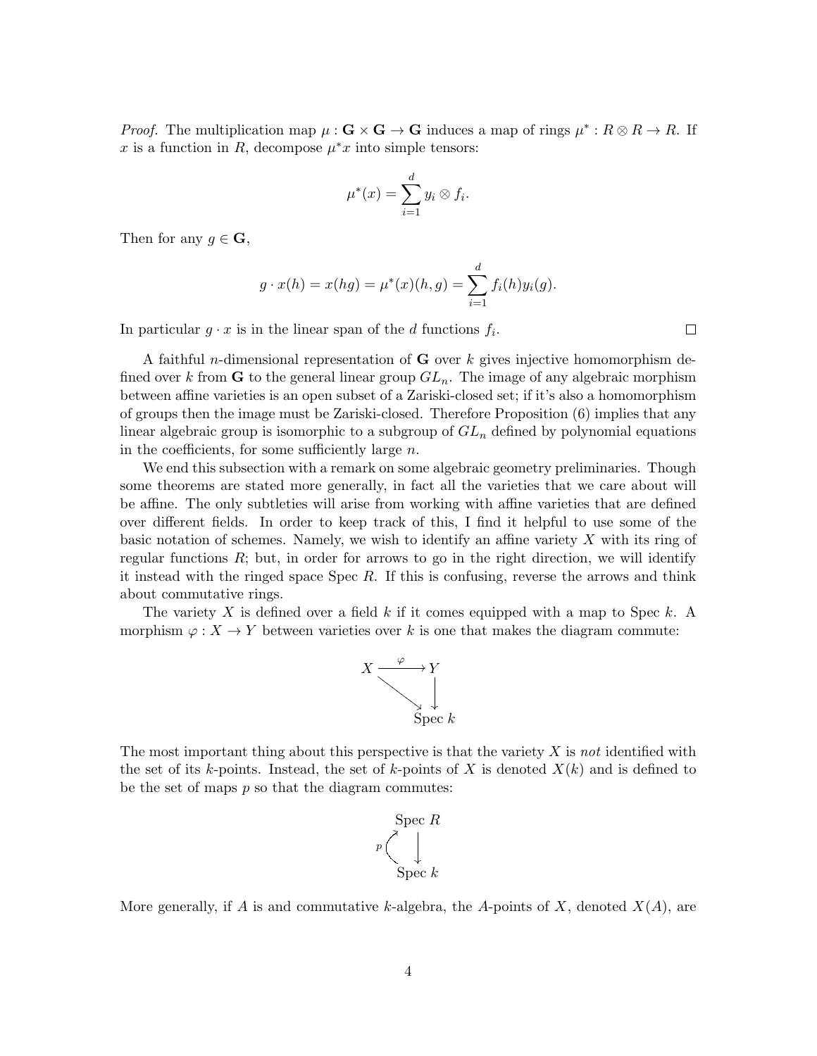*Proof.* The multiplication map $\mu : \mathbf{G} \times \mathbf{G} \to \mathbf{G}$ induces a map of rings $\mu^* : R \otimes R \to R$. If $x$ is a function in $R$, decompose $\mu^* x$ into simple tensors:

$$\mu^*(x) = \sum_{i=1}^{d} y_i \otimes f_i.$$

Then for any $g \in \mathbf{G}$,

$$g \cdot x(h) = x(hg) = \mu^*(x)(h, g) = \sum_{i=1}^{d} f_i(h) y_i(g).$$

In particular $g \cdot x$ is in the linear span of the $d$ functions $f_i$. $\square$

A faithful $n$-dimensional representation of $\mathbf{G}$ over $k$ gives injective homomorphism defined over $k$ from $\mathbf{G}$ to the general linear group $GL_n$. The image of any algebraic morphism between affine varieties is an open subset of a Zariski-closed set; if it's also a homomorphism of groups then the image must be Zariski-closed. Therefore Proposition (6) implies that any linear algebraic group is isomorphic to a subgroup of $GL_n$ defined by polynomial equations in the coefficients, for some sufficiently large $n$.

We end this subsection with a remark on some algebraic geometry preliminaries. Though some theorems are stated more generally, in fact all the varieties that we care about will be affine. The only subtleties will arise from working with affine varieties that are defined over different fields. In order to keep track of this, I find it helpful to use some of the basic notation of schemes. Namely, we wish to identify an affine variety $X$ with its ring of regular functions $R$; but, in order for arrows to go in the right direction, we will identify it instead with the ringed space Spec $R$. If this is confusing, reverse the arrows and think about commutative rings.

The variety $X$ is defined over a field $k$ if it comes equipped with a map to Spec $k$. A morphism $\varphi : X \to Y$ between varieties over $k$ is one that makes the diagram commute:

$$\begin{array}{ccc} X & \xrightarrow{\varphi} & Y \\ & \searrow & \downarrow \\ & & \text{Spec } k \end{array}$$

The most important thing about this perspective is that the variety $X$ is *not* identified with the set of its $k$-points. Instead, the set of $k$-points of $X$ is denoted $X(k)$ and is defined to be the set of maps $p$ so that the diagram commutes:

$$\begin{array}{c} \text{Spec } R \\ p \uparrow\ \downarrow \\ \text{Spec } k \end{array}$$

More generally, if $A$ is and commutative $k$-algebra, the $A$-points of $X$, denoted $X(A)$, are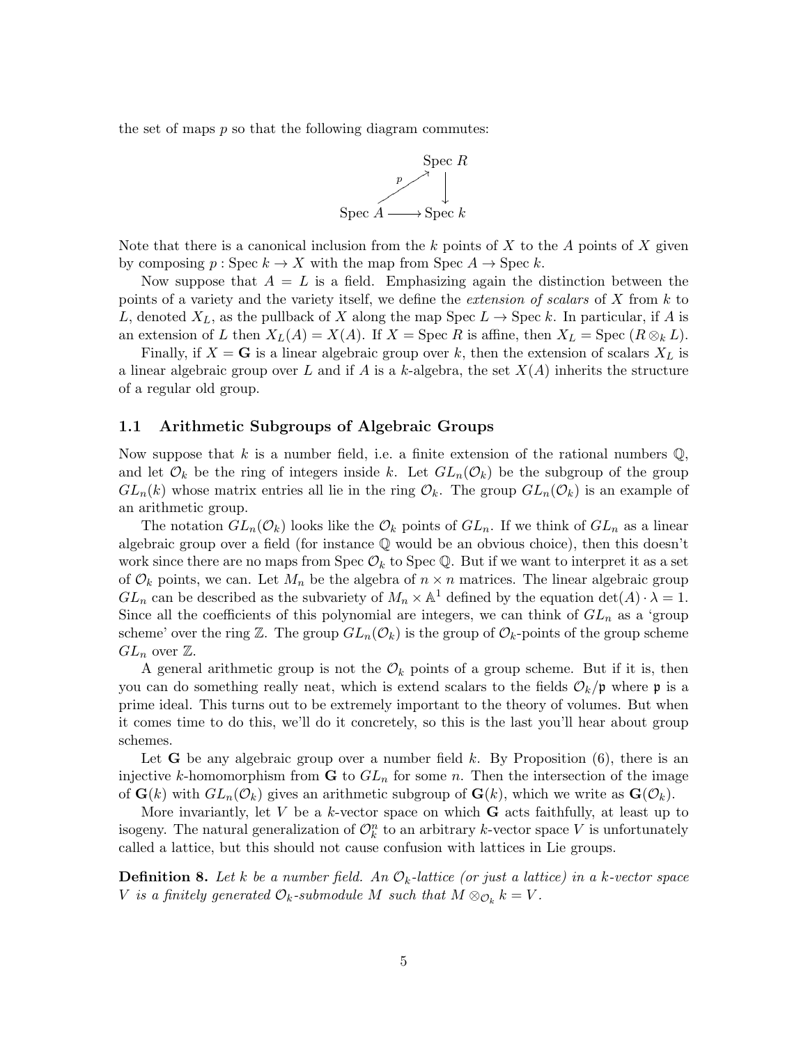the set of maps $p$ so that the following diagram commutes:

$$\begin{array}{ccc} & & \text{Spec } R \\ & \overset{p}{\nearrow} & \downarrow \\ \text{Spec } A & \longrightarrow & \text{Spec } k \end{array}$$

Note that there is a canonical inclusion from the $k$ points of $X$ to the $A$ points of $X$ given by composing $p : \text{Spec } k \to X$ with the map from Spec $A \to$ Spec $k$.

Now suppose that $A = L$ is a field. Emphasizing again the distinction between the points of a variety and the variety itself, we define the *extension of scalars* of $X$ from $k$ to $L$, denoted $X_L$, as the pullback of $X$ along the map Spec $L \to$ Spec $k$. In particular, if $A$ is an extension of $L$ then $X_L(A) = X(A)$. If $X = \text{Spec } R$ is affine, then $X_L = \text{Spec } (R \otimes_k L)$.

Finally, if $X = \mathbf{G}$ is a linear algebraic group over $k$, then the extension of scalars $X_L$ is a linear algebraic group over $L$ and if $A$ is a $k$-algebra, the set $X(A)$ inherits the structure of a regular old group.

### 1.1 Arithmetic Subgroups of Algebraic Groups

Now suppose that $k$ is a number field, i.e. a finite extension of the rational numbers $\mathbb{Q}$, and let $\mathcal{O}_k$ be the ring of integers inside $k$. Let $GL_n(\mathcal{O}_k)$ be the subgroup of the group $GL_n(k)$ whose matrix entries all lie in the ring $\mathcal{O}_k$. The group $GL_n(\mathcal{O}_k)$ is an example of an arithmetic group.

The notation $GL_n(\mathcal{O}_k)$ looks like the $\mathcal{O}_k$ points of $GL_n$. If we think of $GL_n$ as a linear algebraic group over a field (for instance $\mathbb{Q}$ would be an obvious choice), then this doesn't work since there are no maps from Spec $\mathcal{O}_k$ to Spec $\mathbb{Q}$. But if we want to interpret it as a set of $\mathcal{O}_k$ points, we can. Let $M_n$ be the algebra of $n \times n$ matrices. The linear algebraic group $GL_n$ can be described as the subvariety of $M_n \times \mathbb{A}^1$ defined by the equation $\det(A) \cdot \lambda = 1$. Since all the coefficients of this polynomial are integers, we can think of $GL_n$ as a 'group scheme' over the ring $\mathbb{Z}$. The group $GL_n(\mathcal{O}_k)$ is the group of $\mathcal{O}_k$-points of the group scheme $GL_n$ over $\mathbb{Z}$.

A general arithmetic group is not the $\mathcal{O}_k$ points of a group scheme. But if it is, then you can do something really neat, which is extend scalars to the fields $\mathcal{O}_k/\mathfrak{p}$ where $\mathfrak{p}$ is a prime ideal. This turns out to be extremely important to the theory of volumes. But when it comes time to do this, we'll do it concretely, so this is the last you'll hear about group schemes.

Let $\mathbf{G}$ be any algebraic group over a number field $k$. By Proposition (6), there is an injective $k$-homomorphism from $\mathbf{G}$ to $GL_n$ for some $n$. Then the intersection of the image of $\mathbf{G}(k)$ with $GL_n(\mathcal{O}_k)$ gives an arithmetic subgroup of $\mathbf{G}(k)$, which we write as $\mathbf{G}(\mathcal{O}_k)$.

More invariantly, let $V$ be a $k$-vector space on which $\mathbf{G}$ acts faithfully, at least up to isogeny. The natural generalization of $\mathcal{O}_k^n$ to an arbitrary $k$-vector space $V$ is unfortunately called a lattice, but this should not cause confusion with lattices in Lie groups.

**Definition 8.** *Let $k$ be a number field. An $\mathcal{O}_k$-lattice (or just a lattice) in a $k$-vector space $V$ is a finitely generated $\mathcal{O}_k$-submodule $M$ such that $M \otimes_{\mathcal{O}_k} k = V$.*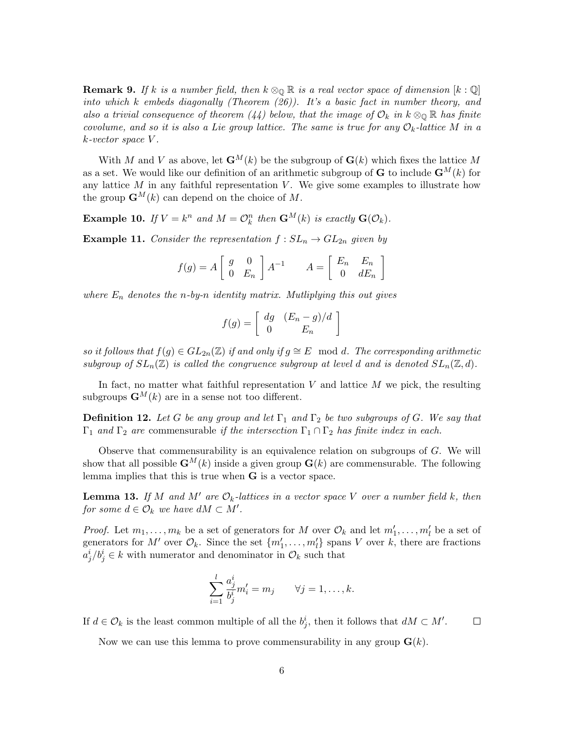**Remark 9.** *If $k$ is a number field, then $k \otimes_{\mathbb{Q}} \mathbb{R}$ is a real vector space of dimension $[k : \mathbb{Q}]$ into which $k$ embeds diagonally (Theorem (26)). It's a basic fact in number theory, and also a trivial consequence of theorem (44) below, that the image of $\mathcal{O}_k$ in $k \otimes_{\mathbb{Q}} \mathbb{R}$ has finite covolume, and so it is also a Lie group lattice. The same is true for any $\mathcal{O}_k$-lattice $M$ in a $k$-vector space $V$.*

With $M$ and $V$ as above, let $\mathbf{G}^M(k)$ be the subgroup of $\mathbf{G}(k)$ which fixes the lattice $M$ as a set. We would like our definition of an arithmetic subgroup of $\mathbf{G}$ to include $\mathbf{G}^M(k)$ for any lattice $M$ in any faithful representation $V$. We give some examples to illustrate how the group $\mathbf{G}^M(k)$ can depend on the choice of $M$.

**Example 10.** *If $V = k^n$ and $M = \mathcal{O}_k^n$ then $\mathbf{G}^M(k)$ is exactly $\mathbf{G}(\mathcal{O}_k)$.*

**Example 11.** *Consider the representation $f : SL_n \to GL_{2n}$ given by*

$$f(g) = A \begin{bmatrix} g & 0 \\ 0 & E_n \end{bmatrix} A^{-1} \qquad A = \begin{bmatrix} E_n & E_n \\ 0 & dE_n \end{bmatrix}$$

*where $E_n$ denotes the $n$-by-$n$ identity matrix. Mutliplying this out gives*

$$f(g) = \begin{bmatrix} dg & (E_n - g)/d \\ 0 & E_n \end{bmatrix}$$

*so it follows that $f(g) \in GL_{2n}(\mathbb{Z})$ if and only if $g \cong E \mod d$. The corresponding arithmetic subgroup of $SL_n(\mathbb{Z})$ is called the congruence subgroup at level $d$ and is denoted $SL_n(\mathbb{Z}, d)$.*

In fact, no matter what faithful representation $V$ and lattice $M$ we pick, the resulting subgroups $\mathbf{G}^M(k)$ are in a sense not too different.

**Definition 12.** *Let $G$ be any group and let $\Gamma_1$ and $\Gamma_2$ be two subgroups of $G$. We say that $\Gamma_1$ and $\Gamma_2$ are* commensurable *if the intersection $\Gamma_1 \cap \Gamma_2$ has finite index in each.*

Observe that commensurability is an equivalence relation on subgroups of $G$. We will show that all possible $\mathbf{G}^M(k)$ inside a given group $\mathbf{G}(k)$ are commensurable. The following lemma implies that this is true when $\mathbf{G}$ is a vector space.

**Lemma 13.** *If $M$ and $M'$ are $\mathcal{O}_k$-lattices in a vector space $V$ over a number field $k$, then for some $d \in \mathcal{O}_k$ we have $dM \subset M'$.*

*Proof.* Let $m_1, \ldots, m_k$ be a set of generators for $M$ over $\mathcal{O}_k$ and let $m'_1, \ldots, m'_l$ be a set of generators for $M'$ over $\mathcal{O}_k$. Since the set $\{m'_1, \ldots, m'_l\}$ spans $V$ over $k$, there are fractions $a^i_j / b^i_j \in k$ with numerator and denominator in $\mathcal{O}_k$ such that

$$\sum_{i=1}^{l} \frac{a^i_j}{b^i_j} m'_i = m_j \qquad \forall j = 1, \ldots, k.$$

If $d \in \mathcal{O}_k$ is the least common multiple of all the $b^i_j$, then it follows that $dM \subset M'$. $\square$

Now we can use this lemma to prove commensurability in any group $\mathbf{G}(k)$.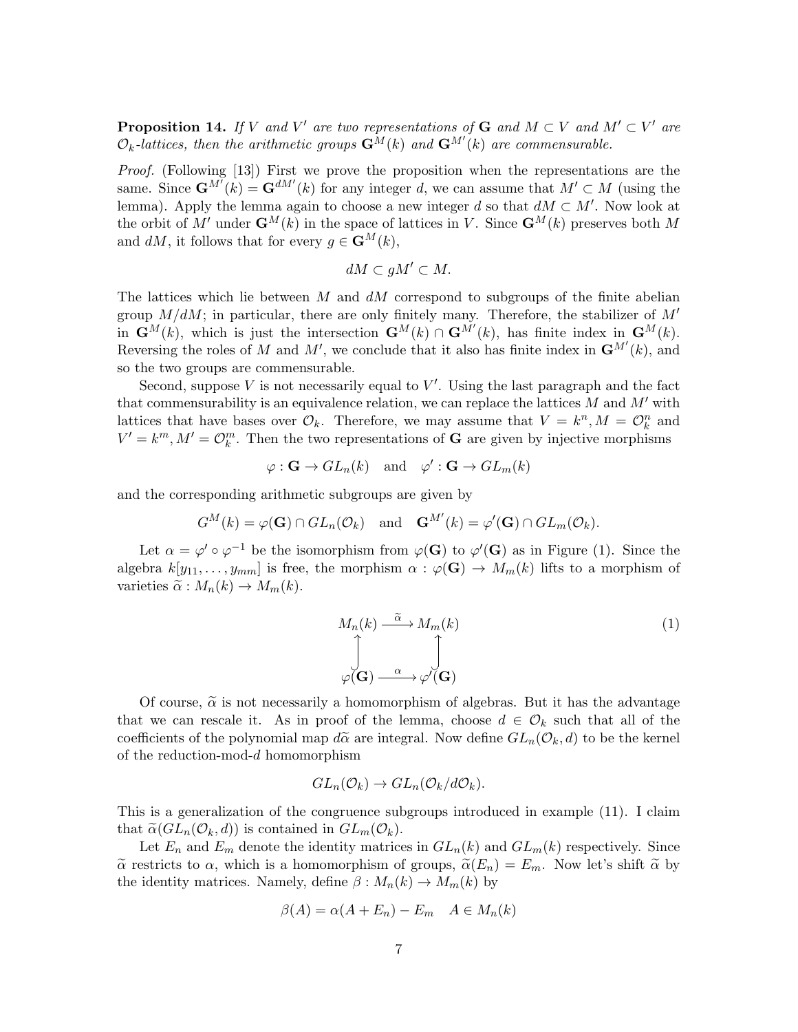**Proposition 14.** *If $V$ and $V'$ are two representations of $\mathbf{G}$ and $M \subset V$ and $M' \subset V'$ are $\mathcal{O}_k$-lattices, then the arithmetic groups $\mathbf{G}^M(k)$ and $\mathbf{G}^{M'}(k)$ are commensurable.*

*Proof.* (Following [13]) First we prove the proposition when the representations are the same. Since $\mathbf{G}^{M'}(k) = \mathbf{G}^{dM'}(k)$ for any integer $d$, we can assume that $M' \subset M$ (using the lemma). Apply the lemma again to choose a new integer $d$ so that $dM \subset M'$. Now look at the orbit of $M'$ under $\mathbf{G}^M(k)$ in the space of lattices in $V$. Since $\mathbf{G}^M(k)$ preserves both $M$ and $dM$, it follows that for every $g \in \mathbf{G}^M(k)$,

$$dM \subset gM' \subset M.$$

The lattices which lie between $M$ and $dM$ correspond to subgroups of the finite abelian group $M/dM$; in particular, there are only finitely many. Therefore, the stabilizer of $M'$ in $\mathbf{G}^M(k)$, which is just the intersection $\mathbf{G}^M(k) \cap \mathbf{G}^{M'}(k)$, has finite index in $\mathbf{G}^M(k)$. Reversing the roles of $M$ and $M'$, we conclude that it also has finite index in $\mathbf{G}^{M'}(k)$, and so the two groups are commensurable.

Second, suppose $V$ is not necessarily equal to $V'$. Using the last paragraph and the fact that commensurability is an equivalence relation, we can replace the lattices $M$ and $M'$ with lattices that have bases over $\mathcal{O}_k$. Therefore, we may assume that $V = k^n, M = \mathcal{O}_k^n$ and $V' = k^m, M' = \mathcal{O}_k^m$. Then the two representations of $\mathbf{G}$ are given by injective morphisms

$$\varphi : \mathbf{G} \to GL_n(k) \quad \text{and} \quad \varphi' : \mathbf{G} \to GL_m(k)$$

and the corresponding arithmetic subgroups are given by

$$G^M(k) = \varphi(\mathbf{G}) \cap GL_n(\mathcal{O}_k) \quad \text{and} \quad \mathbf{G}^{M'}(k) = \varphi'(\mathbf{G}) \cap GL_m(\mathcal{O}_k).$$

Let $\alpha = \varphi' \circ \varphi^{-1}$ be the isomorphism from $\varphi(\mathbf{G})$ to $\varphi'(\mathbf{G})$ as in Figure (1). Since the algebra $k[y_{11}, \ldots, y_{mm}]$ is free, the morphism $\alpha : \varphi(\mathbf{G}) \to M_m(k)$ lifts to a morphism of varieties $\widetilde{\alpha} : M_n(k) \to M_m(k)$.

$$\begin{array}{ccc} M_n(k) & \xrightarrow{\widetilde{\alpha}} & M_m(k) \\ \uparrow & & \uparrow \\ \varphi(\mathbf{G}) & \xrightarrow{\alpha} & \varphi'(\mathbf{G}) \end{array} \tag{1}$$

Of course, $\widetilde{\alpha}$ is not necessarily a homomorphism of algebras. But it has the advantage that we can rescale it. As in proof of the lemma, choose $d \in \mathcal{O}_k$ such that all of the coefficients of the polynomial map $d\widetilde{\alpha}$ are integral. Now define $GL_n(\mathcal{O}_k, d)$ to be the kernel of the reduction-mod-$d$ homomorphism

$$GL_n(\mathcal{O}_k) \to GL_n(\mathcal{O}_k/d\mathcal{O}_k).$$

This is a generalization of the congruence subgroups introduced in example (11). I claim that $\widetilde{\alpha}(GL_n(\mathcal{O}_k, d))$ is contained in $GL_m(\mathcal{O}_k)$.

Let $E_n$ and $E_m$ denote the identity matrices in $GL_n(k)$ and $GL_m(k)$ respectively. Since $\widetilde{\alpha}$ restricts to $\alpha$, which is a homomorphism of groups, $\widetilde{\alpha}(E_n) = E_m$. Now let's shift $\widetilde{\alpha}$ by the identity matrices. Namely, define $\beta : M_n(k) \to M_m(k)$ by

$$\beta(A) = \alpha(A + E_n) - E_m \quad A \in M_n(k)$$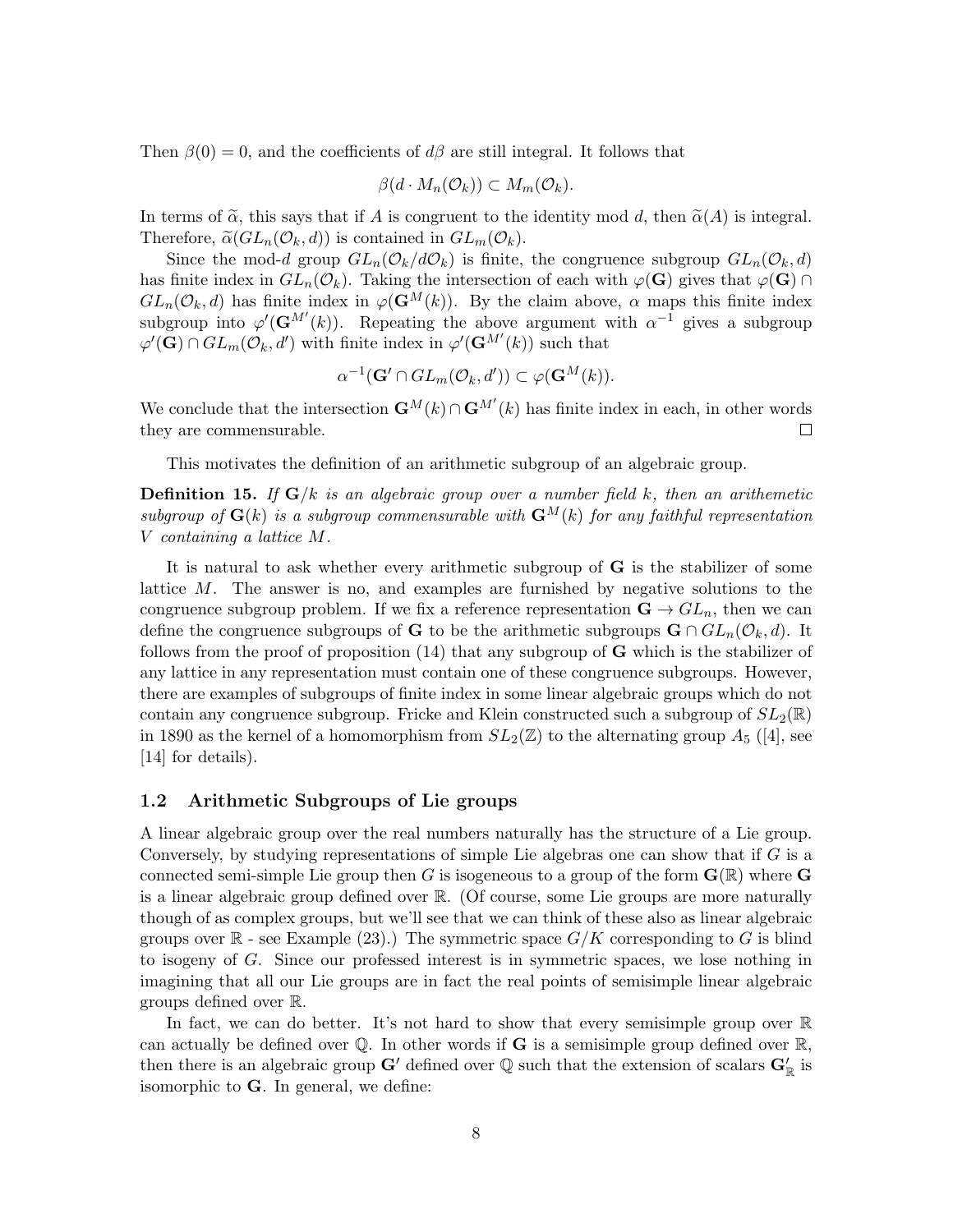Then $\beta(0) = 0$, and the coefficients of $d\beta$ are still integral. It follows that

$$\beta(d \cdot M_n(\mathcal{O}_k)) \subset M_m(\mathcal{O}_k).$$

In terms of $\widetilde{\alpha}$, this says that if $A$ is congruent to the identity mod $d$, then $\widetilde{\alpha}(A)$ is integral. Therefore, $\widetilde{\alpha}(GL_n(\mathcal{O}_k, d))$ is contained in $GL_m(\mathcal{O}_k)$.

Since the mod-$d$ group $GL_n(\mathcal{O}_k/d\mathcal{O}_k)$ is finite, the congruence subgroup $GL_n(\mathcal{O}_k, d)$ has finite index in $GL_n(\mathcal{O}_k)$. Taking the intersection of each with $\varphi(\mathbf{G})$ gives that $\varphi(\mathbf{G}) \cap GL_n(\mathcal{O}_k, d)$ has finite index in $\varphi(\mathbf{G}^M(k))$. By the claim above, $\alpha$ maps this finite index subgroup into $\varphi'(\mathbf{G}^{M'}(k))$. Repeating the above argument with $\alpha^{-1}$ gives a subgroup $\varphi'(\mathbf{G}) \cap GL_m(\mathcal{O}_k, d')$ with finite index in $\varphi'(\mathbf{G}^{M'}(k))$ such that

$$\alpha^{-1}(\mathbf{G}' \cap GL_m(\mathcal{O}_k, d')) \subset \varphi(\mathbf{G}^M(k)).$$

We conclude that the intersection $\mathbf{G}^M(k) \cap \mathbf{G}^{M'}(k)$ has finite index in each, in other words they are commensurable. $\square$

This motivates the definition of an arithmetic subgroup of an algebraic group.

**Definition 15.** *If $\mathbf{G}/k$ is an algebraic group over a number field $k$, then an arithemetic subgroup of $\mathbf{G}(k)$ is a subgroup commensurable with $\mathbf{G}^M(k)$ for any faithful representation $V$ containing a lattice $M$.*

It is natural to ask whether every arithmetic subgroup of $\mathbf{G}$ is the stabilizer of some lattice $M$. The answer is no, and examples are furnished by negative solutions to the congruence subgroup problem. If we fix a reference representation $\mathbf{G} \to GL_n$, then we can define the congruence subgroups of $\mathbf{G}$ to be the arithmetic subgroups $\mathbf{G} \cap GL_n(\mathcal{O}_k, d)$. It follows from the proof of proposition (14) that any subgroup of $\mathbf{G}$ which is the stabilizer of any lattice in any representation must contain one of these congruence subgroups. However, there are examples of subgroups of finite index in some linear algebraic groups which do not contain any congruence subgroup. Fricke and Klein constructed such a subgroup of $SL_2(\mathbb{R})$ in 1890 as the kernel of a homomorphism from $SL_2(\mathbb{Z})$ to the alternating group $A_5$ ([4], see [14] for details).

### 1.2 Arithmetic Subgroups of Lie groups

A linear algebraic group over the real numbers naturally has the structure of a Lie group. Conversely, by studying representations of simple Lie algebras one can show that if $G$ is a connected semi-simple Lie group then $G$ is isogeneous to a group of the form $\mathbf{G}(\mathbb{R})$ where $\mathbf{G}$ is a linear algebraic group defined over $\mathbb{R}$. (Of course, some Lie groups are more naturally though of as complex groups, but we'll see that we can think of these also as linear algebraic groups over $\mathbb{R}$ - see Example (23).) The symmetric space $G/K$ corresponding to $G$ is blind to isogeny of $G$. Since our professed interest is in symmetric spaces, we lose nothing in imagining that all our Lie groups are in fact the real points of semisimple linear algebraic groups defined over $\mathbb{R}$.

In fact, we can do better. It's not hard to show that every semisimple group over $\mathbb{R}$ can actually be defined over $\mathbb{Q}$. In other words if $\mathbf{G}$ is a semisimple group defined over $\mathbb{R}$, then there is an algebraic group $\mathbf{G}'$ defined over $\mathbb{Q}$ such that the extension of scalars $\mathbf{G}'_{\mathbb{R}}$ is isomorphic to $\mathbf{G}$. In general, we define: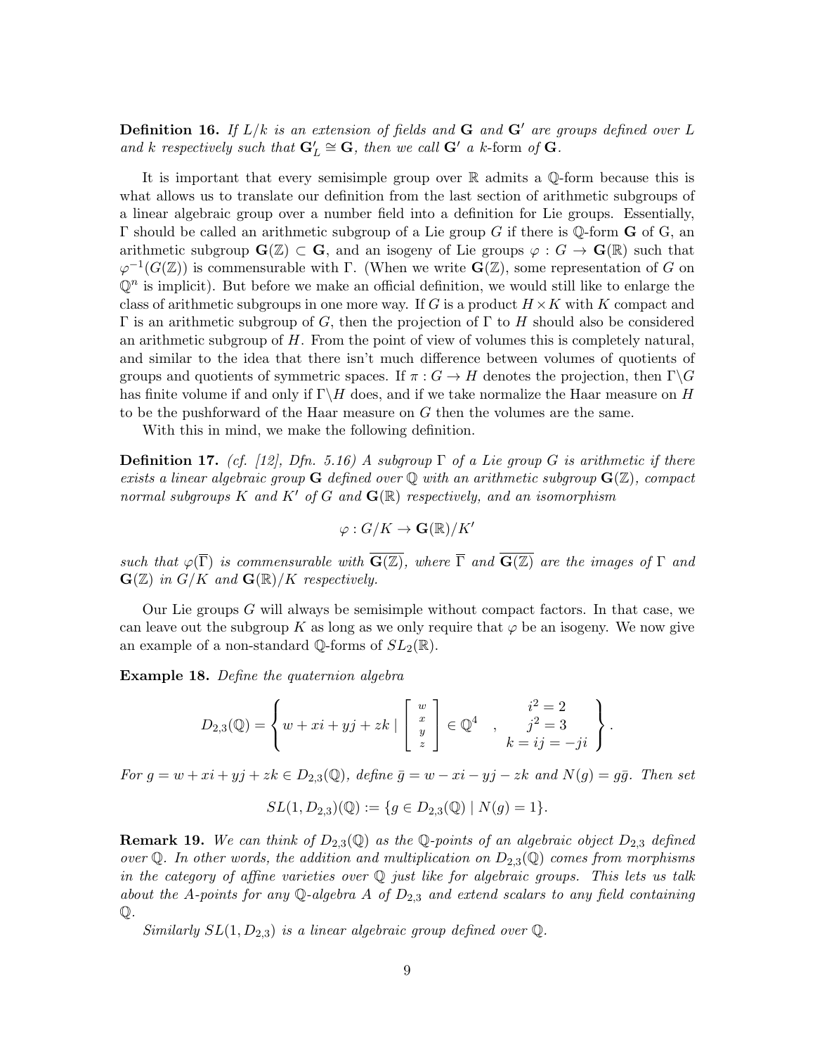**Definition 16.** *If $L/k$ is an extension of fields and $\mathbf{G}$ and $\mathbf{G}'$ are groups defined over $L$ and $k$ respectively such that $\mathbf{G}'_L \cong \mathbf{G}$, then we call $\mathbf{G}'$ a $k$-form of $\mathbf{G}$.*

It is important that every semisimple group over $\mathbb{R}$ admits a $\mathbb{Q}$-form because this is what allows us to translate our definition from the last section of arithmetic subgroups of a linear algebraic group over a number field into a definition for Lie groups. Essentially, $\Gamma$ should be called an arithmetic subgroup of a Lie group $G$ if there is $\mathbb{Q}$-form $\mathbf{G}$ of G, an arithmetic subgroup $\mathbf{G}(\mathbb{Z}) \subset \mathbf{G}$, and an isogeny of Lie groups $\varphi : G \to \mathbf{G}(\mathbb{R})$ such that $\varphi^{-1}(G(\mathbb{Z}))$ is commensurable with $\Gamma$. (When we write $\mathbf{G}(\mathbb{Z})$, some representation of $G$ on $\mathbb{Q}^n$ is implicit). But before we make an official definition, we would still like to enlarge the class of arithmetic subgroups in one more way. If $G$ is a product $H \times K$ with $K$ compact and $\Gamma$ is an arithmetic subgroup of $G$, then the projection of $\Gamma$ to $H$ should also be considered an arithmetic subgroup of $H$. From the point of view of volumes this is completely natural, and similar to the idea that there isn't much difference between volumes of quotients of groups and quotients of symmetric spaces. If $\pi : G \to H$ denotes the projection, then $\Gamma\backslash G$ has finite volume if and only if $\Gamma\backslash H$ does, and if we take normalize the Haar measure on $H$ to be the pushforward of the Haar measure on $G$ then the volumes are the same.

With this in mind, we make the following definition.

**Definition 17.** *(cf. [12], Dfn. 5.16) A subgroup $\Gamma$ of a Lie group $G$ is arithmetic if there exists a linear algebraic group $\mathbf{G}$ defined over $\mathbb{Q}$ with an arithmetic subgroup $\mathbf{G}(\mathbb{Z})$, compact normal subgroups $K$ and $K'$ of $G$ and $\mathbf{G}(\mathbb{R})$ respectively, and an isomorphism*

$$\varphi : G/K \to \mathbf{G}(\mathbb{R})/K'$$

*such that $\varphi(\overline{\Gamma})$ is commensurable with $\overline{\mathbf{G}(\mathbb{Z})}$, where $\overline{\Gamma}$ and $\overline{\mathbf{G}(\mathbb{Z})}$ are the images of $\Gamma$ and $\mathbf{G}(\mathbb{Z})$ in $G/K$ and $\mathbf{G}(\mathbb{R})/K$ respectively.*

Our Lie groups $G$ will always be semisimple without compact factors. In that case, we can leave out the subgroup $K$ as long as we only require that $\varphi$ be an isogeny. We now give an example of a non-standard $\mathbb{Q}$-forms of $SL_2(\mathbb{R})$.

**Example 18.** *Define the quaternion algebra*

$$D_{2,3}(\mathbb{Q}) = \left\{ w + xi + yj + zk \mid \begin{bmatrix} w \\ x \\ y \\ z \end{bmatrix} \in \mathbb{Q}^4 \quad , \quad \begin{matrix} i^2 = 2 \\ j^2 = 3 \\ k = ij = -ji \end{matrix} \right\}.$$

*For $g = w + xi + yj + zk \in D_{2,3}(\mathbb{Q})$, define $\bar{g} = w - xi - yj - zk$ and $N(g) = g\bar{g}$. Then set*

$$SL(1, D_{2,3})(\mathbb{Q}) := \{g \in D_{2,3}(\mathbb{Q}) \mid N(g) = 1\}.$$

**Remark 19.** *We can think of $D_{2,3}(\mathbb{Q})$ as the $\mathbb{Q}$-points of an algebraic object $D_{2,3}$ defined over $\mathbb{Q}$. In other words, the addition and multiplication on $D_{2,3}(\mathbb{Q})$ comes from morphisms in the category of affine varieties over $\mathbb{Q}$ just like for algebraic groups. This lets us talk about the $A$-points for any $\mathbb{Q}$-algebra $A$ of $D_{2,3}$ and extend scalars to any field containing $\mathbb{Q}$.*

*Similarly $SL(1, D_{2,3})$ is a linear algebraic group defined over $\mathbb{Q}$.*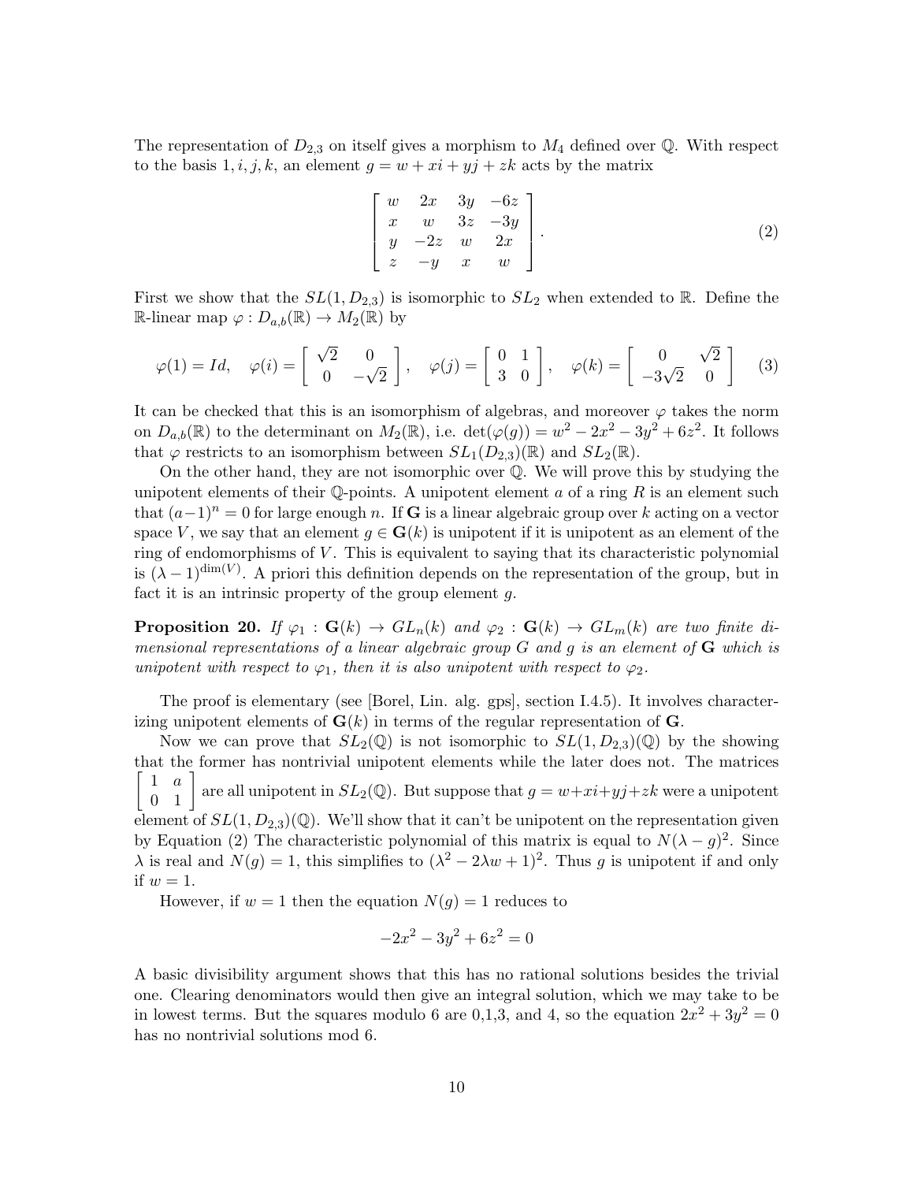The representation of $D_{2,3}$ on itself gives a morphism to $M_4$ defined over $\mathbb{Q}$. With respect to the basis $1, i, j, k$, an element $g = w + xi + yj + zk$ acts by the matrix

$$\begin{bmatrix} w & 2x & 3y & -6z \\ x & w & 3z & -3y \\ y & -2z & w & 2x \\ z & -y & x & w \end{bmatrix}. \tag{2}$$

First we show that the $SL(1, D_{2,3})$ is isomorphic to $SL_2$ when extended to $\mathbb{R}$. Define the $\mathbb{R}$-linear map $\varphi : D_{a,b}(\mathbb{R}) \to M_2(\mathbb{R})$ by

$$\varphi(1) = Id, \quad \varphi(i) = \begin{bmatrix} \sqrt{2} & 0 \\ 0 & -\sqrt{2} \end{bmatrix}, \quad \varphi(j) = \begin{bmatrix} 0 & 1 \\ 3 & 0 \end{bmatrix}, \quad \varphi(k) = \begin{bmatrix} 0 & \sqrt{2} \\ -3\sqrt{2} & 0 \end{bmatrix} \tag{3}$$

It can be checked that this is an isomorphism of algebras, and moreover $\varphi$ takes the norm on $D_{a,b}(\mathbb{R})$ to the determinant on $M_2(\mathbb{R})$, i.e. $\det(\varphi(g)) = w^2 - 2x^2 - 3y^2 + 6z^2$. It follows that $\varphi$ restricts to an isomorphism between $SL_1(D_{2,3})(\mathbb{R})$ and $SL_2(\mathbb{R})$.

On the other hand, they are not isomorphic over $\mathbb{Q}$. We will prove this by studying the unipotent elements of their $\mathbb{Q}$-points. A unipotent element $a$ of a ring $R$ is an element such that $(a-1)^n = 0$ for large enough $n$. If $\mathbf{G}$ is a linear algebraic group over $k$ acting on a vector space $V$, we say that an element $g \in \mathbf{G}(k)$ is unipotent if it is unipotent as an element of the ring of endomorphisms of $V$. This is equivalent to saying that its characteristic polynomial is $(\lambda - 1)^{\dim(V)}$. A priori this definition depends on the representation of the group, but in fact it is an intrinsic property of the group element $g$.

**Proposition 20.** *If $\varphi_1 : \mathbf{G}(k) \to GL_n(k)$ and $\varphi_2 : \mathbf{G}(k) \to GL_m(k)$ are two finite dimensional representations of a linear algebraic group $G$ and $g$ is an element of $\mathbf{G}$ which is unipotent with respect to $\varphi_1$, then it is also unipotent with respect to $\varphi_2$.*

The proof is elementary (see [Borel, Lin. alg. gps], section I.4.5). It involves characterizing unipotent elements of $\mathbf{G}(k)$ in terms of the regular representation of $\mathbf{G}$.

Now we can prove that $SL_2(\mathbb{Q})$ is not isomorphic to $SL(1, D_{2,3})(\mathbb{Q})$ by the showing that the former has nontrivial unipotent elements while the later does not. The matrices $\begin{bmatrix} 1 & a \\ 0 & 1 \end{bmatrix}$ are all unipotent in $SL_2(\mathbb{Q})$. But suppose that $g = w + xi + yj + zk$ were a unipotent element of $SL(1, D_{2,3})(\mathbb{Q})$. We'll show that it can't be unipotent on the representation given by Equation (2) The characteristic polynomial of this matrix is equal to $N(\lambda - g)^2$. Since $\lambda$ is real and $N(g) = 1$, this simplifies to $(\lambda^2 - 2\lambda w + 1)^2$. Thus $g$ is unipotent if and only if $w = 1$.

However, if $w = 1$ then the equation $N(g) = 1$ reduces to

$$-2x^2 - 3y^2 + 6z^2 = 0$$

A basic divisibility argument shows that this has no rational solutions besides the trivial one. Clearing denominators would then give an integral solution, which we may take to be in lowest terms. But the squares modulo 6 are 0,1,3, and 4, so the equation $2x^2 + 3y^2 = 0$ has no nontrivial solutions mod 6.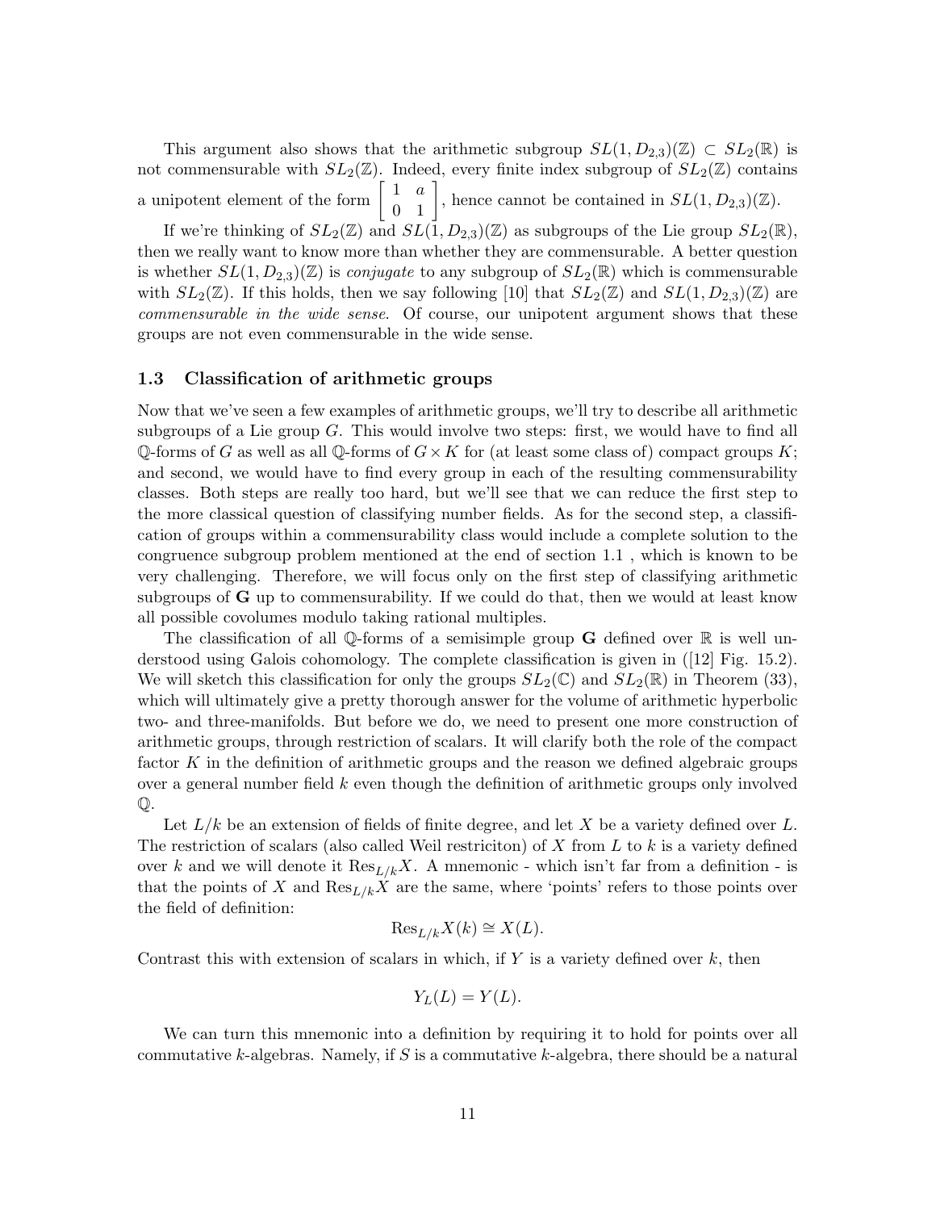This argument also shows that the arithmetic subgroup $SL(1, D_{2,3})(\mathbb{Z}) \subset SL_2(\mathbb{R})$ is not commensurable with $SL_2(\mathbb{Z})$. Indeed, every finite index subgroup of $SL_2(\mathbb{Z})$ contains a unipotent element of the form $\begin{bmatrix} 1 & a \\ 0 & 1 \end{bmatrix}$, hence cannot be contained in $SL(1, D_{2,3})(\mathbb{Z})$.

If we're thinking of $SL_2(\mathbb{Z})$ and $SL(1, D_{2,3})(\mathbb{Z})$ as subgroups of the Lie group $SL_2(\mathbb{R})$, then we really want to know more than whether they are commensurable. A better question is whether $SL(1, D_{2,3})(\mathbb{Z})$ is *conjugate* to any subgroup of $SL_2(\mathbb{R})$ which is commensurable with $SL_2(\mathbb{Z})$. If this holds, then we say following [10] that $SL_2(\mathbb{Z})$ and $SL(1, D_{2,3})(\mathbb{Z})$ are *commensurable in the wide sense*. Of course, our unipotent argument shows that these groups are not even commensurable in the wide sense.

### 1.3 Classification of arithmetic groups

Now that we've seen a few examples of arithmetic groups, we'll try to describe all arithmetic subgroups of a Lie group $G$. This would involve two steps: first, we would have to find all $\mathbb{Q}$-forms of $G$ as well as all $\mathbb{Q}$-forms of $G \times K$ for (at least some class of) compact groups $K$; and second, we would have to find every group in each of the resulting commensurability classes. Both steps are really too hard, but we'll see that we can reduce the first step to the more classical question of classifying number fields. As for the second step, a classification of groups within a commensurability class would include a complete solution to the congruence subgroup problem mentioned at the end of section 1.1 , which is known to be very challenging. Therefore, we will focus only on the first step of classifying arithmetic subgroups of $\mathbf{G}$ up to commensurability. If we could do that, then we would at least know all possible covolumes modulo taking rational multiples.

The classification of all $\mathbb{Q}$-forms of a semisimple group $\mathbf{G}$ defined over $\mathbb{R}$ is well understood using Galois cohomology. The complete classification is given in ([12] Fig. 15.2). We will sketch this classification for only the groups $SL_2(\mathbb{C})$ and $SL_2(\mathbb{R})$ in Theorem (33), which will ultimately give a pretty thorough answer for the volume of arithmetic hyperbolic two- and three-manifolds. But before we do, we need to present one more construction of arithmetic groups, through restriction of scalars. It will clarify both the role of the compact factor $K$ in the definition of arithmetic groups and the reason we defined algebraic groups over a general number field $k$ even though the definition of arithmetic groups only involved $\mathbb{Q}$.

Let $L/k$ be an extension of fields of finite degree, and let $X$ be a variety defined over $L$. The restriction of scalars (also called Weil restriciton) of $X$ from $L$ to $k$ is a variety defined over $k$ and we will denote it $\text{Res}_{L/k}X$. A mnemonic - which isn't far from a definition - is that the points of $X$ and $\text{Res}_{L/k}X$ are the same, where 'points' refers to those points over the field of definition:

$$\text{Res}_{L/k}X(k) \cong X(L).$$

Contrast this with extension of scalars in which, if $Y$ is a variety defined over $k$, then

$$Y_L(L) = Y(L).$$

We can turn this mnemonic into a definition by requiring it to hold for points over all commutative $k$-algebras. Namely, if $S$ is a commutative $k$-algebra, there should be a natural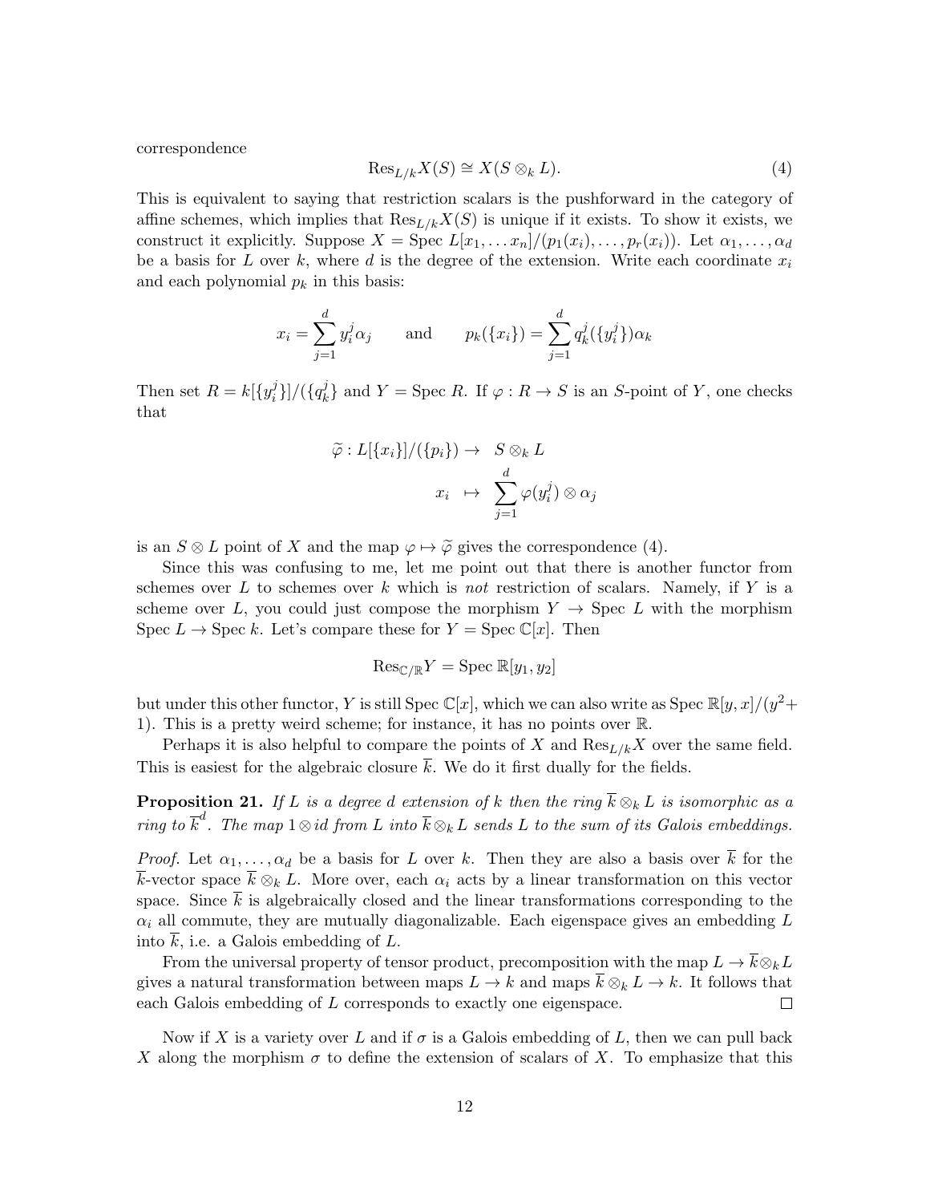correspondence

$$\text{Res}_{L/k}X(S) \cong X(S \otimes_k L). \tag{4}$$

This is equivalent to saying that restriction scalars is the pushforward in the category of affine schemes, which implies that $\text{Res}_{L/k}X(S)$ is unique if it exists. To show it exists, we construct it explicitly. Suppose $X = \text{Spec } L[x_1, \ldots x_n]/(p_1(x_i), \ldots, p_r(x_i))$. Let $\alpha_1, \ldots, \alpha_d$ be a basis for $L$ over $k$, where $d$ is the degree of the extension. Write each coordinate $x_i$ and each polynomial $p_k$ in this basis:

$$x_i = \sum_{j=1}^{d} y_i^j \alpha_j \qquad \text{and} \qquad p_k(\{x_i\}) = \sum_{j=1}^{d} q_k^j(\{y_i^j\})\alpha_k$$

Then set $R = k[\{y_i^j\}]/(\{q_k^j\}$ and $Y = \text{Spec } R$. If $\varphi : R \to S$ is an $S$-point of $Y$, one checks that

$$\begin{aligned} \widetilde{\varphi} : L[\{x_i\}]/(\{p_i\}) \to & \quad S \otimes_k L \\ x_i \ \mapsto & \quad \sum_{j=1}^{d} \varphi(y_i^j) \otimes \alpha_j \end{aligned}$$

is an $S \otimes L$ point of $X$ and the map $\varphi \mapsto \widetilde{\varphi}$ gives the correspondence (4).

Since this was confusing to me, let me point out that there is another functor from schemes over $L$ to schemes over $k$ which is *not* restriction of scalars. Namely, if $Y$ is a scheme over $L$, you could just compose the morphism $Y \to \text{Spec } L$ with the morphism $\text{Spec } L \to \text{Spec } k$. Let's compare these for $Y = \text{Spec } \mathbb{C}[x]$. Then

$$\text{Res}_{\mathbb{C}/\mathbb{R}}Y = \text{Spec } \mathbb{R}[y_1, y_2]$$

but under this other functor, $Y$ is still $\text{Spec } \mathbb{C}[x]$, which we can also write as $\text{Spec } \mathbb{R}[y, x]/(y^2 + 1)$. This is a pretty weird scheme; for instance, it has no points over $\mathbb{R}$.

Perhaps it is also helpful to compare the points of $X$ and $\text{Res}_{L/k}X$ over the same field. This is easiest for the algebraic closure $\overline{k}$. We do it first dually for the fields.

**Proposition 21.** *If $L$ is a degree $d$ extension of $k$ then the ring $\overline{k} \otimes_k L$ is isomorphic as a ring to $\overline{k}^d$. The map $1 \otimes id$ from $L$ into $\overline{k} \otimes_k L$ sends $L$ to the sum of its Galois embeddings.*

*Proof.* Let $\alpha_1, \ldots, \alpha_d$ be a basis for $L$ over $k$. Then they are also a basis over $\overline{k}$ for the $\overline{k}$-vector space $\overline{k} \otimes_k L$. More over, each $\alpha_i$ acts by a linear transformation on this vector space. Since $\overline{k}$ is algebraically closed and the linear transformations corresponding to the $\alpha_i$ all commute, they are mutually diagonalizable. Each eigenspace gives an embedding $L$ into $\overline{k}$, i.e. a Galois embedding of $L$.

From the universal property of tensor product, precomposition with the map $L \to \overline{k} \otimes_k L$ gives a natural transformation between maps $L \to k$ and maps $\overline{k} \otimes_k L \to k$. It follows that each Galois embedding of $L$ corresponds to exactly one eigenspace. $\square$

Now if $X$ is a variety over $L$ and if $\sigma$ is a Galois embedding of $L$, then we can pull back $X$ along the morphism $\sigma$ to define the extension of scalars of $X$. To emphasize that this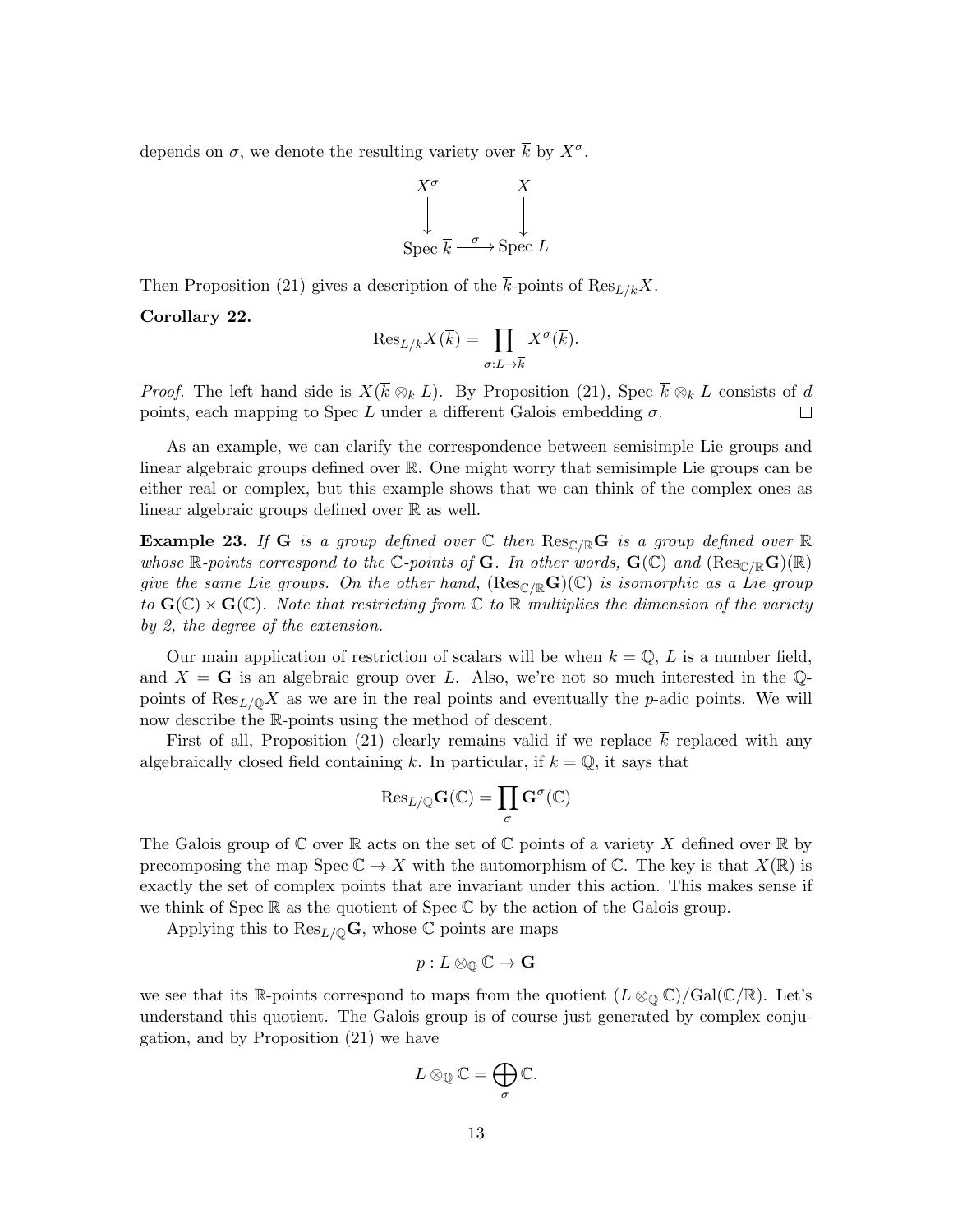depends on $\sigma$, we denote the resulting variety over $\overline{k}$ by $X^\sigma$.

$$\begin{array}{ccc} X^\sigma & & X \\ \downarrow & & \downarrow \\ \text{Spec } \overline{k} & \xrightarrow{\sigma} & \text{Spec } L \end{array}$$

Then Proposition (21) gives a description of the $\overline{k}$-points of $\text{Res}_{L/k}X$.

**Corollary 22.**

$$\text{Res}_{L/k}X(\overline{k}) = \prod_{\sigma: L \to \overline{k}} X^\sigma(\overline{k}).$$

*Proof.* The left hand side is $X(\overline{k} \otimes_k L)$. By Proposition (21), Spec $\overline{k} \otimes_k L$ consists of $d$ points, each mapping to Spec $L$ under a different Galois embedding $\sigma$. □

As an example, we can clarify the correspondence between semisimple Lie groups and linear algebraic groups defined over $\mathbb{R}$. One might worry that semisimple Lie groups can be either real or complex, but this example shows that we can think of the complex ones as linear algebraic groups defined over $\mathbb{R}$ as well.

**Example 23.** *If $\mathbf{G}$ is a group defined over $\mathbb{C}$ then $\text{Res}_{\mathbb{C}/\mathbb{R}}\mathbf{G}$ is a group defined over $\mathbb{R}$ whose $\mathbb{R}$-points correspond to the $\mathbb{C}$-points of $\mathbf{G}$. In other words, $\mathbf{G}(\mathbb{C})$ and $(\text{Res}_{\mathbb{C}/\mathbb{R}}\mathbf{G})(\mathbb{R})$ give the same Lie groups. On the other hand, $(\text{Res}_{\mathbb{C}/\mathbb{R}}\mathbf{G})(\mathbb{C})$ is isomorphic as a Lie group to $\mathbf{G}(\mathbb{C}) \times \mathbf{G}(\mathbb{C})$. Note that restricting from $\mathbb{C}$ to $\mathbb{R}$ multiplies the dimension of the variety by 2, the degree of the extension.*

Our main application of restriction of scalars will be when $k = \mathbb{Q}$, $L$ is a number field, and $X = \mathbf{G}$ is an algebraic group over $L$. Also, we're not so much interested in the $\overline{\mathbb{Q}}$-points of $\text{Res}_{L/\mathbb{Q}}X$ as we are in the real points and eventually the $p$-adic points. We will now describe the $\mathbb{R}$-points using the method of descent.

First of all, Proposition (21) clearly remains valid if we replace $\overline{k}$ replaced with any algebraically closed field containing $k$. In particular, if $k = \mathbb{Q}$, it says that

$$\text{Res}_{L/\mathbb{Q}}\mathbf{G}(\mathbb{C}) = \prod_{\sigma} \mathbf{G}^\sigma(\mathbb{C})$$

The Galois group of $\mathbb{C}$ over $\mathbb{R}$ acts on the set of $\mathbb{C}$ points of a variety $X$ defined over $\mathbb{R}$ by precomposing the map Spec $\mathbb{C} \to X$ with the automorphism of $\mathbb{C}$. The key is that $X(\mathbb{R})$ is exactly the set of complex points that are invariant under this action. This makes sense if we think of Spec $\mathbb{R}$ as the quotient of Spec $\mathbb{C}$ by the action of the Galois group.

Applying this to $\text{Res}_{L/\mathbb{Q}}\mathbf{G}$, whose $\mathbb{C}$ points are maps

$$p : L \otimes_{\mathbb{Q}} \mathbb{C} \to \mathbf{G}$$

we see that its $\mathbb{R}$-points correspond to maps from the quotient $(L \otimes_{\mathbb{Q}} \mathbb{C})/\text{Gal}(\mathbb{C}/\mathbb{R})$. Let's understand this quotient. The Galois group is of course just generated by complex conjugation, and by Proposition (21) we have

$$L \otimes_{\mathbb{Q}} \mathbb{C} = \bigoplus_{\sigma} \mathbb{C}.$$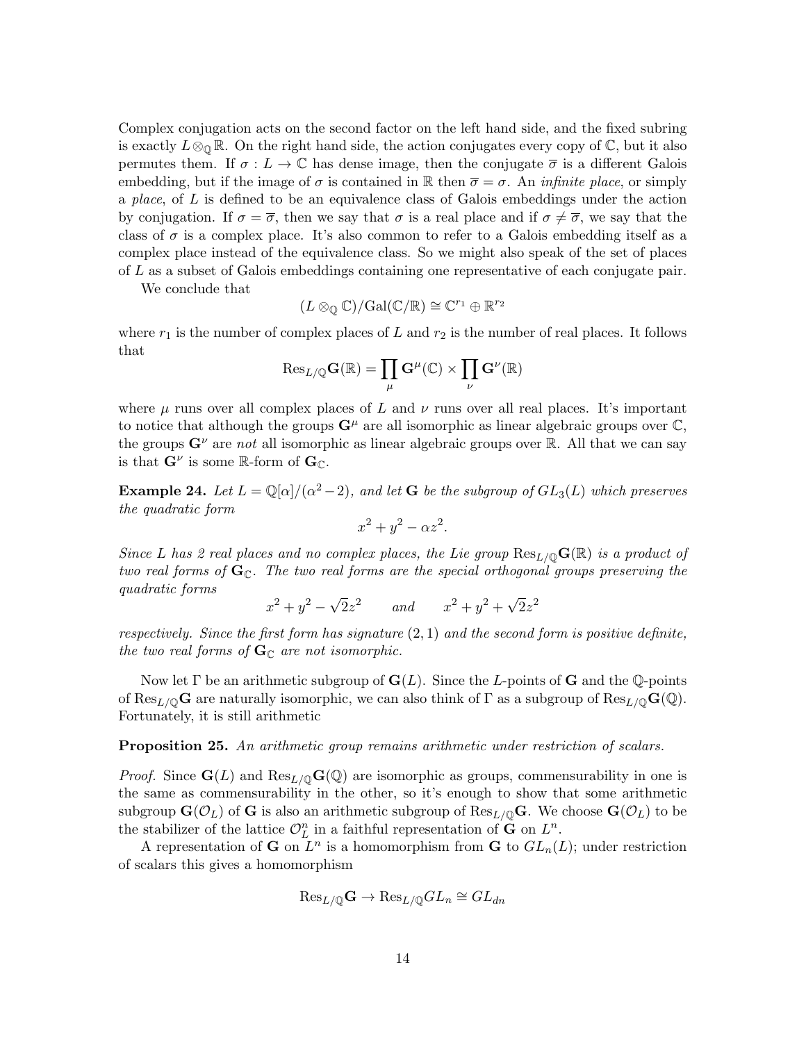Complex conjugation acts on the second factor on the left hand side, and the fixed subring is exactly $L \otimes_{\mathbb{Q}} \mathbb{R}$. On the right hand side, the action conjugates every copy of $\mathbb{C}$, but it also permutes them. If $\sigma : L \to \mathbb{C}$ has dense image, then the conjugate $\overline{\sigma}$ is a different Galois embedding, but if the image of $\sigma$ is contained in $\mathbb{R}$ then $\overline{\sigma} = \sigma$. An *infinite place*, or simply a *place*, of $L$ is defined to be an equivalence class of Galois embeddings under the action by conjugation. If $\sigma = \overline{\sigma}$, then we say that $\sigma$ is a real place and if $\sigma \neq \overline{\sigma}$, we say that the class of $\sigma$ is a complex place. It's also common to refer to a Galois embedding itself as a complex place instead of the equivalence class. So we might also speak of the set of places of $L$ as a subset of Galois embeddings containing one representative of each conjugate pair.

We conclude that

$$(L \otimes_{\mathbb{Q}} \mathbb{C})/\mathrm{Gal}(\mathbb{C}/\mathbb{R}) \cong \mathbb{C}^{r_1} \oplus \mathbb{R}^{r_2}$$

where $r_1$ is the number of complex places of $L$ and $r_2$ is the number of real places. It follows that

$$\mathrm{Res}_{L/\mathbb{Q}}\mathbf{G}(\mathbb{R}) = \prod_{\mu} \mathbf{G}^{\mu}(\mathbb{C}) \times \prod_{\nu} \mathbf{G}^{\nu}(\mathbb{R})$$

where $\mu$ runs over all complex places of $L$ and $\nu$ runs over all real places. It's important to notice that although the groups $\mathbf{G}^{\mu}$ are all isomorphic as linear algebraic groups over $\mathbb{C}$, the groups $\mathbf{G}^{\nu}$ are *not* all isomorphic as linear algebraic groups over $\mathbb{R}$. All that we can say is that $\mathbf{G}^{\nu}$ is some $\mathbb{R}$-form of $\mathbf{G}_{\mathbb{C}}$.

**Example 24.** *Let $L = \mathbb{Q}[\alpha]/(\alpha^2 - 2)$, and let $\mathbf{G}$ be the subgroup of $GL_3(L)$ which preserves the quadratic form*

$$x^2 + y^2 - \alpha z^2.$$

*Since $L$ has 2 real places and no complex places, the Lie group $\mathrm{Res}_{L/\mathbb{Q}}\mathbf{G}(\mathbb{R})$ is a product of two real forms of $\mathbf{G}_{\mathbb{C}}$. The two real forms are the special orthogonal groups preserving the quadratic forms*

$$x^2 + y^2 - \sqrt{2}z^2 \qquad \textit{and} \qquad x^2 + y^2 + \sqrt{2}z^2$$

*respectively. Since the first form has signature $(2, 1)$ and the second form is positive definite, the two real forms of $\mathbf{G}_{\mathbb{C}}$ are not isomorphic.*

Now let $\Gamma$ be an arithmetic subgroup of $\mathbf{G}(L)$. Since the $L$-points of $\mathbf{G}$ and the $\mathbb{Q}$-points of $\mathrm{Res}_{L/\mathbb{Q}}\mathbf{G}$ are naturally isomorphic, we can also think of $\Gamma$ as a subgroup of $\mathrm{Res}_{L/\mathbb{Q}}\mathbf{G}(\mathbb{Q})$. Fortunately, it is still arithmetic

**Proposition 25.** *An arithmetic group remains arithmetic under restriction of scalars.*

*Proof.* Since $\mathbf{G}(L)$ and $\mathrm{Res}_{L/\mathbb{Q}}\mathbf{G}(\mathbb{Q})$ are isomorphic as groups, commensurability in one is the same as commensurability in the other, so it's enough to show that some arithmetic subgroup $\mathbf{G}(\mathcal{O}_L)$ of $\mathbf{G}$ is also an arithmetic subgroup of $\mathrm{Res}_{L/\mathbb{Q}}\mathbf{G}$. We choose $\mathbf{G}(\mathcal{O}_L)$ to be the stabilizer of the lattice $\mathcal{O}_L^n$ in a faithful representation of $\mathbf{G}$ on $L^n$.

A representation of $\mathbf{G}$ on $L^n$ is a homomorphism from $\mathbf{G}$ to $GL_n(L)$; under restriction of scalars this gives a homomorphism

$$\mathrm{Res}_{L/\mathbb{Q}}\mathbf{G} \to \mathrm{Res}_{L/\mathbb{Q}}GL_n \cong GL_{dn}$$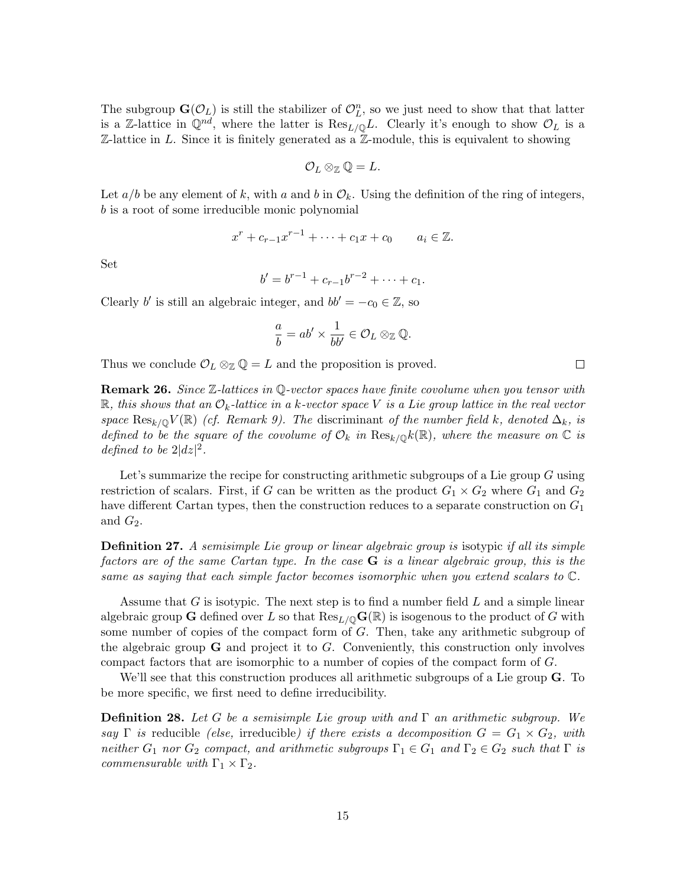The subgroup $\mathbf{G}(\mathcal{O}_L)$ is still the stabilizer of $\mathcal{O}_L^n$, so we just need to show that that latter is a $\mathbb{Z}$-lattice in $\mathbb{Q}^{nd}$, where the latter is $\operatorname{Res}_{L/\mathbb{Q}}L$. Clearly it's enough to show $\mathcal{O}_L$ is a $\mathbb{Z}$-lattice in $L$. Since it is finitely generated as a $\mathbb{Z}$-module, this is equivalent to showing

$$\mathcal{O}_L \otimes_{\mathbb{Z}} \mathbb{Q} = L.$$

Let $a/b$ be any element of $k$, with $a$ and $b$ in $\mathcal{O}_k$. Using the definition of the ring of integers, $b$ is a root of some irreducible monic polynomial

$$x^r + c_{r-1}x^{r-1} + \cdots + c_1 x + c_0 \qquad a_i \in \mathbb{Z}.$$

Set

$$b' = b^{r-1} + c_{r-1}b^{r-2} + \cdots + c_1.$$

Clearly $b'$ is still an algebraic integer, and $bb' = -c_0 \in \mathbb{Z}$, so

$$\frac{a}{b} = ab' \times \frac{1}{bb'} \in \mathcal{O}_L \otimes_{\mathbb{Z}} \mathbb{Q}.$$

Thus we conclude $\mathcal{O}_L \otimes_{\mathbb{Z}} \mathbb{Q} = L$ and the proposition is proved. $\square$

**Remark 26.** *Since $\mathbb{Z}$-lattices in $\mathbb{Q}$-vector spaces have finite covolume when you tensor with $\mathbb{R}$, this shows that an $\mathcal{O}_k$-lattice in a $k$-vector space $V$ is a Lie group lattice in the real vector space $\operatorname{Res}_{k/\mathbb{Q}}V(\mathbb{R})$ (cf. Remark 9). The* discriminant *of the number field $k$, denoted $\Delta_k$, is defined to be the square of the covolume of $\mathcal{O}_k$ in $\operatorname{Res}_{k/\mathbb{Q}}k(\mathbb{R})$, where the measure on $\mathbb{C}$ is defined to be $2|dz|^2$.*

Let's summarize the recipe for constructing arithmetic subgroups of a Lie group $G$ using restriction of scalars. First, if $G$ can be written as the product $G_1 \times G_2$ where $G_1$ and $G_2$ have different Cartan types, then the construction reduces to a separate construction on $G_1$ and $G_2$.

**Definition 27.** *A semisimple Lie group or linear algebraic group is* isotypic *if all its simple factors are of the same Cartan type. In the case $\mathbf{G}$ is a linear algebraic group, this is the same as saying that each simple factor becomes isomorphic when you extend scalars to $\mathbb{C}$.*

Assume that $G$ is isotypic. The next step is to find a number field $L$ and a simple linear algebraic group $\mathbf{G}$ defined over $L$ so that $\operatorname{Res}_{L/\mathbb{Q}}\mathbf{G}(\mathbb{R})$ is isogenous to the product of $G$ with some number of copies of the compact form of $G$. Then, take any arithmetic subgroup of the algebraic group $\mathbf{G}$ and project it to $G$. Conveniently, this construction only involves compact factors that are isomorphic to a number of copies of the compact form of $G$.

We'll see that this construction produces all arithmetic subgroups of a Lie group $\mathbf{G}$. To be more specific, we first need to define irreducibility.

**Definition 28.** *Let $G$ be a semisimple Lie group with and $\Gamma$ an arithmetic subgroup. We say $\Gamma$ is* reducible *(else,* irreducible*) if there exists a decomposition $G = G_1 \times G_2$, with neither $G_1$ nor $G_2$ compact, and arithmetic subgroups $\Gamma_1 \in G_1$ and $\Gamma_2 \in G_2$ such that $\Gamma$ is commensurable with $\Gamma_1 \times \Gamma_2$.*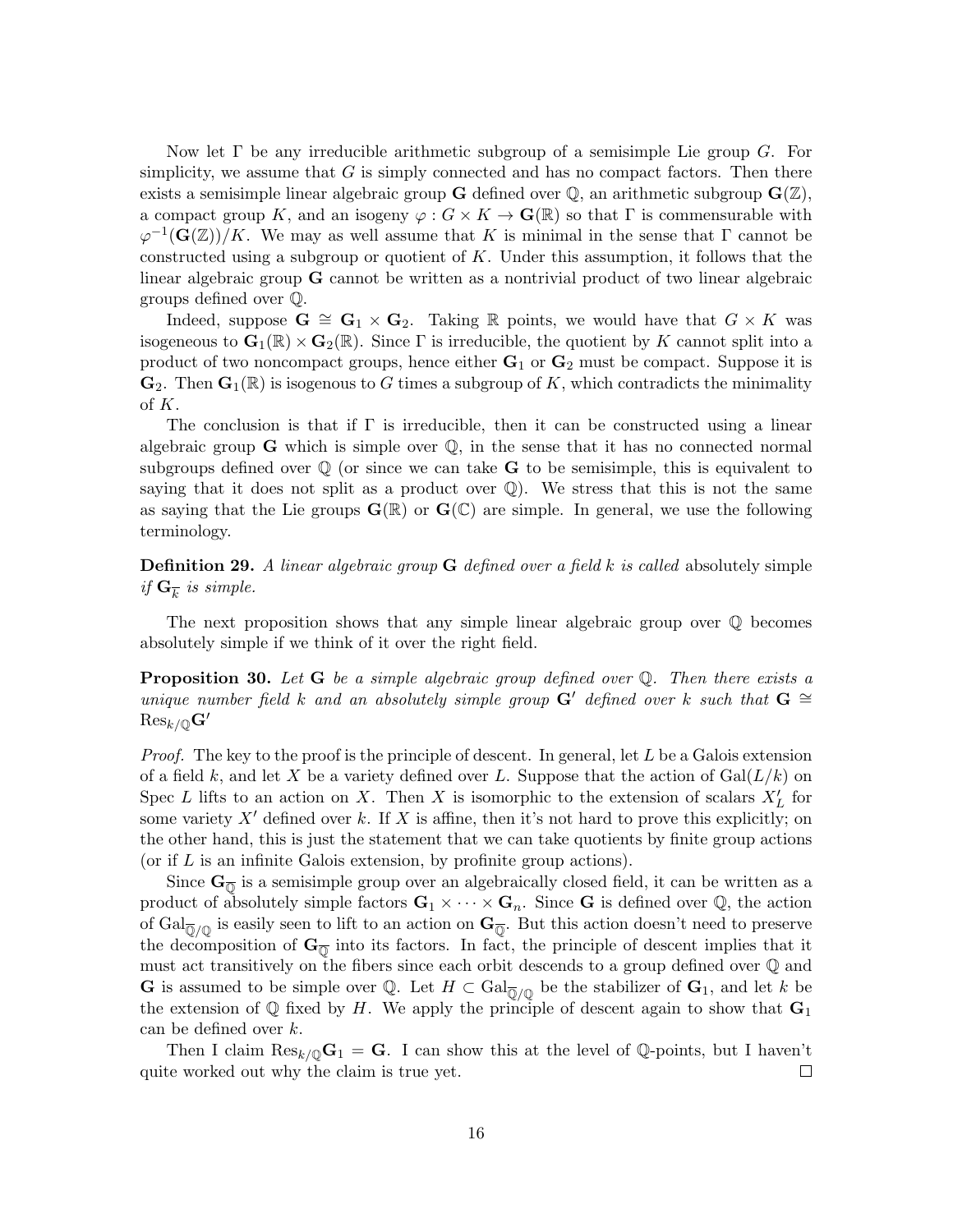Now let $\Gamma$ be any irreducible arithmetic subgroup of a semisimple Lie group $G$. For simplicity, we assume that $G$ is simply connected and has no compact factors. Then there exists a semisimple linear algebraic group $\mathbf{G}$ defined over $\mathbb{Q}$, an arithmetic subgroup $\mathbf{G}(\mathbb{Z})$, a compact group $K$, and an isogeny $\varphi : G \times K \to \mathbf{G}(\mathbb{R})$ so that $\Gamma$ is commensurable with $\varphi^{-1}(\mathbf{G}(\mathbb{Z}))/K$. We may as well assume that $K$ is minimal in the sense that $\Gamma$ cannot be constructed using a subgroup or quotient of $K$. Under this assumption, it follows that the linear algebraic group $\mathbf{G}$ cannot be written as a nontrivial product of two linear algebraic groups defined over $\mathbb{Q}$.

Indeed, suppose $\mathbf{G} \cong \mathbf{G}_1 \times \mathbf{G}_2$. Taking $\mathbb{R}$ points, we would have that $G \times K$ was isogeneous to $\mathbf{G}_1(\mathbb{R}) \times \mathbf{G}_2(\mathbb{R})$. Since $\Gamma$ is irreducible, the quotient by $K$ cannot split into a product of two noncompact groups, hence either $\mathbf{G}_1$ or $\mathbf{G}_2$ must be compact. Suppose it is $\mathbf{G}_2$. Then $\mathbf{G}_1(\mathbb{R})$ is isogenous to $G$ times a subgroup of $K$, which contradicts the minimality of $K$.

The conclusion is that if $\Gamma$ is irreducible, then it can be constructed using a linear algebraic group $\mathbf{G}$ which is simple over $\mathbb{Q}$, in the sense that it has no connected normal subgroups defined over $\mathbb{Q}$ (or since we can take $\mathbf{G}$ to be semisimple, this is equivalent to saying that it does not split as a product over $\mathbb{Q}$). We stress that this is not the same as saying that the Lie groups $\mathbf{G}(\mathbb{R})$ or $\mathbf{G}(\mathbb{C})$ are simple. In general, we use the following terminology.

**Definition 29.** *A linear algebraic group $\mathbf{G}$ defined over a field $k$ is called* absolutely simple *if $\mathbf{G}_{\overline{k}}$ is simple.*

The next proposition shows that any simple linear algebraic group over $\mathbb{Q}$ becomes absolutely simple if we think of it over the right field.

**Proposition 30.** *Let $\mathbf{G}$ be a simple algebraic group defined over $\mathbb{Q}$. Then there exists a unique number field $k$ and an absolutely simple group $\mathbf{G}'$ defined over $k$ such that $\mathbf{G} \cong \operatorname{Res}_{k/\mathbb{Q}}\mathbf{G}'$*

*Proof.* The key to the proof is the principle of descent. In general, let $L$ be a Galois extension of a field $k$, and let $X$ be a variety defined over $L$. Suppose that the action of $\operatorname{Gal}(L/k)$ on Spec $L$ lifts to an action on $X$. Then $X$ is isomorphic to the extension of scalars $X'_L$ for some variety $X'$ defined over $k$. If $X$ is affine, then it's not hard to prove this explicitly; on the other hand, this is just the statement that we can take quotients by finite group actions (or if $L$ is an infinite Galois extension, by profinite group actions).

Since $\mathbf{G}_{\overline{\mathbb{Q}}}$ is a semisimple group over an algebraically closed field, it can be written as a product of absolutely simple factors $\mathbf{G}_1 \times \cdots \times \mathbf{G}_n$. Since $\mathbf{G}$ is defined over $\mathbb{Q}$, the action of $\operatorname{Gal}_{\overline{\mathbb{Q}}/\mathbb{Q}}$ is easily seen to lift to an action on $\mathbf{G}_{\overline{\mathbb{Q}}}$. But this action doesn't need to preserve the decomposition of $\mathbf{G}_{\overline{\mathbb{Q}}}$ into its factors. In fact, the principle of descent implies that it must act transitively on the fibers since each orbit descends to a group defined over $\mathbb{Q}$ and $\mathbf{G}$ is assumed to be simple over $\mathbb{Q}$. Let $H \subset \operatorname{Gal}_{\overline{\mathbb{Q}}/\mathbb{Q}}$ be the stabilizer of $\mathbf{G}_1$, and let $k$ be the extension of $\mathbb{Q}$ fixed by $H$. We apply the principle of descent again to show that $\mathbf{G}_1$ can be defined over $k$.

Then I claim $\operatorname{Res}_{k/\mathbb{Q}}\mathbf{G}_1 = \mathbf{G}$. I can show this at the level of $\mathbb{Q}$-points, but I haven't quite worked out why the claim is true yet. $\square$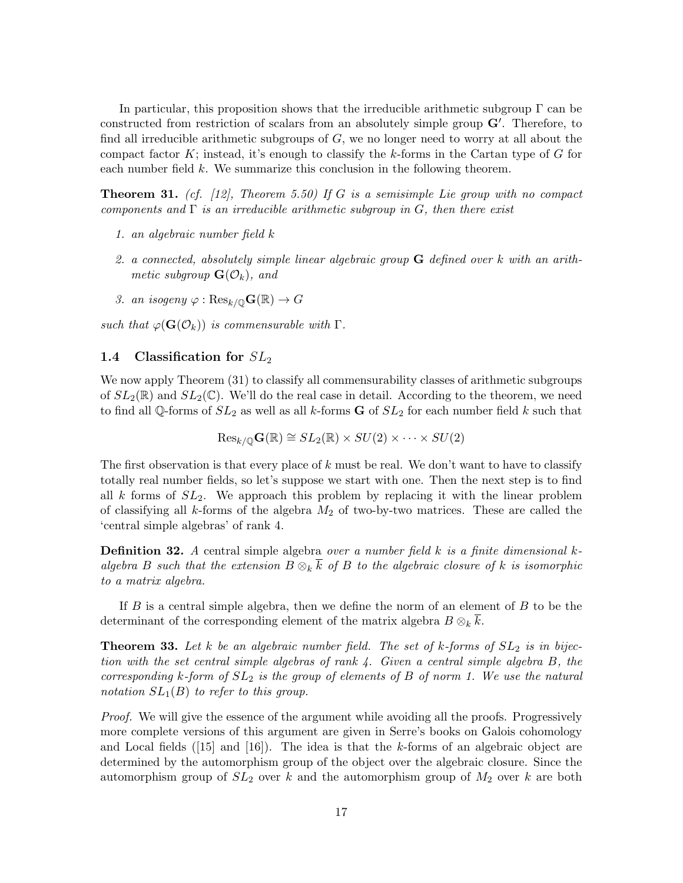In particular, this proposition shows that the irreducible arithmetic subgroup $\Gamma$ can be constructed from restriction of scalars from an absolutely simple group $\mathbf{G}'$. Therefore, to find all irreducible arithmetic subgroups of $G$, we no longer need to worry at all about the compact factor $K$; instead, it's enough to classify the $k$-forms in the Cartan type of $G$ for each number field $k$. We summarize this conclusion in the following theorem.

**Theorem 31.** *(cf. [12], Theorem 5.50) If $G$ is a semisimple Lie group with no compact components and $\Gamma$ is an irreducible arithmetic subgroup in $G$, then there exist*

1. *an algebraic number field $k$*
2. *a connected, absolutely simple linear algebraic group $\mathbf{G}$ defined over $k$ with an arithmetic subgroup $\mathbf{G}(\mathcal{O}_k)$, and*
3. *an isogeny $\varphi : \mathrm{Res}_{k/\mathbb{Q}}\mathbf{G}(\mathbb{R}) \to G$*

*such that $\varphi(\mathbf{G}(\mathcal{O}_k))$ is commensurable with $\Gamma$.*

## 1.4 Classification for $SL_2$

We now apply Theorem (31) to classify all commensurability classes of arithmetic subgroups of $SL_2(\mathbb{R})$ and $SL_2(\mathbb{C})$. We'll do the real case in detail. According to the theorem, we need to find all $\mathbb{Q}$-forms of $SL_2$ as well as all $k$-forms $\mathbf{G}$ of $SL_2$ for each number field $k$ such that

$$\mathrm{Res}_{k/\mathbb{Q}}\mathbf{G}(\mathbb{R}) \cong SL_2(\mathbb{R}) \times SU(2) \times \cdots \times SU(2)$$

The first observation is that every place of $k$ must be real. We don't want to have to classify totally real number fields, so let's suppose we start with one. Then the next step is to find all $k$ forms of $SL_2$. We approach this problem by replacing it with the linear problem of classifying all $k$-forms of the algebra $M_2$ of two-by-two matrices. These are called the 'central simple algebras' of rank 4.

**Definition 32.** *A* central simple algebra *over a number field $k$ is a finite dimensional $k$-algebra $B$ such that the extension $B \otimes_k \overline{k}$ of $B$ to the algebraic closure of $k$ is isomorphic to a matrix algebra.*

If $B$ is a central simple algebra, then we define the norm of an element of $B$ to be the determinant of the corresponding element of the matrix algebra $B \otimes_k \overline{k}$.

**Theorem 33.** *Let $k$ be an algebraic number field. The set of $k$-forms of $SL_2$ is in bijection with the set central simple algebras of rank 4. Given a central simple algebra $B$, the corresponding $k$-form of $SL_2$ is the group of elements of $B$ of norm 1. We use the natural notation $SL_1(B)$ to refer to this group.*

*Proof.* We will give the essence of the argument while avoiding all the proofs. Progressively more complete versions of this argument are given in Serre's books on Galois cohomology and Local fields ([15] and [16]). The idea is that the $k$-forms of an algebraic object are determined by the automorphism group of the object over the algebraic closure. Since the automorphism group of $SL_2$ over $k$ and the automorphism group of $M_2$ over $k$ are both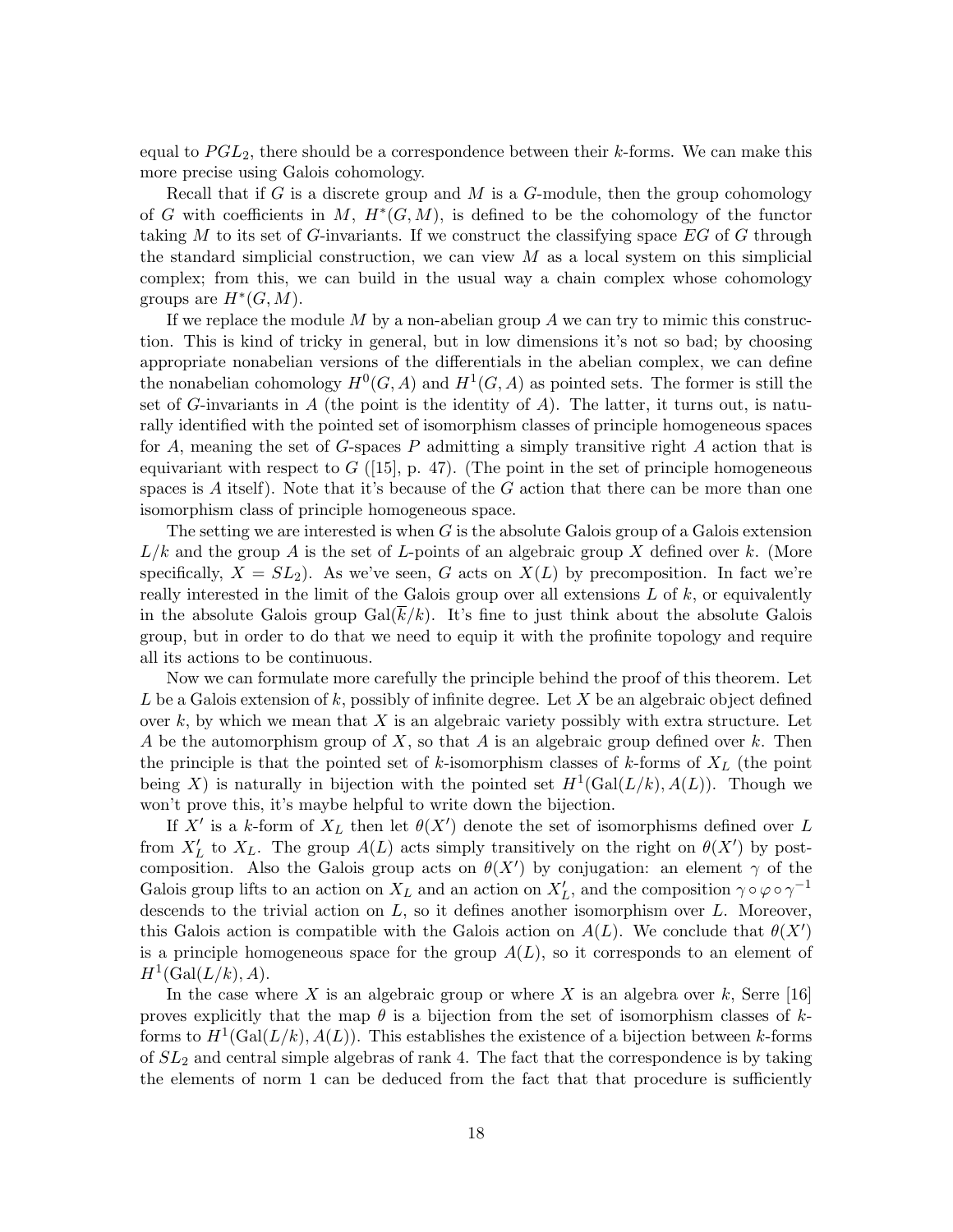equal to $PGL_2$, there should be a correspondence between their $k$-forms. We can make this more precise using Galois cohomology.

Recall that if $G$ is a discrete group and $M$ is a $G$-module, then the group cohomology of $G$ with coefficients in $M$, $H^*(G, M)$, is defined to be the cohomology of the functor taking $M$ to its set of $G$-invariants. If we construct the classifying space $EG$ of $G$ through the standard simplicial construction, we can view $M$ as a local system on this simplicial complex; from this, we can build in the usual way a chain complex whose cohomology groups are $H^*(G, M)$.

If we replace the module $M$ by a non-abelian group $A$ we can try to mimic this construction. This is kind of tricky in general, but in low dimensions it's not so bad; by choosing appropriate nonabelian versions of the differentials in the abelian complex, we can define the nonabelian cohomology $H^0(G, A)$ and $H^1(G, A)$ as pointed sets. The former is still the set of $G$-invariants in $A$ (the point is the identity of $A$). The latter, it turns out, is naturally identified with the pointed set of isomorphism classes of principle homogeneous spaces for $A$, meaning the set of $G$-spaces $P$ admitting a simply transitive right $A$ action that is equivariant with respect to $G$ ([15], p. 47). (The point in the set of principle homogeneous spaces is $A$ itself). Note that it's because of the $G$ action that there can be more than one isomorphism class of principle homogeneous space.

The setting we are interested is when $G$ is the absolute Galois group of a Galois extension $L/k$ and the group $A$ is the set of $L$-points of an algebraic group $X$ defined over $k$. (More specifically, $X = SL_2$). As we've seen, $G$ acts on $X(L)$ by precomposition. In fact we're really interested in the limit of the Galois group over all extensions $L$ of $k$, or equivalently in the absolute Galois group $\mathrm{Gal}(\overline{k}/k)$. It's fine to just think about the absolute Galois group, but in order to do that we need to equip it with the profinite topology and require all its actions to be continuous.

Now we can formulate more carefully the principle behind the proof of this theorem. Let $L$ be a Galois extension of $k$, possibly of infinite degree. Let $X$ be an algebraic object defined over $k$, by which we mean that $X$ is an algebraic variety possibly with extra structure. Let $A$ be the automorphism group of $X$, so that $A$ is an algebraic group defined over $k$. Then the principle is that the pointed set of $k$-isomorphism classes of $k$-forms of $X_L$ (the point being $X$) is naturally in bijection with the pointed set $H^1(\mathrm{Gal}(L/k), A(L))$. Though we won't prove this, it's maybe helpful to write down the bijection.

If $X'$ is a $k$-form of $X_L$ then let $\theta(X')$ denote the set of isomorphisms defined over $L$ from $X'_L$ to $X_L$. The group $A(L)$ acts simply transitively on the right on $\theta(X')$ by postcomposition. Also the Galois group acts on $\theta(X')$ by conjugation: an element $\gamma$ of the Galois group lifts to an action on $X_L$ and an action on $X'_L$, and the composition $\gamma \circ \varphi \circ \gamma^{-1}$ descends to the trivial action on $L$, so it defines another isomorphism over $L$. Moreover, this Galois action is compatible with the Galois action on $A(L)$. We conclude that $\theta(X')$ is a principle homogeneous space for the group $A(L)$, so it corresponds to an element of $H^1(\mathrm{Gal}(L/k), A)$.

In the case where $X$ is an algebraic group or where $X$ is an algebra over $k$, Serre [16] proves explicitly that the map $\theta$ is a bijection from the set of isomorphism classes of $k$-forms to $H^1(\mathrm{Gal}(L/k), A(L))$. This establishes the existence of a bijection between $k$-forms of $SL_2$ and central simple algebras of rank 4. The fact that the correspondence is by taking the elements of norm 1 can be deduced from the fact that that procedure is sufficiently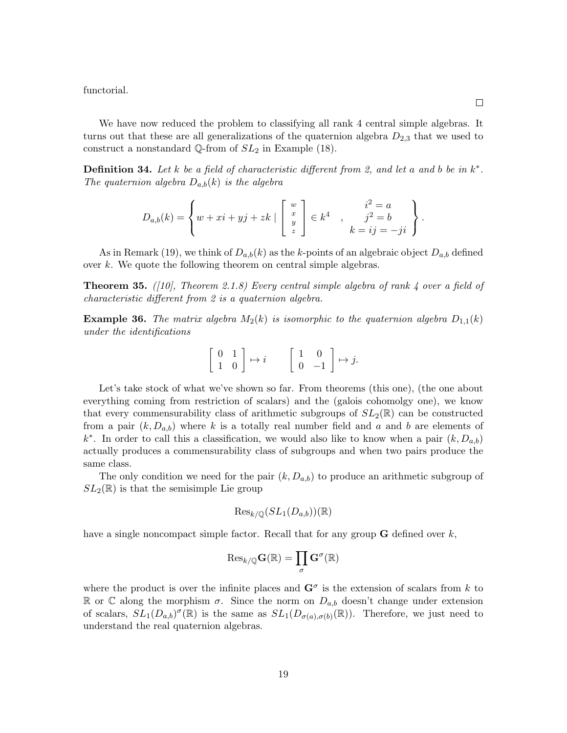functorial.

$\square$

We have now reduced the problem to classifying all rank 4 central simple algebras. It turns out that these are all generalizations of the quaternion algebra $D_{2,3}$ that we used to construct a nonstandard $\mathbb{Q}$-from of $SL_2$ in Example (18).

**Definition 34.** *Let $k$ be a field of characteristic different from 2, and let $a$ and $b$ be in $k^*$. The quaternion algebra $D_{a,b}(k)$ is the algebra*

$$D_{a,b}(k) = \left\{ w + xi + yj + zk \mid \begin{bmatrix} w \\ x \\ y \\ z \end{bmatrix} \in k^4 \quad , \quad \begin{array}{c} i^2 = a \\ j^2 = b \\ k = ij = -ji \end{array} \right\}.$$

As in Remark (19), we think of $D_{a,b}(k)$ as the $k$-points of an algebraic object $D_{a,b}$ defined over $k$. We quote the following theorem on central simple algebras.

**Theorem 35.** *([10], Theorem 2.1.8) Every central simple algebra of rank 4 over a field of characteristic different from 2 is a quaternion algebra.*

**Example 36.** *The matrix algebra $M_2(k)$ is isomorphic to the quaternion algebra $D_{1,1}(k)$ under the identifications*

$$\begin{bmatrix} 0 & 1 \\ 1 & 0 \end{bmatrix} \mapsto i \qquad \begin{bmatrix} 1 & 0 \\ 0 & -1 \end{bmatrix} \mapsto j.$$

Let's take stock of what we've shown so far. From theorems (this one), (the one about everything coming from restriction of scalars) and the (galois cohomolgy one), we know that every commensurability class of arithmetic subgroups of $SL_2(\mathbb{R})$ can be constructed from a pair $(k, D_{a,b})$ where $k$ is a totally real number field and $a$ and $b$ are elements of $k^*$. In order to call this a classification, we would also like to know when a pair $(k, D_{a,b})$ actually produces a commensurability class of subgroups and when two pairs produce the same class.

The only condition we need for the pair $(k, D_{a,b})$ to produce an arithmetic subgroup of $SL_2(\mathbb{R})$ is that the semisimple Lie group

$$\text{Res}_{k/\mathbb{Q}}(SL_1(D_{a,b}))(\mathbb{R})$$

have a single noncompact simple factor. Recall that for any group $\mathbf{G}$ defined over $k$,

$$\text{Res}_{k/\mathbb{Q}}\mathbf{G}(\mathbb{R}) = \prod_{\sigma} \mathbf{G}^{\sigma}(\mathbb{R})$$

where the product is over the infinite places and $\mathbf{G}^{\sigma}$ is the extension of scalars from $k$ to $\mathbb{R}$ or $\mathbb{C}$ along the morphism $\sigma$. Since the norm on $D_{a,b}$ doesn't change under extension of scalars, $SL_1(D_{a,b})^{\sigma}(\mathbb{R})$ is the same as $SL_1(D_{\sigma(a),\sigma(b)}(\mathbb{R}))$. Therefore, we just need to understand the real quaternion algebras.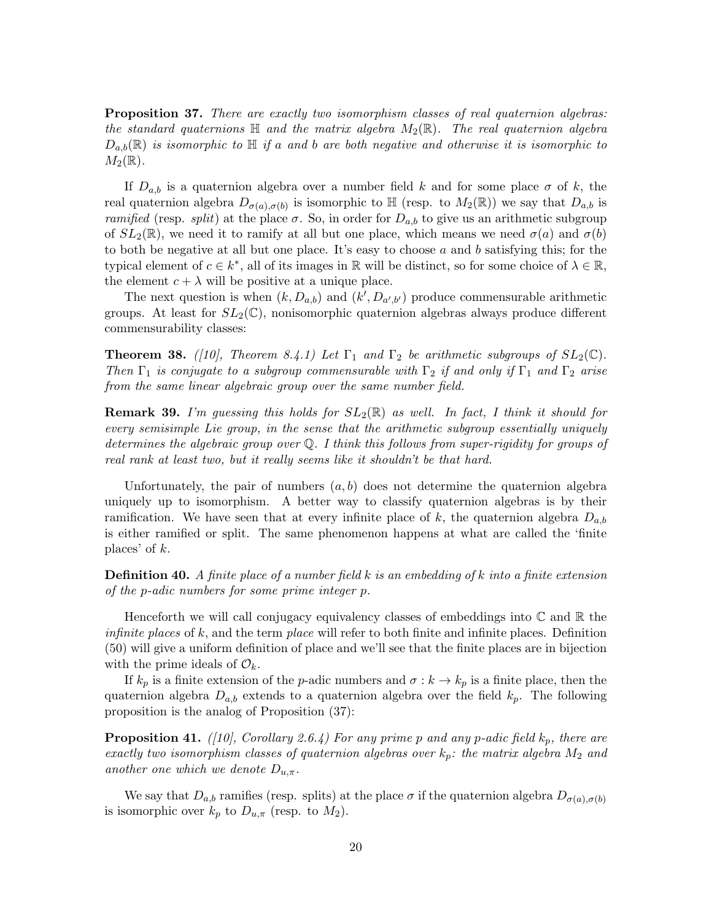**Proposition 37.** *There are exactly two isomorphism classes of real quaternion algebras: the standard quaternions $\mathbb{H}$ and the matrix algebra $M_2(\mathbb{R})$. The real quaternion algebra $D_{a,b}(\mathbb{R})$ is isomorphic to $\mathbb{H}$ if $a$ and $b$ are both negative and otherwise it is isomorphic to $M_2(\mathbb{R})$.*

If $D_{a,b}$ is a quaternion algebra over a number field $k$ and for some place $\sigma$ of $k$, the real quaternion algebra $D_{\sigma(a),\sigma(b)}$ is isomorphic to $\mathbb{H}$ (resp. to $M_2(\mathbb{R})$) we say that $D_{a,b}$ is *ramified* (resp. *split*) at the place $\sigma$. So, in order for $D_{a,b}$ to give us an arithmetic subgroup of $SL_2(\mathbb{R})$, we need it to ramify at all but one place, which means we need $\sigma(a)$ and $\sigma(b)$ to both be negative at all but one place. It's easy to choose $a$ and $b$ satisfying this; for the typical element of $c \in k^*$, all of its images in $\mathbb{R}$ will be distinct, so for some choice of $\lambda \in \mathbb{R}$, the element $c + \lambda$ will be positive at a unique place.

The next question is when $(k, D_{a,b})$ and $(k', D_{a',b'})$ produce commensurable arithmetic groups. At least for $SL_2(\mathbb{C})$, nonisomorphic quaternion algebras always produce different commensurability classes:

**Theorem 38.** *([10], Theorem 8.4.1) Let $\Gamma_1$ and $\Gamma_2$ be arithmetic subgroups of $SL_2(\mathbb{C})$. Then $\Gamma_1$ is conjugate to a subgroup commensurable with $\Gamma_2$ if and only if $\Gamma_1$ and $\Gamma_2$ arise from the same linear algebraic group over the same number field.*

**Remark 39.** *I'm guessing this holds for $SL_2(\mathbb{R})$ as well. In fact, I think it should for every semisimple Lie group, in the sense that the arithmetic subgroup essentially uniquely determines the algebraic group over $\mathbb{Q}$. I think this follows from super-rigidity for groups of real rank at least two, but it really seems like it shouldn't be that hard.*

Unfortunately, the pair of numbers $(a, b)$ does not determine the quaternion algebra uniquely up to isomorphism. A better way to classify quaternion algebras is by their ramification. We have seen that at every infinite place of $k$, the quaternion algebra $D_{a,b}$ is either ramified or split. The same phenomenon happens at what are called the 'finite places' of $k$.

**Definition 40.** *A finite place of a number field $k$ is an embedding of $k$ into a finite extension of the $p$-adic numbers for some prime integer $p$.*

Henceforth we will call conjugacy equivalency classes of embeddings into $\mathbb{C}$ and $\mathbb{R}$ the *infinite places* of $k$, and the term *place* will refer to both finite and infinite places. Definition (50) will give a uniform definition of place and we'll see that the finite places are in bijection with the prime ideals of $\mathcal{O}_k$.

If $k_p$ is a finite extension of the $p$-adic numbers and $\sigma : k \to k_p$ is a finite place, then the quaternion algebra $D_{a,b}$ extends to a quaternion algebra over the field $k_p$. The following proposition is the analog of Proposition (37):

**Proposition 41.** *([10], Corollary 2.6.4) For any prime $p$ and any $p$-adic field $k_p$, there are exactly two isomorphism classes of quaternion algebras over $k_p$: the matrix algebra $M_2$ and another one which we denote $D_{u,\pi}$.*

We say that $D_{a,b}$ ramifies (resp. splits) at the place $\sigma$ if the quaternion algebra $D_{\sigma(a),\sigma(b)}$ is isomorphic over $k_p$ to $D_{u,\pi}$ (resp. to $M_2$).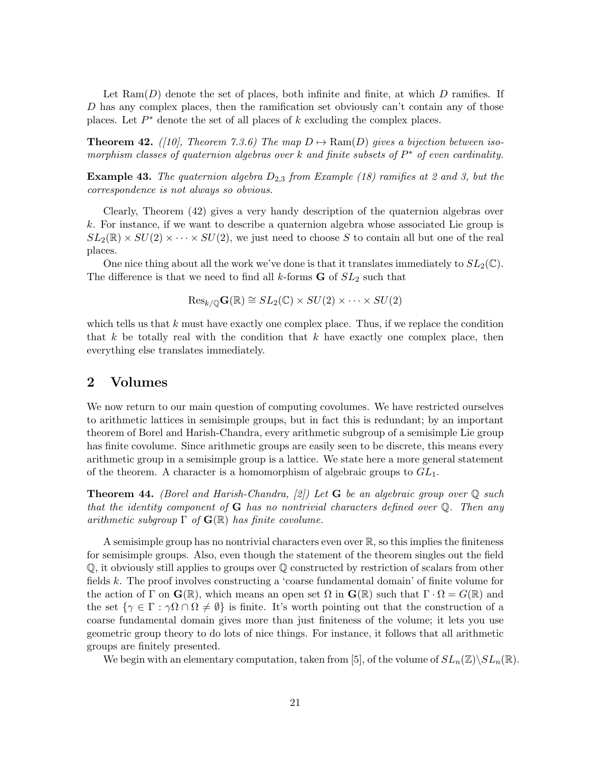Let $\text{Ram}(D)$ denote the set of places, both infinite and finite, at which $D$ ramifies. If $D$ has any complex places, then the ramification set obviously can't contain any of those places. Let $P^*$ denote the set of all places of $k$ excluding the complex places.

**Theorem 42.** *([10], Theorem 7.3.6) The map $D \mapsto \text{Ram}(D)$ gives a bijection between isomorphism classes of quaternion algebras over $k$ and finite subsets of $P^*$ of even cardinality.*

**Example 43.** *The quaternion algebra $D_{2,3}$ from Example (18) ramifies at 2 and 3, but the correspondence is not always so obvious.*

Clearly, Theorem (42) gives a very handy description of the quaternion algebras over $k$. For instance, if we want to describe a quaternion algebra whose associated Lie group is $SL_2(\mathbb{R}) \times SU(2) \times \cdots \times SU(2)$, we just need to choose $S$ to contain all but one of the real places.

One nice thing about all the work we've done is that it translates immediately to $SL_2(\mathbb{C})$. The difference is that we need to find all $k$-forms $\mathbf{G}$ of $SL_2$ such that

$$\text{Res}_{k/\mathbb{Q}}\mathbf{G}(\mathbb{R}) \cong SL_2(\mathbb{C}) \times SU(2) \times \cdots \times SU(2)$$

which tells us that $k$ must have exactly one complex place. Thus, if we replace the condition that $k$ be totally real with the condition that $k$ have exactly one complex place, then everything else translates immediately.

## 2 Volumes

We now return to our main question of computing covolumes. We have restricted ourselves to arithmetic lattices in semisimple groups, but in fact this is redundant; by an important theorem of Borel and Harish-Chandra, every arithmetic subgroup of a semisimple Lie group has finite covolume. Since arithmetic groups are easily seen to be discrete, this means every arithmetic group in a semisimple group is a lattice. We state here a more general statement of the theorem. A character is a homomorphism of algebraic groups to $GL_1$.

**Theorem 44.** *(Borel and Harish-Chandra, [2]) Let $\mathbf{G}$ be an algebraic group over $\mathbb{Q}$ such that the identity component of $\mathbf{G}$ has no nontrivial characters defined over $\mathbb{Q}$. Then any arithmetic subgroup $\Gamma$ of $\mathbf{G}(\mathbb{R})$ has finite covolume.*

A semisimple group has no nontrivial characters even over $\mathbb{R}$, so this implies the finiteness for semisimple groups. Also, even though the statement of the theorem singles out the field $\mathbb{Q}$, it obviously still applies to groups over $\mathbb{Q}$ constructed by restriction of scalars from other fields $k$. The proof involves constructing a 'coarse fundamental domain' of finite volume for the action of $\Gamma$ on $\mathbf{G}(\mathbb{R})$, which means an open set $\Omega$ in $\mathbf{G}(\mathbb{R})$ such that $\Gamma \cdot \Omega = G(\mathbb{R})$ and the set $\{\gamma \in \Gamma : \gamma\Omega \cap \Omega \neq \emptyset\}$ is finite. It's worth pointing out that the construction of a coarse fundamental domain gives more than just finiteness of the volume; it lets you use geometric group theory to do lots of nice things. For instance, it follows that all arithmetic groups are finitely presented.

We begin with an elementary computation, taken from [5], of the volume of $SL_n(\mathbb{Z})\backslash SL_n(\mathbb{R})$.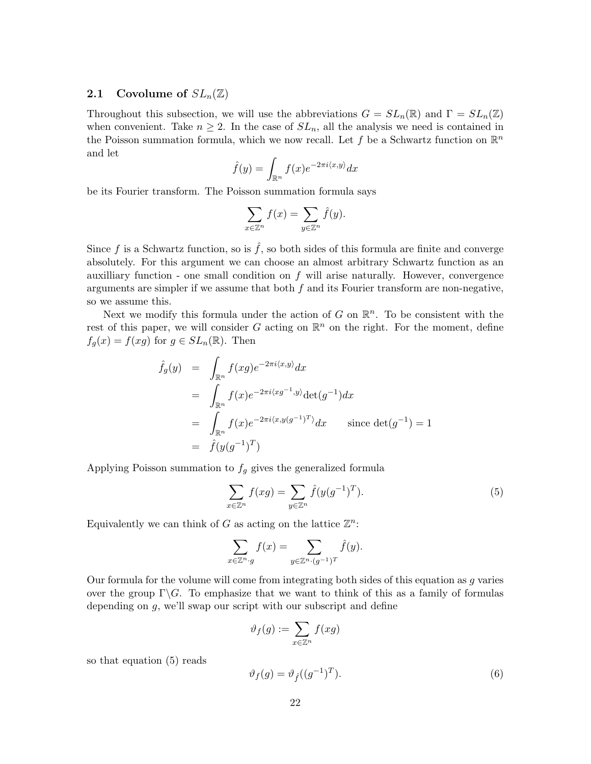### 2.1 Covolume of $SL_n(\mathbb{Z})$

Throughout this subsection, we will use the abbreviations $G = SL_n(\mathbb{R})$ and $\Gamma = SL_n(\mathbb{Z})$ when convenient. Take $n \geq 2$. In the case of $SL_n$, all the analysis we need is contained in the Poisson summation formula, which we now recall. Let $f$ be a Schwartz function on $\mathbb{R}^n$ and let

$$\hat{f}(y) = \int_{\mathbb{R}^n} f(x) e^{-2\pi i \langle x, y \rangle} dx$$

be its Fourier transform. The Poisson summation formula says

$$\sum_{x \in \mathbb{Z}^n} f(x) = \sum_{y \in \mathbb{Z}^n} \hat{f}(y).$$

Since $f$ is a Schwartz function, so is $\hat{f}$, so both sides of this formula are finite and converge absolutely. For this argument we can choose an almost arbitrary Schwartz function as an auxilliary function - one small condition on $f$ will arise naturally. However, convergence arguments are simpler if we assume that both $f$ and its Fourier transform are non-negative, so we assume this.

Next we modify this formula under the action of $G$ on $\mathbb{R}^n$. To be consistent with the rest of this paper, we will consider $G$ acting on $\mathbb{R}^n$ on the right. For the moment, define $f_g(x) = f(xg)$ for $g \in SL_n(\mathbb{R})$. Then

$$\begin{aligned}
\hat{f}_g(y) &= \int_{\mathbb{R}^n} f(xg) e^{-2\pi i \langle x, y \rangle} dx \\
&= \int_{\mathbb{R}^n} f(x) e^{-2\pi i \langle x g^{-1}, y \rangle} \det(g^{-1}) dx \\
&= \int_{\mathbb{R}^n} f(x) e^{-2\pi i \langle x, y (g^{-1})^T \rangle} dx \qquad \text{since } \det(g^{-1}) = 1 \\
&= \hat{f}(y(g^{-1})^T)
\end{aligned}$$

Applying Poisson summation to $f_g$ gives the generalized formula

$$\sum_{x \in \mathbb{Z}^n} f(xg) = \sum_{y \in \mathbb{Z}^n} \hat{f}(y(g^{-1})^T). \tag{5}$$

Equivalently we can think of $G$ as acting on the lattice $\mathbb{Z}^n$:

$$\sum_{x \in \mathbb{Z}^n \cdot g} f(x) = \sum_{y \in \mathbb{Z}^n \cdot (g^{-1})^T} \hat{f}(y).$$

Our formula for the volume will come from integrating both sides of this equation as $g$ varies over the group $\Gamma \backslash G$. To emphasize that we want to think of this as a family of formulas depending on $g$, we'll swap our script with our subscript and define

$$\vartheta_f(g) := \sum_{x \in \mathbb{Z}^n} f(xg)$$

so that equation (5) reads

$$\vartheta_f(g) = \vartheta_{\hat{f}}((g^{-1})^T). \tag{6}$$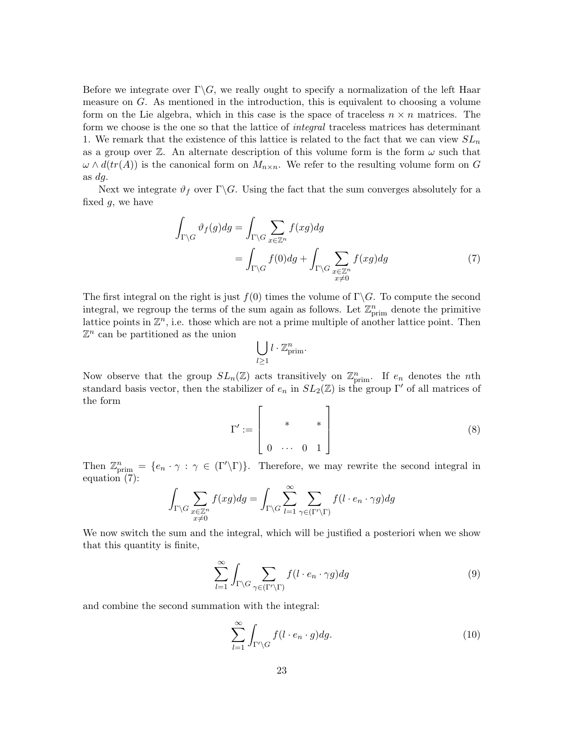Before we integrate over $\Gamma\backslash G$, we really ought to specify a normalization of the left Haar measure on $G$. As mentioned in the introduction, this is equivalent to choosing a volume form on the Lie algebra, which in this case is the space of traceless $n \times n$ matrices. The form we choose is the one so that the lattice of *integral* traceless matrices has determinant 1. We remark that the existence of this lattice is related to the fact that we can view $SL_n$ as a group over $\mathbb{Z}$. An alternate description of this volume form is the form $\omega$ such that $\omega \wedge d(tr(A))$ is the canonical form on $M_{n\times n}$. We refer to the resulting volume form on $G$ as $dg$.

Next we integrate $\vartheta_f$ over $\Gamma\backslash G$. Using the fact that the sum converges absolutely for a fixed $g$, we have

$$\begin{aligned}\int_{\Gamma\backslash G} \vartheta_f(g)dg &= \int_{\Gamma\backslash G} \sum_{x\in\mathbb{Z}^n} f(xg)dg \\ &= \int_{\Gamma\backslash G} f(0)dg + \int_{\Gamma\backslash G} \sum_{\substack{x\in\mathbb{Z}^n \\ x\neq 0}} f(xg)dg \end{aligned} \tag{7}$$

The first integral on the right is just $f(0)$ times the volume of $\Gamma\backslash G$. To compute the second integral, we regroup the terms of the sum again as follows. Let $\mathbb{Z}^n_{\text{prim}}$ denote the primitive lattice points in $\mathbb{Z}^n$, i.e. those which are not a prime multiple of another lattice point. Then $\mathbb{Z}^n$ can be partitioned as the union

$$\bigcup_{l\geq 1} l \cdot \mathbb{Z}^n_{\text{prim}}.$$

Now observe that the group $SL_n(\mathbb{Z})$ acts transitively on $\mathbb{Z}^n_{\text{prim}}$. If $e_n$ denotes the $n$th standard basis vector, then the stabilizer of $e_n$ in $SL_2(\mathbb{Z})$ is the group $\Gamma'$ of all matrices of the form

$$\Gamma' := \begin{bmatrix} & * & & * \\ & & & \\ 0 & \cdots & 0 & 1 \end{bmatrix} \tag{8}$$

Then $\mathbb{Z}^n_{\text{prim}} = \{e_n \cdot \gamma : \gamma \in (\Gamma'\backslash\Gamma)\}$. Therefore, we may rewrite the second integral in equation (7):

$$\int_{\Gamma\backslash G} \sum_{\substack{x\in\mathbb{Z}^n \\ x\neq 0}} f(xg)dg = \int_{\Gamma\backslash G} \sum_{l=1}^{\infty} \sum_{\gamma\in(\Gamma'\backslash\Gamma)} f(l \cdot e_n \cdot \gamma g)dg$$

We now switch the sum and the integral, which will be justified a posteriori when we show that this quantity is finite,

$$\sum_{l=1}^{\infty} \int_{\Gamma\backslash G} \sum_{\gamma\in(\Gamma'\backslash\Gamma)} f(l \cdot e_n \cdot \gamma g)dg \tag{9}$$

and combine the second summation with the integral:

$$\sum_{l=1}^{\infty} \int_{\Gamma'\backslash G} f(l \cdot e_n \cdot g)dg. \tag{10}$$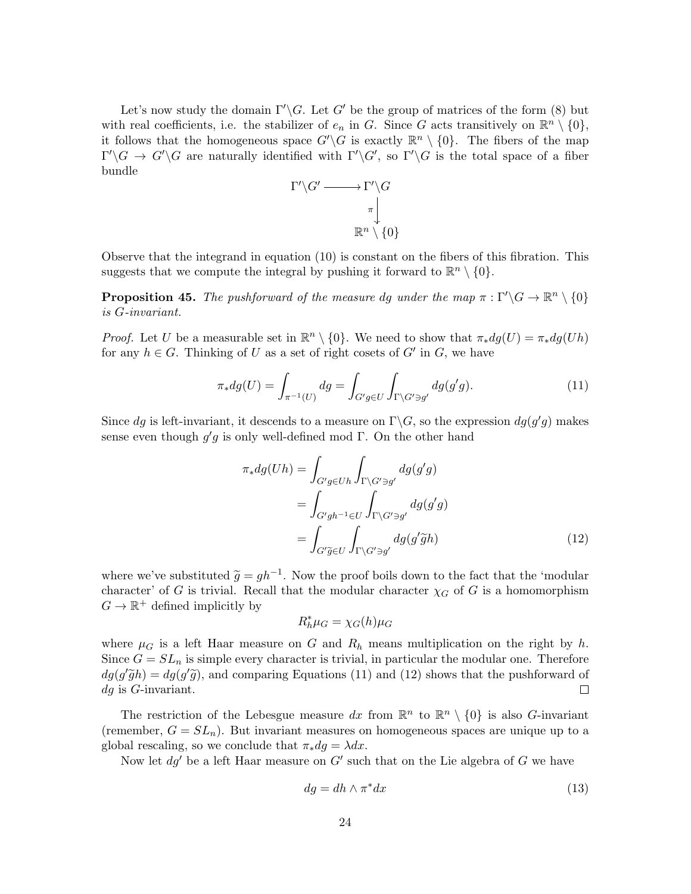Let's now study the domain $\Gamma'\backslash G$. Let $G'$ be the group of matrices of the form (8) but with real coefficients, i.e. the stabilizer of $e_n$ in $G$. Since $G$ acts transitively on $\mathbb{R}^n \setminus \{0\}$, it follows that the homogeneous space $G'\backslash G$ is exactly $\mathbb{R}^n \setminus \{0\}$. The fibers of the map $\Gamma'\backslash G \to G'\backslash G$ are naturally identified with $\Gamma'\backslash G'$, so $\Gamma'\backslash G$ is the total space of a fiber bundle

$$\begin{array}{ccc} \Gamma'\backslash G' & \longrightarrow & \Gamma'\backslash G \\ & & \downarrow \pi \\ & & \mathbb{R}^n \setminus \{0\} \end{array}$$

Observe that the integrand in equation (10) is constant on the fibers of this fibration. This suggests that we compute the integral by pushing it forward to $\mathbb{R}^n \setminus \{0\}$.

**Proposition 45.** *The pushforward of the measure $dg$ under the map $\pi : \Gamma'\backslash G \to \mathbb{R}^n \setminus \{0\}$ is $G$-invariant.*

*Proof.* Let $U$ be a measurable set in $\mathbb{R}^n \setminus \{0\}$. We need to show that $\pi_* dg(U) = \pi_* dg(Uh)$ for any $h \in G$. Thinking of $U$ as a set of right cosets of $G'$ in $G$, we have

$$\pi_* dg(U) = \int_{\pi^{-1}(U)} dg = \int_{G'g \in U} \int_{\Gamma\backslash G' \ni g'} dg(g'g). \tag{11}$$

Since $dg$ is left-invariant, it descends to a measure on $\Gamma\backslash G$, so the expression $dg(g'g)$ makes sense even though $g'g$ is only well-defined mod $\Gamma$. On the other hand

$$\begin{aligned} \pi_* dg(Uh) &= \int_{G'g \in Uh} \int_{\Gamma\backslash G' \ni g'} dg(g'g) \\ &= \int_{G'gh^{-1} \in U} \int_{\Gamma\backslash G' \ni g'} dg(g'g) \\ &= \int_{G'\widetilde{g} \in U} \int_{\Gamma\backslash G' \ni g'} dg(g'\widetilde{g}h) \end{aligned} \tag{12}$$

where we've substituted $\widetilde{g} = gh^{-1}$. Now the proof boils down to the fact that the 'modular character' of $G$ is trivial. Recall that the modular character $\chi_G$ of $G$ is a homomorphism $G \to \mathbb{R}^+$ defined implicitly by

$$R_h^* \mu_G = \chi_G(h) \mu_G$$

where $\mu_G$ is a left Haar measure on $G$ and $R_h$ means multiplication on the right by $h$. Since $G = SL_n$ is simple every character is trivial, in particular the modular one. Therefore $dg(g'\widetilde{g}h) = dg(g'\widetilde{g})$, and comparing Equations (11) and (12) shows that the pushforward of $dg$ is $G$-invariant. $\square$

The restriction of the Lebesgue measure $dx$ from $\mathbb{R}^n$ to $\mathbb{R}^n \setminus \{0\}$ is also $G$-invariant (remember, $G = SL_n$). But invariant measures on homogeneous spaces are unique up to a global rescaling, so we conclude that $\pi_* dg = \lambda dx$.

Now let $dg'$ be a left Haar measure on $G'$ such that on the Lie algebra of $G$ we have

$$dg = dh \wedge \pi^* dx \tag{13}$$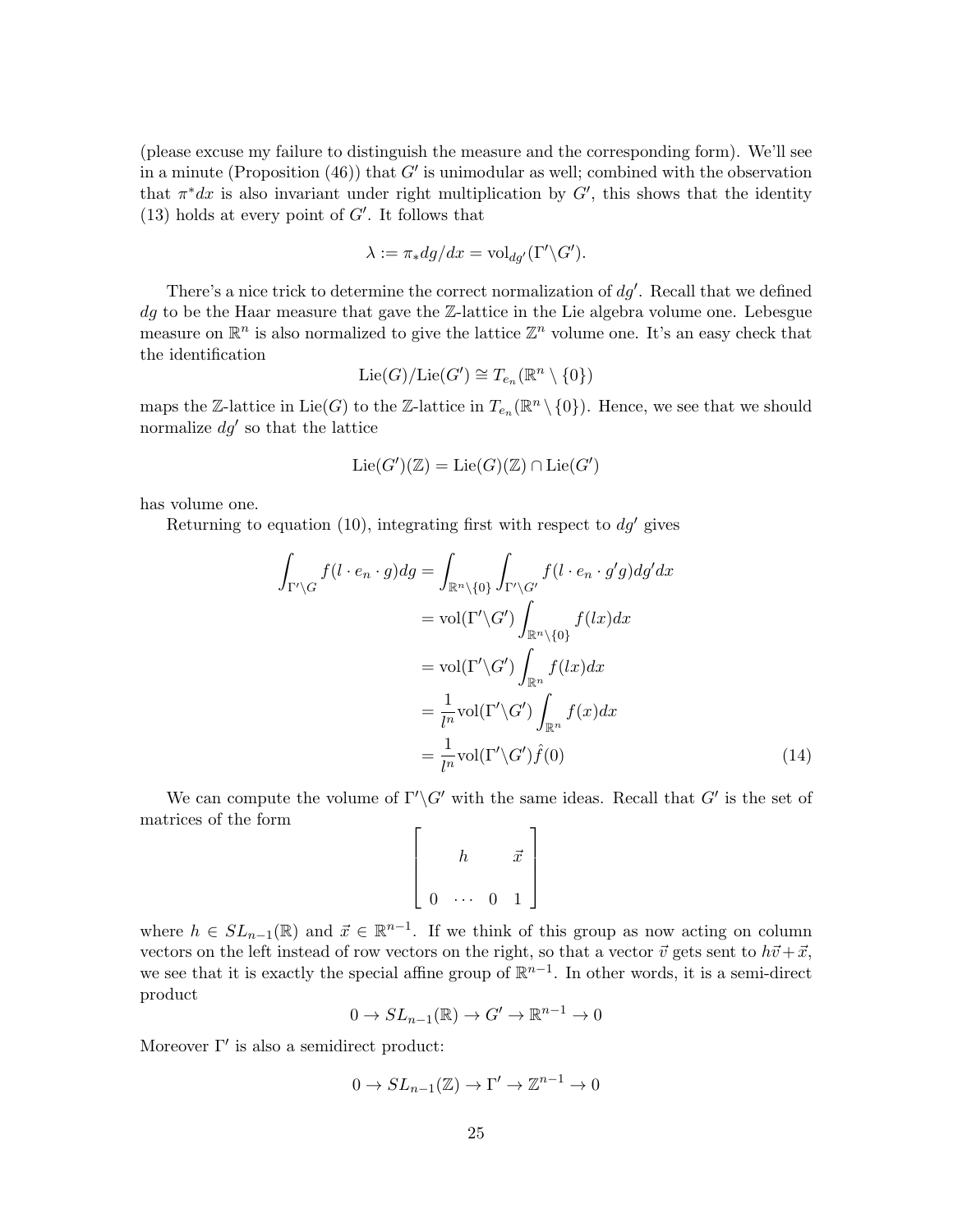(please excuse my failure to distinguish the measure and the corresponding form). We'll see in a minute (Proposition (46)) that $G'$ is unimodular as well; combined with the observation that $\pi^*dx$ is also invariant under right multiplication by $G'$, this shows that the identity (13) holds at every point of $G'$. It follows that

$$\lambda := \pi_* dg/dx = \mathrm{vol}_{dg'}(\Gamma' \backslash G').$$

There's a nice trick to determine the correct normalization of $dg'$. Recall that we defined $dg$ to be the Haar measure that gave the $\mathbb{Z}$-lattice in the Lie algebra volume one. Lebesgue measure on $\mathbb{R}^n$ is also normalized to give the lattice $\mathbb{Z}^n$ volume one. It's an easy check that the identification

$$\mathrm{Lie}(G)/\mathrm{Lie}(G') \cong T_{e_n}(\mathbb{R}^n \setminus \{0\})$$

maps the $\mathbb{Z}$-lattice in $\mathrm{Lie}(G)$ to the $\mathbb{Z}$-lattice in $T_{e_n}(\mathbb{R}^n \setminus \{0\})$. Hence, we see that we should normalize $dg'$ so that the lattice

$$\mathrm{Lie}(G')(\mathbb{Z}) = \mathrm{Lie}(G)(\mathbb{Z}) \cap \mathrm{Lie}(G')$$

has volume one.

Returning to equation (10), integrating first with respect to $dg'$ gives

$$\begin{aligned}
\int_{\Gamma' \backslash G} f(l \cdot e_n \cdot g) dg &= \int_{\mathbb{R}^n \setminus \{0\}} \int_{\Gamma' \backslash G'} f(l \cdot e_n \cdot g' g) dg' dx \\
&= \mathrm{vol}(\Gamma' \backslash G') \int_{\mathbb{R}^n \setminus \{0\}} f(lx) dx \\
&= \mathrm{vol}(\Gamma' \backslash G') \int_{\mathbb{R}^n} f(lx) dx \\
&= \frac{1}{l^n} \mathrm{vol}(\Gamma' \backslash G') \int_{\mathbb{R}^n} f(x) dx \\
&= \frac{1}{l^n} \mathrm{vol}(\Gamma' \backslash G') \hat{f}(0) \qquad (14)
\end{aligned}$$

We can compute the volume of $\Gamma' \backslash G'$ with the same ideas. Recall that $G'$ is the set of matrices of the form

$$\begin{bmatrix} & h & & \vec{x} \\ 0 & \cdots & 0 & 1 \end{bmatrix}$$

where $h \in SL_{n-1}(\mathbb{R})$ and $\vec{x} \in \mathbb{R}^{n-1}$. If we think of this group as now acting on column vectors on the left instead of row vectors on the right, so that a vector $\vec{v}$ gets sent to $h\vec{v} + \vec{x}$, we see that it is exactly the special affine group of $\mathbb{R}^{n-1}$. In other words, it is a semi-direct product

$$0 \to SL_{n-1}(\mathbb{R}) \to G' \to \mathbb{R}^{n-1} \to 0$$

Moreover $\Gamma'$ is also a semidirect product:

$$0 \to SL_{n-1}(\mathbb{Z}) \to \Gamma' \to \mathbb{Z}^{n-1} \to 0$$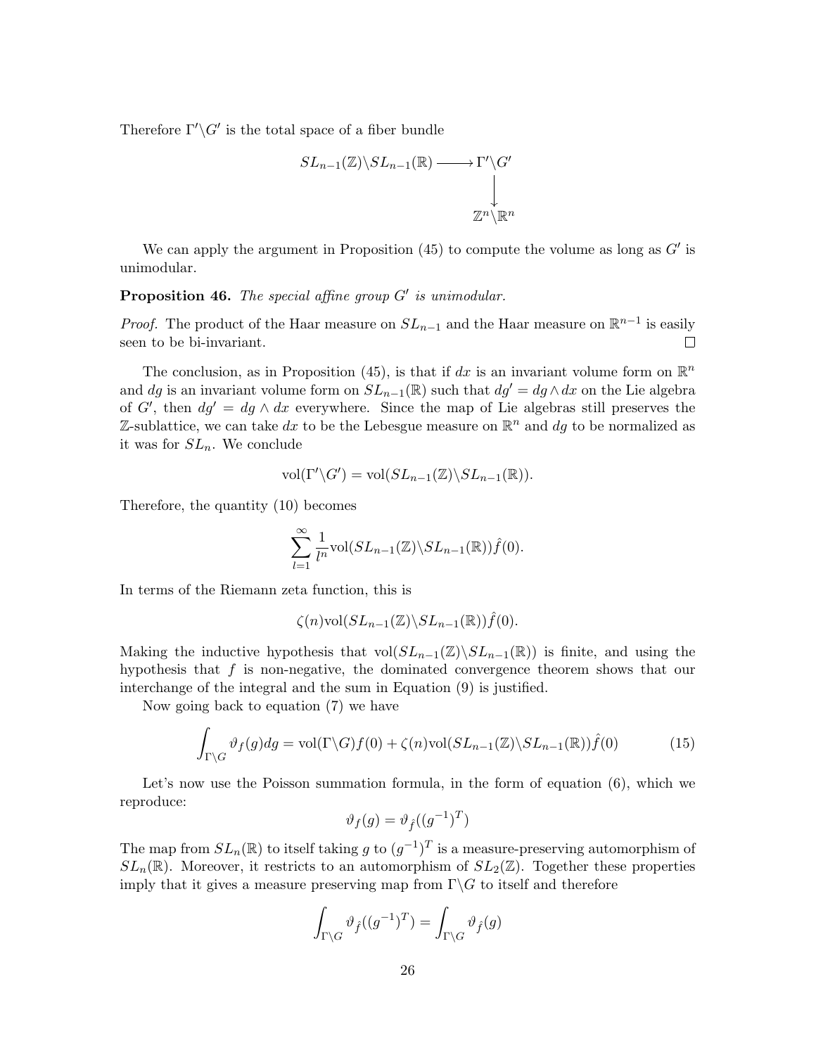Therefore $\Gamma'\backslash G'$ is the total space of a fiber bundle

$$\begin{array}{ccc} SL_{n-1}(\mathbb{Z})\backslash SL_{n-1}(\mathbb{R}) & \longrightarrow & \Gamma'\backslash G' \\ & & \downarrow \\ & & \mathbb{Z}^n\backslash\mathbb{R}^n \end{array}$$

We can apply the argument in Proposition (45) to compute the volume as long as $G'$ is unimodular.

**Proposition 46.** *The special affine group $G'$ is unimodular.*

*Proof.* The product of the Haar measure on $SL_{n-1}$ and the Haar measure on $\mathbb{R}^{n-1}$ is easily seen to be bi-invariant. ☐

The conclusion, as in Proposition (45), is that if $dx$ is an invariant volume form on $\mathbb{R}^n$ and $dg$ is an invariant volume form on $SL_{n-1}(\mathbb{R})$ such that $dg' = dg \wedge dx$ on the Lie algebra of $G'$, then $dg' = dg \wedge dx$ everywhere. Since the map of Lie algebras still preserves the $\mathbb{Z}$-sublattice, we can take $dx$ to be the Lebesgue measure on $\mathbb{R}^n$ and $dg$ to be normalized as it was for $SL_n$. We conclude

$$\text{vol}(\Gamma'\backslash G') = \text{vol}(SL_{n-1}(\mathbb{Z})\backslash SL_{n-1}(\mathbb{R})).$$

Therefore, the quantity (10) becomes

$$\sum_{l=1}^{\infty} \frac{1}{l^n} \text{vol}(SL_{n-1}(\mathbb{Z})\backslash SL_{n-1}(\mathbb{R}))\hat{f}(0).$$

In terms of the Riemann zeta function, this is

$$\zeta(n)\text{vol}(SL_{n-1}(\mathbb{Z})\backslash SL_{n-1}(\mathbb{R}))\hat{f}(0).$$

Making the inductive hypothesis that $\text{vol}(SL_{n-1}(\mathbb{Z})\backslash SL_{n-1}(\mathbb{R}))$ is finite, and using the hypothesis that $f$ is non-negative, the dominated convergence theorem shows that our interchange of the integral and the sum in Equation (9) is justified.

Now going back to equation (7) we have

$$\int_{\Gamma\backslash G} \vartheta_f(g)dg = \text{vol}(\Gamma\backslash G)f(0) + \zeta(n)\text{vol}(SL_{n-1}(\mathbb{Z})\backslash SL_{n-1}(\mathbb{R}))\hat{f}(0) \tag{15}$$

Let's now use the Poisson summation formula, in the form of equation (6), which we reproduce:

$$\vartheta_f(g) = \vartheta_{\hat{f}}((g^{-1})^T)$$

The map from $SL_n(\mathbb{R})$ to itself taking $g$ to $(g^{-1})^T$ is a measure-preserving automorphism of $SL_n(\mathbb{R})$. Moreover, it restricts to an automorphism of $SL_2(\mathbb{Z})$. Together these properties imply that it gives a measure preserving map from $\Gamma\backslash G$ to itself and therefore

$$\int_{\Gamma\backslash G} \vartheta_{\hat{f}}((g^{-1})^T) = \int_{\Gamma\backslash G} \vartheta_{\hat{f}}(g)$$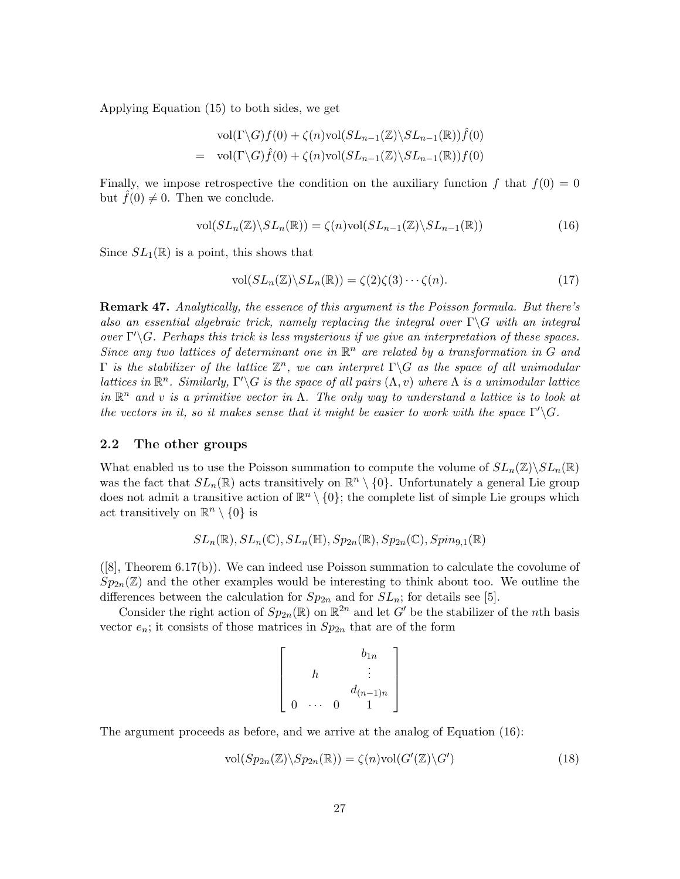Applying Equation (15) to both sides, we get

$$
\begin{aligned}
& \mathrm{vol}(\Gamma\backslash G)f(0) + \zeta(n)\mathrm{vol}(SL_{n-1}(\mathbb{Z})\backslash SL_{n-1}(\mathbb{R}))\hat{f}(0) \\
= \; & \mathrm{vol}(\Gamma\backslash G)\hat{f}(0) + \zeta(n)\mathrm{vol}(SL_{n-1}(\mathbb{Z})\backslash SL_{n-1}(\mathbb{R}))f(0)
\end{aligned}
$$

Finally, we impose retrospective the condition on the auxiliary function $f$ that $f(0) = 0$ but $\hat{f}(0) \neq 0$. Then we conclude.

$$
\mathrm{vol}(SL_n(\mathbb{Z})\backslash SL_n(\mathbb{R})) = \zeta(n)\mathrm{vol}(SL_{n-1}(\mathbb{Z})\backslash SL_{n-1}(\mathbb{R})) \tag{16}
$$

Since $SL_1(\mathbb{R})$ is a point, this shows that

$$
\mathrm{vol}(SL_n(\mathbb{Z})\backslash SL_n(\mathbb{R})) = \zeta(2)\zeta(3)\cdots\zeta(n). \tag{17}
$$

**Remark 47.** *Analytically, the essence of this argument is the Poisson formula. But there's also an essential algebraic trick, namely replacing the integral over $\Gamma\backslash G$ with an integral over $\Gamma'\backslash G$. Perhaps this trick is less mysterious if we give an interpretation of these spaces. Since any two lattices of determinant one in $\mathbb{R}^n$ are related by a transformation in $G$ and $\Gamma$ is the stabilizer of the lattice $\mathbb{Z}^n$, we can interpret $\Gamma\backslash G$ as the space of all unimodular lattices in $\mathbb{R}^n$. Similarly, $\Gamma'\backslash G$ is the space of all pairs $(\Lambda, v)$ where $\Lambda$ is a unimodular lattice in $\mathbb{R}^n$ and $v$ is a primitive vector in $\Lambda$. The only way to understand a lattice is to look at the vectors in it, so it makes sense that it might be easier to work with the space $\Gamma'\backslash G$.*

## 2.2 The other groups

What enabled us to use the Poisson summation to compute the volume of $SL_n(\mathbb{Z})\backslash SL_n(\mathbb{R})$ was the fact that $SL_n(\mathbb{R})$ acts transitively on $\mathbb{R}^n \setminus \{0\}$. Unfortunately a general Lie group does not admit a transitive action of $\mathbb{R}^n \setminus \{0\}$; the complete list of simple Lie groups which act transitively on $\mathbb{R}^n \setminus \{0\}$ is

$$
SL_n(\mathbb{R}), SL_n(\mathbb{C}), SL_n(\mathbb{H}), Sp_{2n}(\mathbb{R}), Sp_{2n}(\mathbb{C}), Spin_{9,1}(\mathbb{R})
$$

([8], Theorem 6.17(b)). We can indeed use Poisson summation to calculate the covolume of $Sp_{2n}(\mathbb{Z})$ and the other examples would be interesting to think about too. We outline the differences between the calculation for $Sp_{2n}$ and for $SL_n$; for details see [5].

Consider the right action of $Sp_{2n}(\mathbb{R})$ on $\mathbb{R}^{2n}$ and let $G'$ be the stabilizer of the $n$th basis vector $e_n$; it consists of those matrices in $Sp_{2n}$ that are of the form

$$
\begin{bmatrix}
 & & & b_{1n} \\
 & h & & \vdots \\
 & & & d_{(n-1)n} \\
0 & \cdots & 0 & 1
\end{bmatrix}
$$

The argument proceeds as before, and we arrive at the analog of Equation (16):

$$
\mathrm{vol}(Sp_{2n}(\mathbb{Z})\backslash Sp_{2n}(\mathbb{R})) = \zeta(n)\mathrm{vol}(G'(\mathbb{Z})\backslash G') \tag{18}
$$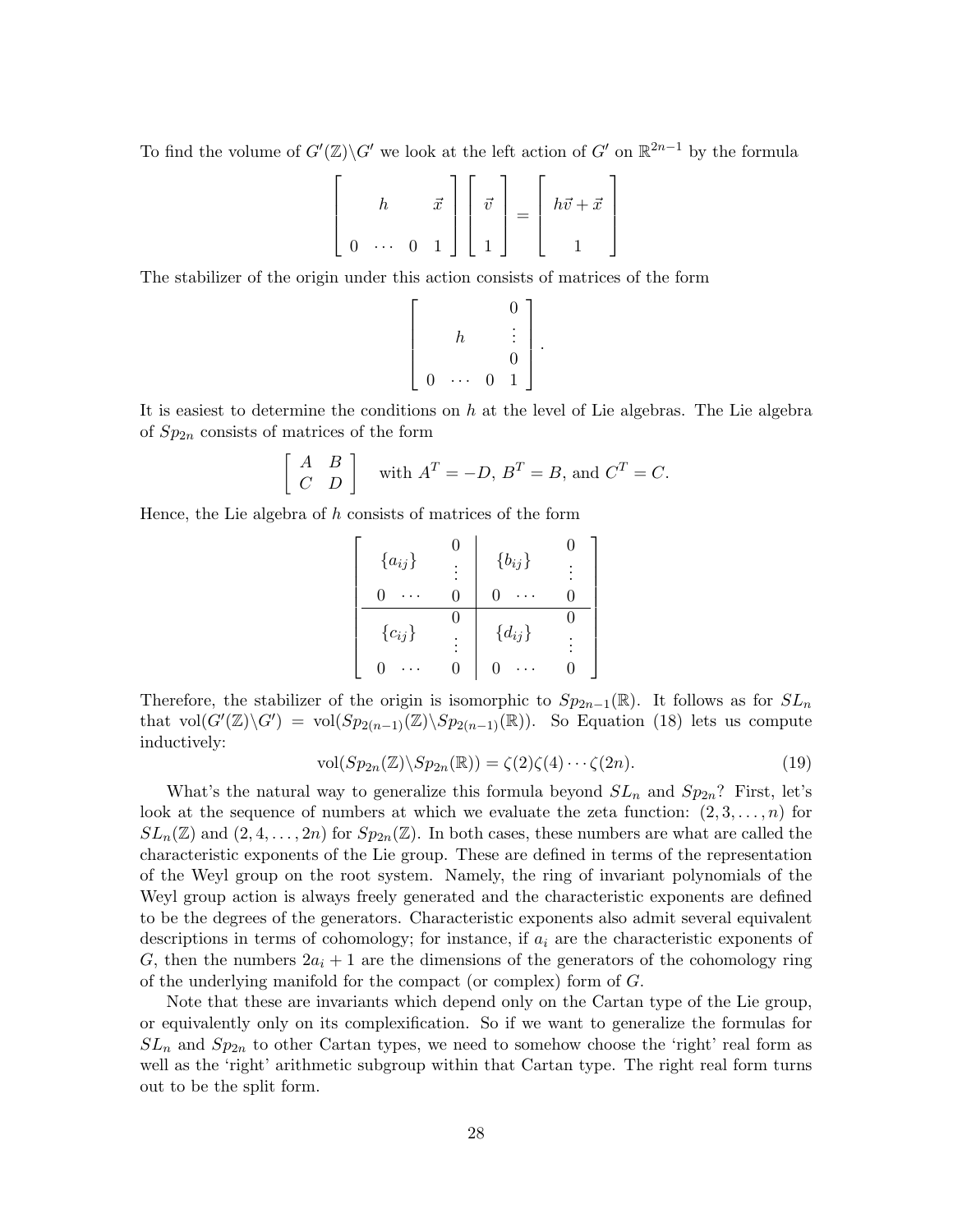To find the volume of $G'(\mathbb{Z})\backslash G'$ we look at the left action of $G'$ on $\mathbb{R}^{2n-1}$ by the formula

$$\left[\begin{array}{ccc|c} & h & & \vec{x} \\ & & & \\ 0 & \cdots & 0 & 1 \end{array}\right]\left[\begin{array}{c} \vec{v} \\ \\ 1 \end{array}\right] = \left[\begin{array}{c} h\vec{v}+\vec{x} \\ \\ 1 \end{array}\right]$$

The stabilizer of the origin under this action consists of matrices of the form

$$\left[\begin{array}{cccc} & & & 0 \\ & h & & \vdots \\ & & & 0 \\ 0 & \cdots & 0 & 1 \end{array}\right].$$

It is easiest to determine the conditions on $h$ at the level of Lie algebras. The Lie algebra of $Sp_{2n}$ consists of matrices of the form

$$\left[\begin{array}{cc} A & B \\ C & D \end{array}\right] \quad \text{with } A^T = -D,\ B^T = B, \text{ and } C^T = C.$$

Hence, the Lie algebra of $h$ consists of matrices of the form

$$\left[\begin{array}{cc|cc} \{a_{ij}\} & \begin{array}{c} 0 \\ \vdots \end{array} & \{b_{ij}\} & \begin{array}{c} 0 \\ \vdots \end{array} \\ 0 \quad \cdots & 0 & 0 \quad \cdots & 0 \\ \hline \{c_{ij}\} & \begin{array}{c} 0 \\ \vdots \end{array} & \{d_{ij}\} & \begin{array}{c} 0 \\ \vdots \end{array} \\ 0 \quad \cdots & 0 & 0 \quad \cdots & 0 \end{array}\right]$$

Therefore, the stabilizer of the origin is isomorphic to $Sp_{2n-1}(\mathbb{R})$. It follows as for $SL_n$ that $\mathrm{vol}(G'(\mathbb{Z})\backslash G') = \mathrm{vol}(Sp_{2(n-1)}(\mathbb{Z})\backslash Sp_{2(n-1)}(\mathbb{R}))$. So Equation (18) lets us compute inductively:

$$\mathrm{vol}(Sp_{2n}(\mathbb{Z})\backslash Sp_{2n}(\mathbb{R})) = \zeta(2)\zeta(4)\cdots\zeta(2n). \tag{19}$$

What's the natural way to generalize this formula beyond $SL_n$ and $Sp_{2n}$? First, let's look at the sequence of numbers at which we evaluate the zeta function: $(2, 3, \ldots, n)$ for $SL_n(\mathbb{Z})$ and $(2, 4, \ldots, 2n)$ for $Sp_{2n}(\mathbb{Z})$. In both cases, these numbers are what are called the characteristic exponents of the Lie group. These are defined in terms of the representation of the Weyl group on the root system. Namely, the ring of invariant polynomials of the Weyl group action is always freely generated and the characteristic exponents are defined to be the degrees of the generators. Characteristic exponents also admit several equivalent descriptions in terms of cohomology; for instance, if $a_i$ are the characteristic exponents of $G$, then the numbers $2a_i + 1$ are the dimensions of the generators of the cohomology ring of the underlying manifold for the compact (or complex) form of $G$.

Note that these are invariants which depend only on the Cartan type of the Lie group, or equivalently only on its complexification. So if we want to generalize the formulas for $SL_n$ and $Sp_{2n}$ to other Cartan types, we need to somehow choose the 'right' real form as well as the 'right' arithmetic subgroup within that Cartan type. The right real form turns out to be the split form.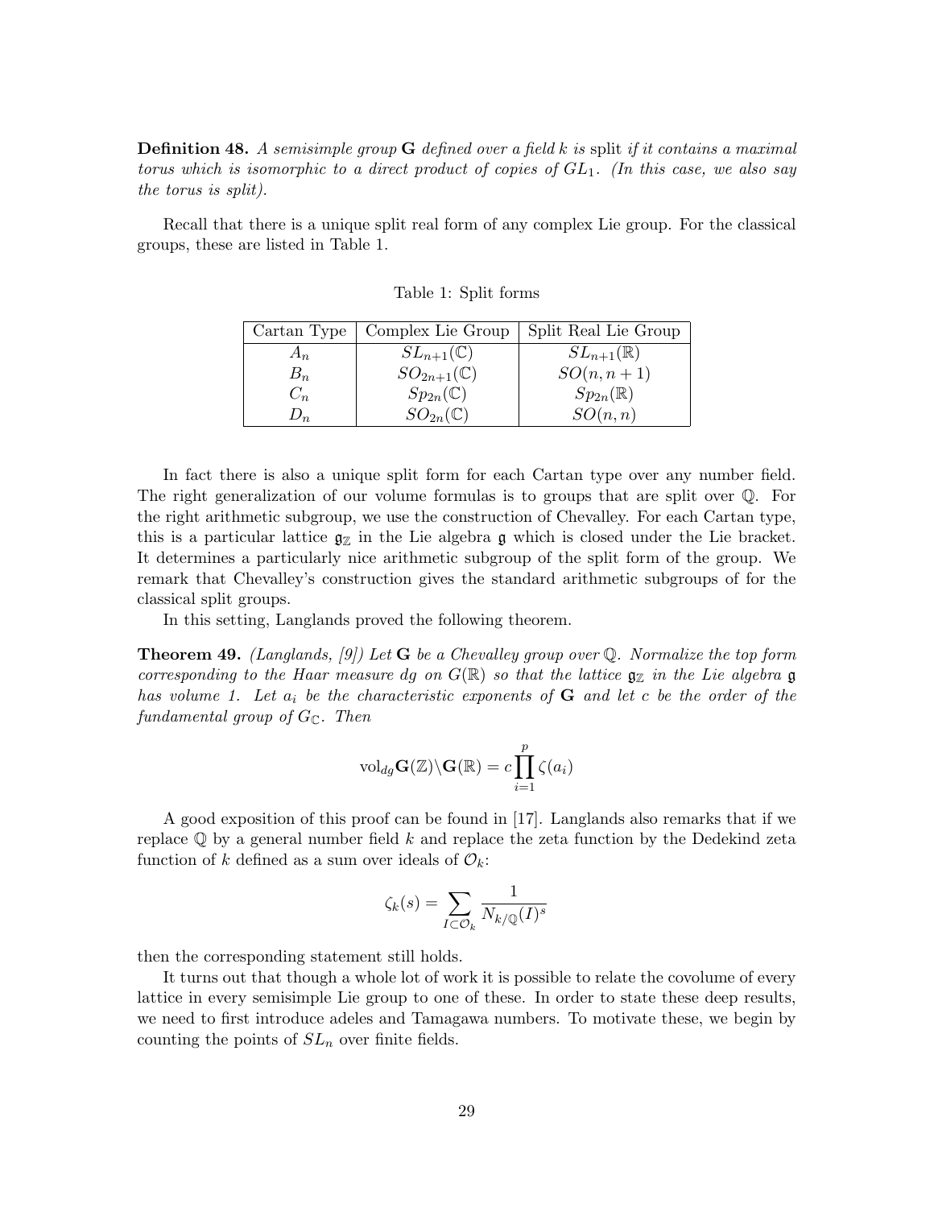**Definition 48.** *A semisimple group* $\mathbf{G}$ *defined over a field* $k$ *is* split *if it contains a maximal torus which is isomorphic to a direct product of copies of* $GL_1$*. (In this case, we also say the torus is split).*

Recall that there is a unique split real form of any complex Lie group. For the classical groups, these are listed in Table 1.

Table 1: Split forms

| Cartan Type | Complex Lie Group | Split Real Lie Group |
|---|---|---|
| $A_n$ | $SL_{n+1}(\mathbb{C})$ | $SL_{n+1}(\mathbb{R})$ |
| $B_n$ | $SO_{2n+1}(\mathbb{C})$ | $SO(n, n+1)$ |
| $C_n$ | $Sp_{2n}(\mathbb{C})$ | $Sp_{2n}(\mathbb{R})$ |
| $D_n$ | $SO_{2n}(\mathbb{C})$ | $SO(n, n)$ |

In fact there is also a unique split form for each Cartan type over any number field. The right generalization of our volume formulas is to groups that are split over $\mathbb{Q}$. For the right arithmetic subgroup, we use the construction of Chevalley. For each Cartan type, this is a particular lattice $\mathfrak{g}_\mathbb{Z}$ in the Lie algebra $\mathfrak{g}$ which is closed under the Lie bracket. It determines a particularly nice arithmetic subgroup of the split form of the group. We remark that Chevalley's construction gives the standard arithmetic subgroups of for the classical split groups.

In this setting, Langlands proved the following theorem.

**Theorem 49.** *(Langlands, [9]) Let* $\mathbf{G}$ *be a Chevalley group over* $\mathbb{Q}$*. Normalize the top form corresponding to the Haar measure* $dg$ *on* $G(\mathbb{R})$ *so that the lattice* $\mathfrak{g}_\mathbb{Z}$ *in the Lie algebra* $\mathfrak{g}$ *has volume 1. Let* $a_i$ *be the characteristic exponents of* $\mathbf{G}$ *and let* $c$ *be the order of the fundamental group of* $G_\mathbb{C}$*. Then*

$$\mathrm{vol}_{dg}\mathbf{G}(\mathbb{Z})\backslash\mathbf{G}(\mathbb{R}) = c\prod_{i=1}^{p}\zeta(a_i)$$

A good exposition of this proof can be found in [17]. Langlands also remarks that if we replace $\mathbb{Q}$ by a general number field $k$ and replace the zeta function by the Dedekind zeta function of $k$ defined as a sum over ideals of $\mathcal{O}_k$:

$$\zeta_k(s) = \sum_{I \subset \mathcal{O}_k} \frac{1}{N_{k/\mathbb{Q}}(I)^s}$$

then the corresponding statement still holds.

It turns out that though a whole lot of work it is possible to relate the covolume of every lattice in every semisimple Lie group to one of these. In order to state these deep results, we need to first introduce adeles and Tamagawa numbers. To motivate these, we begin by counting the points of $SL_n$ over finite fields.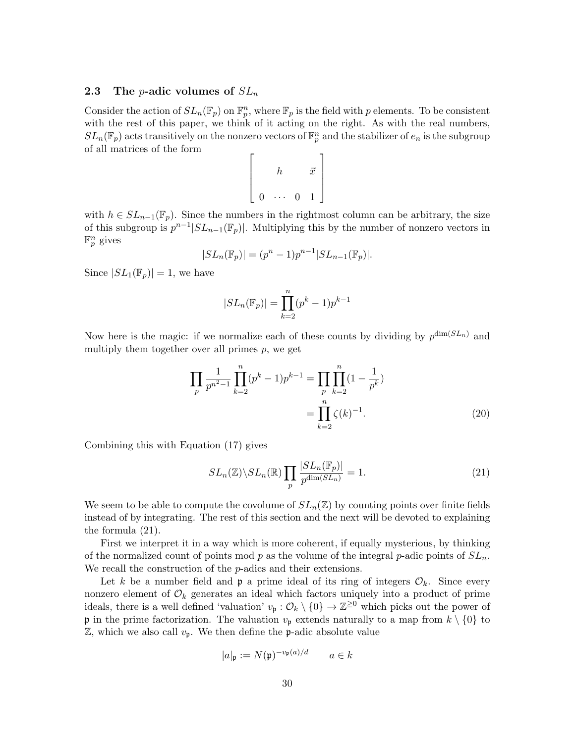### 2.3 The $p$-adic volumes of $SL_n$

Consider the action of $SL_n(\mathbb{F}_p)$ on $\mathbb{F}_p^n$, where $\mathbb{F}_p$ is the field with $p$ elements. To be consistent with the rest of this paper, we think of it acting on the right. As with the real numbers, $SL_n(\mathbb{F}_p)$ acts transitively on the nonzero vectors of $\mathbb{F}_p^n$ and the stabilizer of $e_n$ is the subgroup of all matrices of the form

$$\begin{bmatrix} & h & & \vec{x} \\ & & & \\ 0 & \cdots & 0 & 1 \end{bmatrix}$$

with $h \in SL_{n-1}(\mathbb{F}_p)$. Since the numbers in the rightmost column can be arbitrary, the size of this subgroup is $p^{n-1}|SL_{n-1}(\mathbb{F}_p)|$. Multiplying this by the number of nonzero vectors in $\mathbb{F}_p^n$ gives

$$|SL_n(\mathbb{F}_p)| = (p^n - 1)p^{n-1}|SL_{n-1}(\mathbb{F}_p)|.$$

Since $|SL_1(\mathbb{F}_p)| = 1$, we have

$$|SL_n(\mathbb{F}_p)| = \prod_{k=2}^{n}(p^k - 1)p^{k-1}$$

Now here is the magic: if we normalize each of these counts by dividing by $p^{\dim(SL_n)}$ and multiply them together over all primes $p$, we get

$$\begin{aligned} \prod_p \frac{1}{p^{n^2-1}} \prod_{k=2}^{n}(p^k - 1)p^{k-1} &= \prod_p \prod_{k=2}^{n}(1 - \frac{1}{p^k}) \\ &= \prod_{k=2}^{n} \zeta(k)^{-1}. \end{aligned} \tag{20}$$

Combining this with Equation (17) gives

$$SL_n(\mathbb{Z})\backslash SL_n(\mathbb{R}) \prod_p \frac{|SL_n(\mathbb{F}_p)|}{p^{\dim(SL_n)}} = 1. \tag{21}$$

We seem to be able to compute the covolume of $SL_n(\mathbb{Z})$ by counting points over finite fields instead of by integrating. The rest of this section and the next will be devoted to explaining the formula (21).

First we interpret it in a way which is more coherent, if equally mysterious, by thinking of the normalized count of points mod $p$ as the volume of the integral $p$-adic points of $SL_n$. We recall the construction of the $p$-adics and their extensions.

Let $k$ be a number field and $\mathfrak{p}$ a prime ideal of its ring of integers $\mathcal{O}_k$. Since every nonzero element of $\mathcal{O}_k$ generates an ideal which factors uniquely into a product of prime ideals, there is a well defined 'valuation' $v_\mathfrak{p} : \mathcal{O}_k \setminus \{0\} \to \mathbb{Z}^{\geq 0}$ which picks out the power of $\mathfrak{p}$ in the prime factorization. The valuation $v_\mathfrak{p}$ extends naturally to a map from $k \setminus \{0\}$ to $\mathbb{Z}$, which we also call $v_\mathfrak{p}$. We then define the $\mathfrak{p}$-adic absolute value

$$|a|_\mathfrak{p} := N(\mathfrak{p})^{-v_\mathfrak{p}(a)/d} \qquad a \in k$$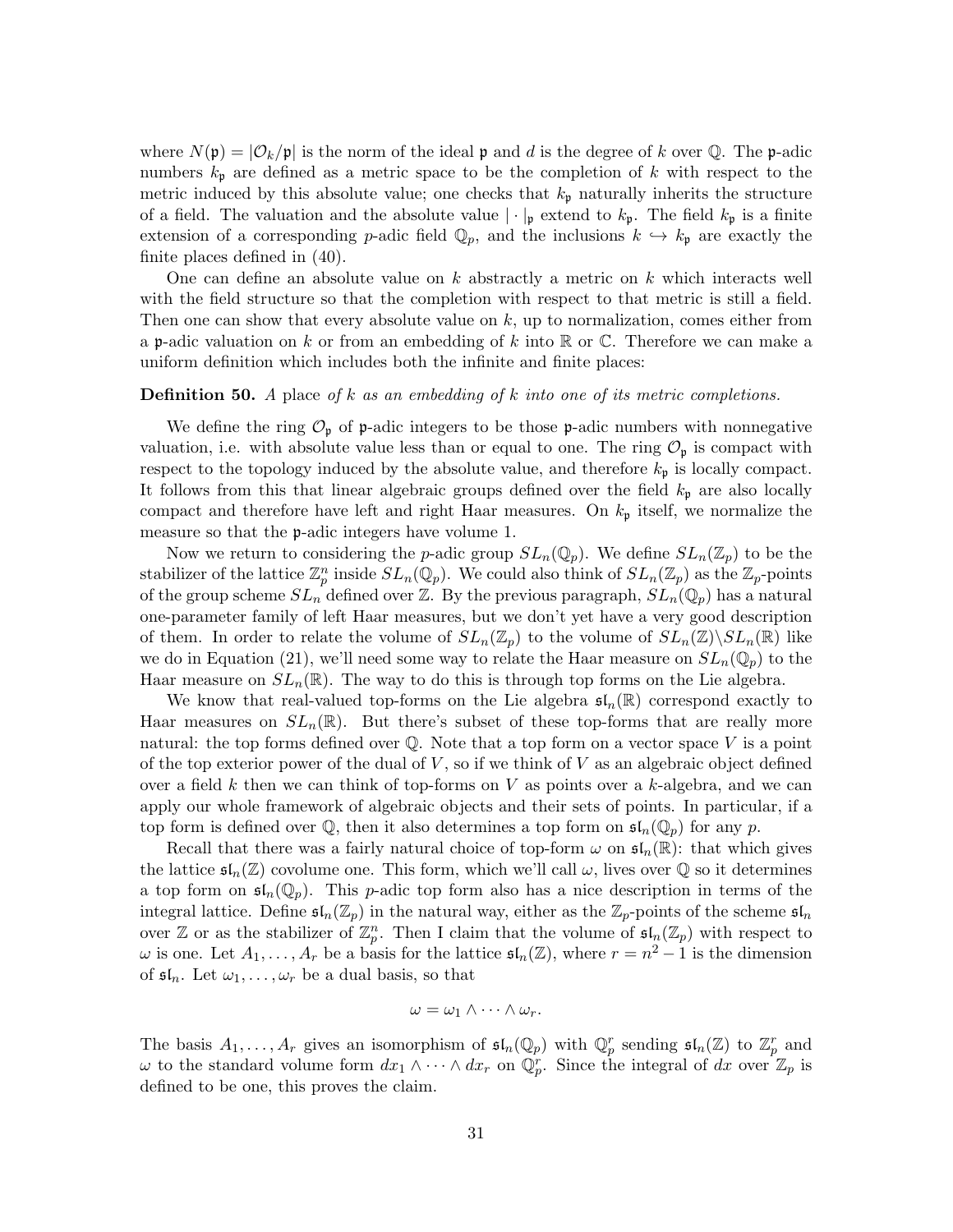where $N(\mathfrak{p}) = |\mathcal{O}_k/\mathfrak{p}|$ is the norm of the ideal $\mathfrak{p}$ and $d$ is the degree of $k$ over $\mathbb{Q}$. The $\mathfrak{p}$-adic numbers $k_\mathfrak{p}$ are defined as a metric space to be the completion of $k$ with respect to the metric induced by this absolute value; one checks that $k_\mathfrak{p}$ naturally inherits the structure of a field. The valuation and the absolute value $|\cdot|_\mathfrak{p}$ extend to $k_\mathfrak{p}$. The field $k_\mathfrak{p}$ is a finite extension of a corresponding $p$-adic field $\mathbb{Q}_p$, and the inclusions $k \hookrightarrow k_\mathfrak{p}$ are exactly the finite places defined in (40).

One can define an absolute value on $k$ abstractly a metric on $k$ which interacts well with the field structure so that the completion with respect to that metric is still a field. Then one can show that every absolute value on $k$, up to normalization, comes either from a $\mathfrak{p}$-adic valuation on $k$ or from an embedding of $k$ into $\mathbb{R}$ or $\mathbb{C}$. Therefore we can make a uniform definition which includes both the infinite and finite places:

**Definition 50.** *A* place *of $k$ as an embedding of $k$ into one of its metric completions.*

We define the ring $\mathcal{O}_\mathfrak{p}$ of $\mathfrak{p}$-adic integers to be those $\mathfrak{p}$-adic numbers with nonnegative valuation, i.e. with absolute value less than or equal to one. The ring $\mathcal{O}_\mathfrak{p}$ is compact with respect to the topology induced by the absolute value, and therefore $k_\mathfrak{p}$ is locally compact. It follows from this that linear algebraic groups defined over the field $k_\mathfrak{p}$ are also locally compact and therefore have left and right Haar measures. On $k_\mathfrak{p}$ itself, we normalize the measure so that the $\mathfrak{p}$-adic integers have volume 1.

Now we return to considering the $p$-adic group $SL_n(\mathbb{Q}_p)$. We define $SL_n(\mathbb{Z}_p)$ to be the stabilizer of the lattice $\mathbb{Z}_p^n$ inside $SL_n(\mathbb{Q}_p)$. We could also think of $SL_n(\mathbb{Z}_p)$ as the $\mathbb{Z}_p$-points of the group scheme $SL_n$ defined over $\mathbb{Z}$. By the previous paragraph, $SL_n(\mathbb{Q}_p)$ has a natural one-parameter family of left Haar measures, but we don't yet have a very good description of them. In order to relate the volume of $SL_n(\mathbb{Z}_p)$ to the volume of $SL_n(\mathbb{Z})\backslash SL_n(\mathbb{R})$ like we do in Equation (21), we'll need some way to relate the Haar measure on $SL_n(\mathbb{Q}_p)$ to the Haar measure on $SL_n(\mathbb{R})$. The way to do this is through top forms on the Lie algebra.

We know that real-valued top-forms on the Lie algebra $\mathfrak{sl}_n(\mathbb{R})$ correspond exactly to Haar measures on $SL_n(\mathbb{R})$. But there's subset of these top-forms that are really more natural: the top forms defined over $\mathbb{Q}$. Note that a top form on a vector space $V$ is a point of the top exterior power of the dual of $V$, so if we think of $V$ as an algebraic object defined over a field $k$ then we can think of top-forms on $V$ as points over a $k$-algebra, and we can apply our whole framework of algebraic objects and their sets of points. In particular, if a top form is defined over $\mathbb{Q}$, then it also determines a top form on $\mathfrak{sl}_n(\mathbb{Q}_p)$ for any $p$.

Recall that there was a fairly natural choice of top-form $\omega$ on $\mathfrak{sl}_n(\mathbb{R})$: that which gives the lattice $\mathfrak{sl}_n(\mathbb{Z})$ covolume one. This form, which we'll call $\omega$, lives over $\mathbb{Q}$ so it determines a top form on $\mathfrak{sl}_n(\mathbb{Q}_p)$. This $p$-adic top form also has a nice description in terms of the integral lattice. Define $\mathfrak{sl}_n(\mathbb{Z}_p)$ in the natural way, either as the $\mathbb{Z}_p$-points of the scheme $\mathfrak{sl}_n$ over $\mathbb{Z}$ or as the stabilizer of $\mathbb{Z}_p^n$. Then I claim that the volume of $\mathfrak{sl}_n(\mathbb{Z}_p)$ with respect to $\omega$ is one. Let $A_1, \ldots, A_r$ be a basis for the lattice $\mathfrak{sl}_n(\mathbb{Z})$, where $r = n^2 - 1$ is the dimension of $\mathfrak{sl}_n$. Let $\omega_1, \ldots, \omega_r$ be a dual basis, so that

$$\omega = \omega_1 \wedge \cdots \wedge \omega_r.$$

The basis $A_1, \ldots, A_r$ gives an isomorphism of $\mathfrak{sl}_n(\mathbb{Q}_p)$ with $\mathbb{Q}_p^r$ sending $\mathfrak{sl}_n(\mathbb{Z})$ to $\mathbb{Z}_p^r$ and $\omega$ to the standard volume form $dx_1 \wedge \cdots \wedge dx_r$ on $\mathbb{Q}_p^r$. Since the integral of $dx$ over $\mathbb{Z}_p$ is defined to be one, this proves the claim.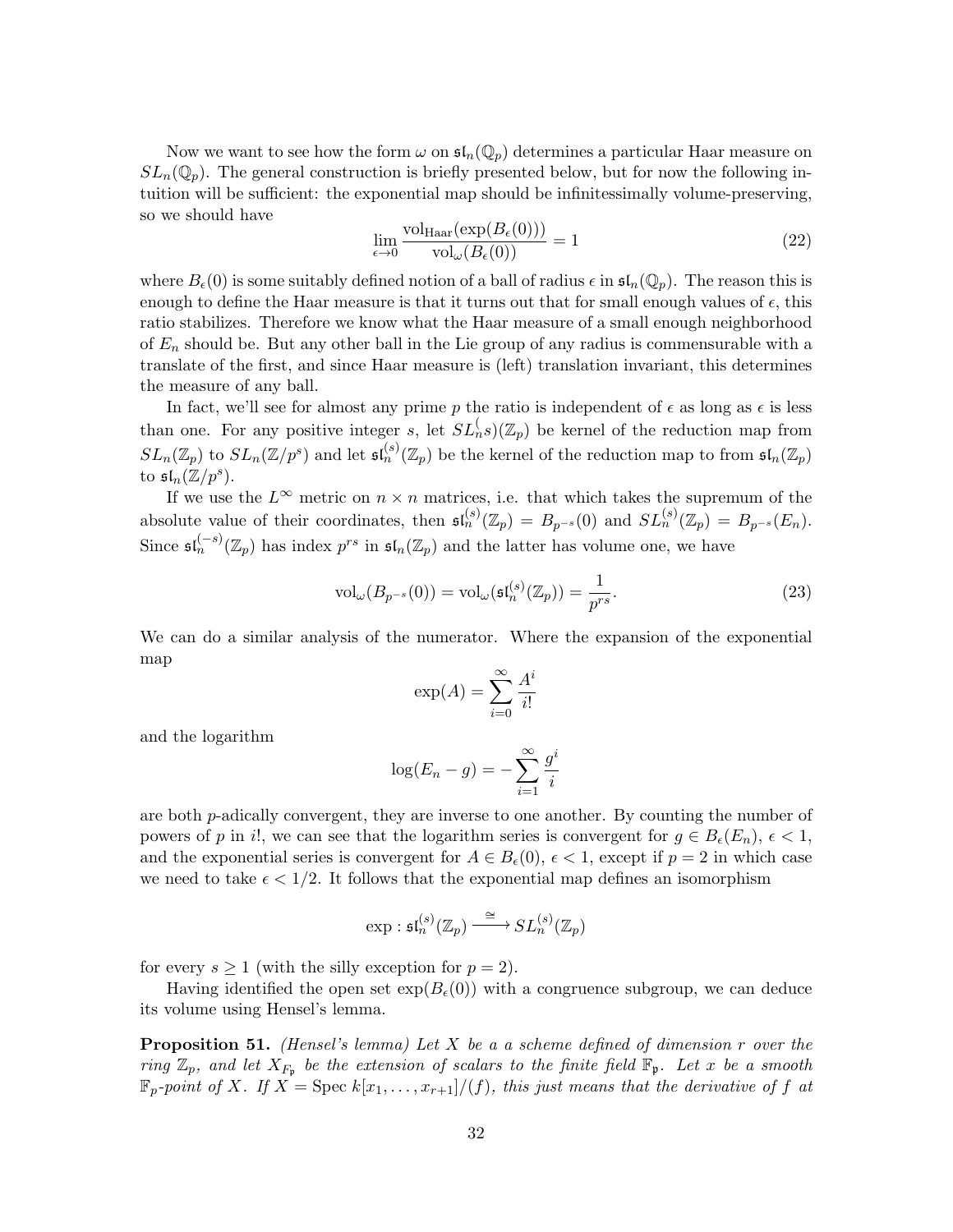Now we want to see how the form $\omega$ on $\mathfrak{sl}_n(\mathbb{Q}_p)$ determines a particular Haar measure on $SL_n(\mathbb{Q}_p)$. The general construction is briefly presented below, but for now the following intuition will be sufficient: the exponential map should be infinitessimally volume-preserving, so we should have

$$\lim_{\epsilon \to 0} \frac{\mathrm{vol}_{\mathrm{Haar}}(\exp(B_\epsilon(0)))}{\mathrm{vol}_\omega(B_\epsilon(0))} = 1 \tag{22}$$

where $B_\epsilon(0)$ is some suitably defined notion of a ball of radius $\epsilon$ in $\mathfrak{sl}_n(\mathbb{Q}_p)$. The reason this is enough to define the Haar measure is that it turns out that for small enough values of $\epsilon$, this ratio stabilizes. Therefore we know what the Haar measure of a small enough neighborhood of $E_n$ should be. But any other ball in the Lie group of any radius is commensurable with a translate of the first, and since Haar measure is (left) translation invariant, this determines the measure of any ball.

In fact, we'll see for almost any prime $p$ the ratio is independent of $\epsilon$ as long as $\epsilon$ is less than one. For any positive integer $s$, let $SL_n^{(}s)(\mathbb{Z}_p)$ be kernel of the reduction map from $SL_n(\mathbb{Z}_p)$ to $SL_n(\mathbb{Z}/p^s)$ and let $\mathfrak{sl}_n^{(s)}(\mathbb{Z}_p)$ be the kernel of the reduction map to from $\mathfrak{sl}_n(\mathbb{Z}_p)$ to $\mathfrak{sl}_n(\mathbb{Z}/p^s)$.

If we use the $L^\infty$ metric on $n \times n$ matrices, i.e. that which takes the supremum of the absolute value of their coordinates, then $\mathfrak{sl}_n^{(s)}(\mathbb{Z}_p) = B_{p^{-s}}(0)$ and $SL_n^{(s)}(\mathbb{Z}_p) = B_{p^{-s}}(E_n)$. Since $\mathfrak{sl}_n^{(-s)}(\mathbb{Z}_p)$ has index $p^{rs}$ in $\mathfrak{sl}_n(\mathbb{Z}_p)$ and the latter has volume one, we have

$$\mathrm{vol}_\omega(B_{p^{-s}}(0)) = \mathrm{vol}_\omega(\mathfrak{sl}_n^{(s)}(\mathbb{Z}_p)) = \frac{1}{p^{rs}}. \tag{23}$$

We can do a similar analysis of the numerator. Where the expansion of the exponential map

$$\exp(A) = \sum_{i=0}^{\infty} \frac{A^i}{i!}$$

and the logarithm

$$\log(E_n - g) = -\sum_{i=1}^{\infty} \frac{g^i}{i}$$

are both $p$-adically convergent, they are inverse to one another. By counting the number of powers of $p$ in $i!$, we can see that the logarithm series is convergent for $g \in B_\epsilon(E_n)$, $\epsilon < 1$, and the exponential series is convergent for $A \in B_\epsilon(0)$, $\epsilon < 1$, except if $p = 2$ in which case we need to take $\epsilon < 1/2$. It follows that the exponential map defines an isomorphism

$$\exp : \mathfrak{sl}_n^{(s)}(\mathbb{Z}_p) \xrightarrow{\cong} SL_n^{(s)}(\mathbb{Z}_p)$$

for every $s \geq 1$ (with the silly exception for $p = 2$).

Having identified the open set $\exp(B_\epsilon(0))$ with a congruence subgroup, we can deduce its volume using Hensel's lemma.

**Proposition 51.** *(Hensel's lemma) Let $X$ be a a scheme defined of dimension $r$ over the ring $\mathbb{Z}_p$, and let $X_{F_\mathfrak{p}}$ be the extension of scalars to the finite field $\mathbb{F}_\mathfrak{p}$. Let $x$ be a smooth $\mathbb{F}_p$-point of $X$. If $X = \mathrm{Spec}\ k[x_1, \ldots, x_{r+1}]/(f)$, this just means that the derivative of $f$ at*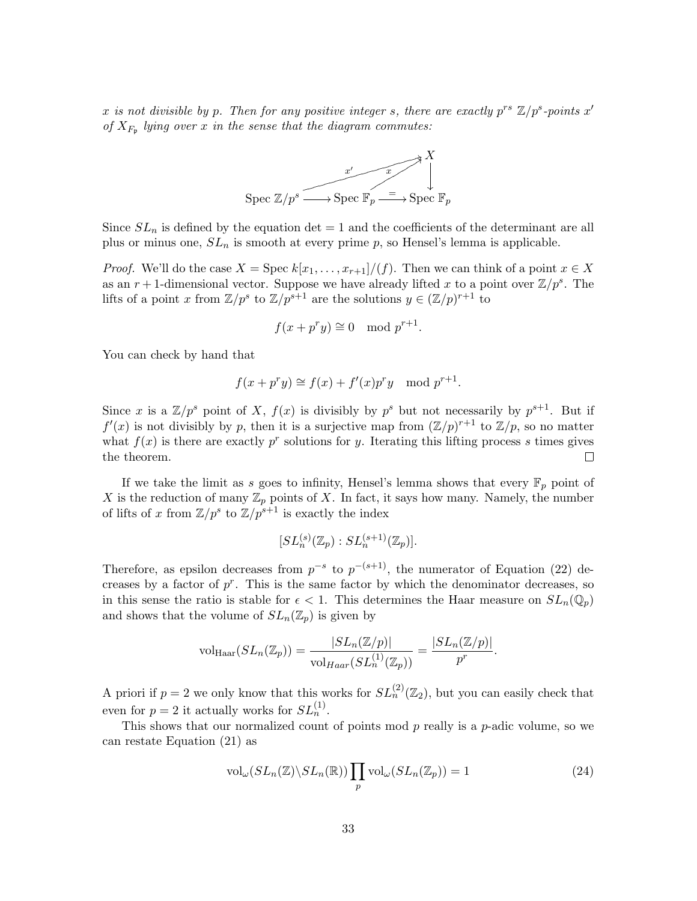*$x$ is not divisible by $p$. Then for any positive integer $s$, there are exactly $p^{rs}$ $\mathbb{Z}/p^s$-points $x'$ of $X_{F_\mathfrak{p}}$ lying over $x$ in the sense that the diagram commutes:*

$$\begin{array}{ccccc} & & & & X \\ & {\scriptstyle x'} \nearrow & & {\scriptstyle x} \nearrow & \downarrow \\ \text{Spec } \mathbb{Z}/p^s & \longrightarrow & \text{Spec } \mathbb{F}_p & \xrightarrow{=} & \text{Spec } \mathbb{F}_p \end{array}$$

Since $SL_n$ is defined by the equation det $= 1$ and the coefficients of the determinant are all plus or minus one, $SL_n$ is smooth at every prime $p$, so Hensel's lemma is applicable.

*Proof.* We'll do the case $X = \text{Spec } k[x_1, \ldots, x_{r+1}]/(f)$. Then we can think of a point $x \in X$ as an $r+1$-dimensional vector. Suppose we have already lifted $x$ to a point over $\mathbb{Z}/p^s$. The lifts of a point $x$ from $\mathbb{Z}/p^s$ to $\mathbb{Z}/p^{s+1}$ are the solutions $y \in (\mathbb{Z}/p)^{r+1}$ to

$$f(x + p^r y) \cong 0 \mod p^{r+1}.$$

You can check by hand that

$$f(x + p^r y) \cong f(x) + f'(x)p^r y \mod p^{r+1}.$$

Since $x$ is a $\mathbb{Z}/p^s$ point of $X$, $f(x)$ is divisibly by $p^s$ but not necessarily by $p^{s+1}$. But if $f'(x)$ is not divisibly by $p$, then it is a surjective map from $(\mathbb{Z}/p)^{r+1}$ to $\mathbb{Z}/p$, so no matter what $f(x)$ is there are exactly $p^r$ solutions for $y$. Iterating this lifting process $s$ times gives the theorem. $\square$

If we take the limit as $s$ goes to infinity, Hensel's lemma shows that every $\mathbb{F}_p$ point of $X$ is the reduction of many $\mathbb{Z}_p$ points of $X$. In fact, it says how many. Namely, the number of lifts of $x$ from $\mathbb{Z}/p^s$ to $\mathbb{Z}/p^{s+1}$ is exactly the index

$$[SL_n^{(s)}(\mathbb{Z}_p) : SL_n^{(s+1)}(\mathbb{Z}_p)].$$

Therefore, as epsilon decreases from $p^{-s}$ to $p^{-(s+1)}$, the numerator of Equation (22) decreases by a factor of $p^r$. This is the same factor by which the denominator decreases, so in this sense the ratio is stable for $\epsilon < 1$. This determines the Haar measure on $SL_n(\mathbb{Q}_p)$ and shows that the volume of $SL_n(\mathbb{Z}_p)$ is given by

$$\text{vol}_{\text{Haar}}(SL_n(\mathbb{Z}_p)) = \frac{|SL_n(\mathbb{Z}/p)|}{\text{vol}_{Haar}(SL_n^{(1)}(\mathbb{Z}_p))} = \frac{|SL_n(\mathbb{Z}/p)|}{p^r}.$$

A priori if $p = 2$ we only know that this works for $SL_n^{(2)}(\mathbb{Z}_2)$, but you can easily check that even for $p = 2$ it actually works for $SL_n^{(1)}$.

This shows that our normalized count of points mod $p$ really is a $p$-adic volume, so we can restate Equation (21) as

$$\text{vol}_\omega(SL_n(\mathbb{Z})\backslash SL_n(\mathbb{R})) \prod_p \text{vol}_\omega(SL_n(\mathbb{Z}_p)) = 1 \tag{24}$$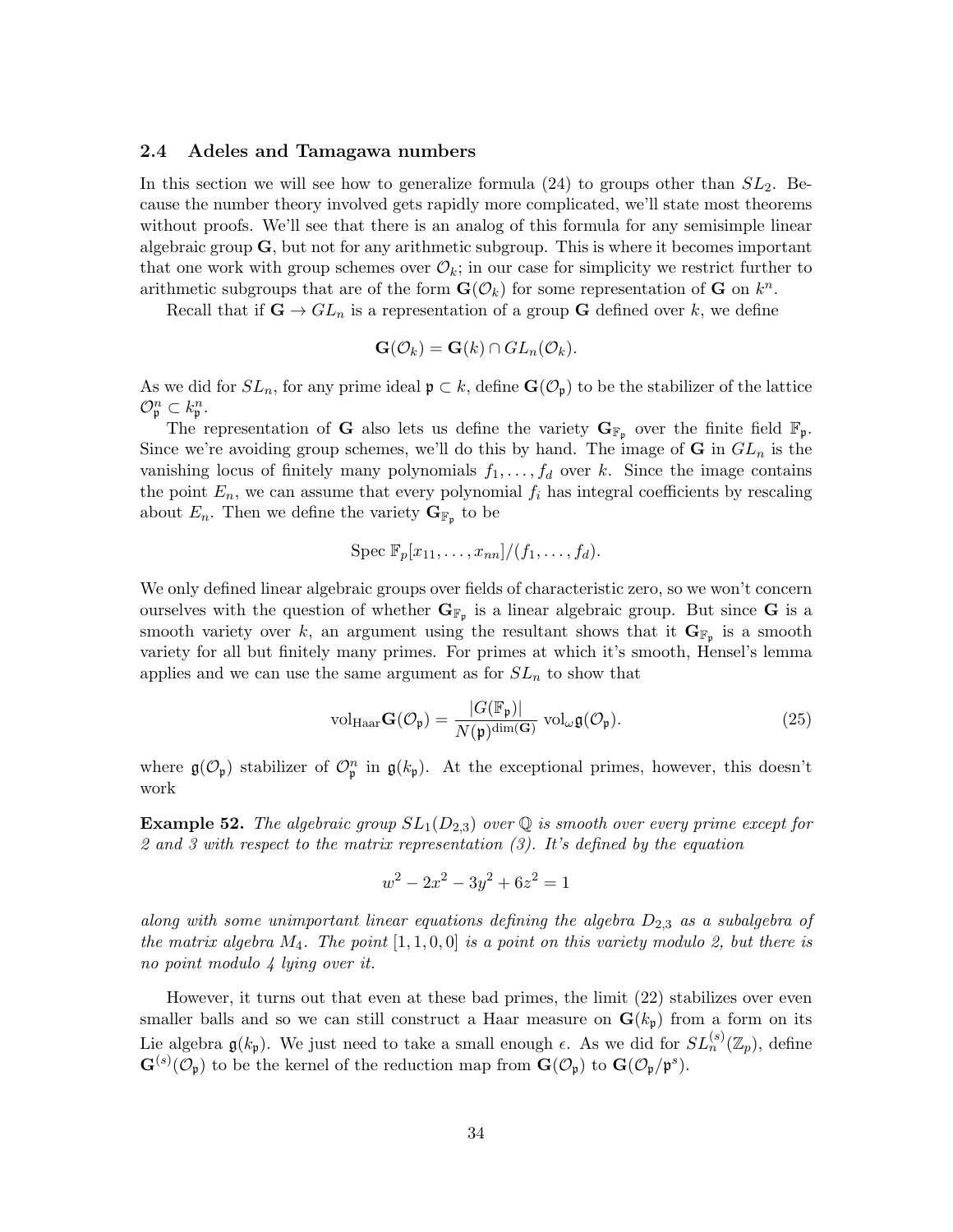### 2.4 Adeles and Tamagawa numbers

In this section we will see how to generalize formula (24) to groups other than $SL_2$. Because the number theory involved gets rapidly more complicated, we'll state most theorems without proofs. We'll see that there is an analog of this formula for any semisimple linear algebraic group $\mathbf{G}$, but not for any arithmetic subgroup. This is where it becomes important that one work with group schemes over $\mathcal{O}_k$; in our case for simplicity we restrict further to arithmetic subgroups that are of the form $\mathbf{G}(\mathcal{O}_k)$ for some representation of $\mathbf{G}$ on $k^n$.

Recall that if $\mathbf{G} \to GL_n$ is a representation of a group $\mathbf{G}$ defined over $k$, we define

$$\mathbf{G}(\mathcal{O}_k) = \mathbf{G}(k) \cap GL_n(\mathcal{O}_k).$$

As we did for $SL_n$, for any prime ideal $\mathfrak{p} \subset k$, define $\mathbf{G}(\mathcal{O}_\mathfrak{p})$ to be the stabilizer of the lattice $\mathcal{O}_\mathfrak{p}^n \subset k_\mathfrak{p}^n$.

The representation of $\mathbf{G}$ also lets us define the variety $\mathbf{G}_{\mathbb{F}_\mathfrak{p}}$ over the finite field $\mathbb{F}_\mathfrak{p}$. Since we're avoiding group schemes, we'll do this by hand. The image of $\mathbf{G}$ in $GL_n$ is the vanishing locus of finitely many polynomials $f_1, \ldots, f_d$ over $k$. Since the image contains the point $E_n$, we can assume that every polynomial $f_i$ has integral coefficients by rescaling about $E_n$. Then we define the variety $\mathbf{G}_{\mathbb{F}_\mathfrak{p}}$ to be

$$\operatorname{Spec} \mathbb{F}_p[x_{11}, \ldots, x_{nn}]/(f_1, \ldots, f_d).$$

We only defined linear algebraic groups over fields of characteristic zero, so we won't concern ourselves with the question of whether $\mathbf{G}_{\mathbb{F}_\mathfrak{p}}$ is a linear algebraic group. But since $\mathbf{G}$ is a smooth variety over $k$, an argument using the resultant shows that it $\mathbf{G}_{\mathbb{F}_\mathfrak{p}}$ is a smooth variety for all but finitely many primes. For primes at which it's smooth, Hensel's lemma applies and we can use the same argument as for $SL_n$ to show that

$$\mathrm{vol}_{\mathrm{Haar}}\mathbf{G}(\mathcal{O}_\mathfrak{p}) = \frac{|G(\mathbb{F}_\mathfrak{p})|}{N(\mathfrak{p})^{\dim(\mathbf{G})}} \ \mathrm{vol}_\omega \mathfrak{g}(\mathcal{O}_\mathfrak{p}). \tag{25}$$

where $\mathfrak{g}(\mathcal{O}_\mathfrak{p})$ stabilizer of $\mathcal{O}_\mathfrak{p}^n$ in $\mathfrak{g}(k_\mathfrak{p})$. At the exceptional primes, however, this doesn't work

**Example 52.** *The algebraic group $SL_1(D_{2,3})$ over $\mathbb{Q}$ is smooth over every prime except for 2 and 3 with respect to the matrix representation (3). It's defined by the equation*

$$w^2 - 2x^2 - 3y^2 + 6z^2 = 1$$

*along with some unimportant linear equations defining the algebra $D_{2,3}$ as a subalgebra of the matrix algebra $M_4$. The point $[1, 1, 0, 0]$ is a point on this variety modulo 2, but there is no point modulo 4 lying over it.*

However, it turns out that even at these bad primes, the limit (22) stabilizes over even smaller balls and so we can still construct a Haar measure on $\mathbf{G}(k_\mathfrak{p})$ from a form on its Lie algebra $\mathfrak{g}(k_\mathfrak{p})$. We just need to take a small enough $\epsilon$. As we did for $SL_n^{(s)}(\mathbb{Z}_p)$, define $\mathbf{G}^{(s)}(\mathcal{O}_\mathfrak{p})$ to be the kernel of the reduction map from $\mathbf{G}(\mathcal{O}_\mathfrak{p})$ to $\mathbf{G}(\mathcal{O}_\mathfrak{p}/\mathfrak{p}^s)$.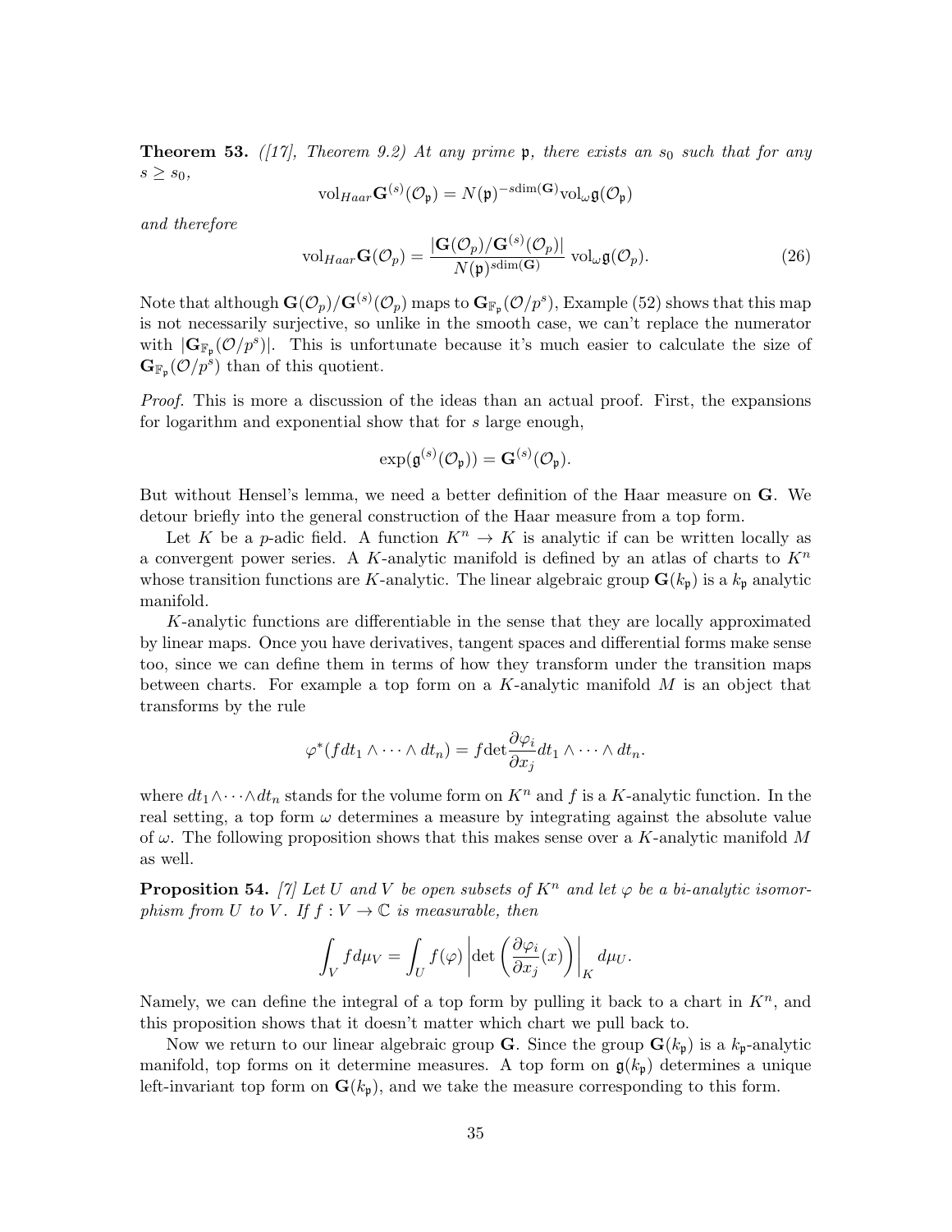**Theorem 53.** *([17], Theorem 9.2) At any prime $\mathfrak{p}$, there exists an $s_0$ such that for any $s \geq s_0$,*

$$\mathrm{vol}_{Haar}\mathbf{G}^{(s)}(\mathcal{O}_\mathfrak{p}) = N(\mathfrak{p})^{-s\dim(\mathbf{G})}\mathrm{vol}_\omega \mathfrak{g}(\mathcal{O}_\mathfrak{p})$$

*and therefore*

$$\mathrm{vol}_{Haar}\mathbf{G}(\mathcal{O}_p) = \frac{|\mathbf{G}(\mathcal{O}_p)/\mathbf{G}^{(s)}(\mathcal{O}_p)|}{N(\mathfrak{p})^{s\dim(\mathbf{G})}}\ \mathrm{vol}_\omega \mathfrak{g}(\mathcal{O}_p). \tag{26}$$

Note that although $\mathbf{G}(\mathcal{O}_p)/\mathbf{G}^{(s)}(\mathcal{O}_p)$ maps to $\mathbf{G}_{\mathbb{F}_\mathfrak{p}}(\mathcal{O}/p^s)$, Example (52) shows that this map is not necessarily surjective, so unlike in the smooth case, we can't replace the numerator with $|\mathbf{G}_{\mathbb{F}_\mathfrak{p}}(\mathcal{O}/p^s)|$. This is unfortunate because it's much easier to calculate the size of $\mathbf{G}_{\mathbb{F}_\mathfrak{p}}(\mathcal{O}/p^s)$ than of this quotient.

*Proof.* This is more a discussion of the ideas than an actual proof. First, the expansions for logarithm and exponential show that for $s$ large enough,

$$\exp(\mathfrak{g}^{(s)}(\mathcal{O}_\mathfrak{p})) = \mathbf{G}^{(s)}(\mathcal{O}_\mathfrak{p}).$$

But without Hensel's lemma, we need a better definition of the Haar measure on $\mathbf{G}$. We detour briefly into the general construction of the Haar measure from a top form.

Let $K$ be a $p$-adic field. A function $K^n \to K$ is analytic if can be written locally as a convergent power series. A $K$-analytic manifold is defined by an atlas of charts to $K^n$ whose transition functions are $K$-analytic. The linear algebraic group $\mathbf{G}(k_\mathfrak{p})$ is a $k_\mathfrak{p}$ analytic manifold.

$K$-analytic functions are differentiable in the sense that they are locally approximated by linear maps. Once you have derivatives, tangent spaces and differential forms make sense too, since we can define them in terms of how they transform under the transition maps between charts. For example a top form on a $K$-analytic manifold $M$ is an object that transforms by the rule

$$\varphi^*(f dt_1 \wedge \cdots \wedge dt_n) = f \det \frac{\partial \varphi_i}{\partial x_j} dt_1 \wedge \cdots \wedge dt_n.$$

where $dt_1 \wedge \cdots \wedge dt_n$ stands for the volume form on $K^n$ and $f$ is a $K$-analytic function. In the real setting, a top form $\omega$ determines a measure by integrating against the absolute value of $\omega$. The following proposition shows that this makes sense over a $K$-analytic manifold $M$ as well.

**Proposition 54.** *[7] Let $U$ and $V$ be open subsets of $K^n$ and let $\varphi$ be a bi-analytic isomorphism from $U$ to $V$. If $f : V \to \mathbb{C}$ is measurable, then*

$$\int_V f d\mu_V = \int_U f(\varphi) \left| \det\left(\frac{\partial \varphi_i}{\partial x_j}(x)\right)\right|_K d\mu_U.$$

Namely, we can define the integral of a top form by pulling it back to a chart in $K^n$, and this proposition shows that it doesn't matter which chart we pull back to.

Now we return to our linear algebraic group $\mathbf{G}$. Since the group $\mathbf{G}(k_\mathfrak{p})$ is a $k_\mathfrak{p}$-analytic manifold, top forms on it determine measures. A top form on $\mathfrak{g}(k_\mathfrak{p})$ determines a unique left-invariant top form on $\mathbf{G}(k_\mathfrak{p})$, and we take the measure corresponding to this form.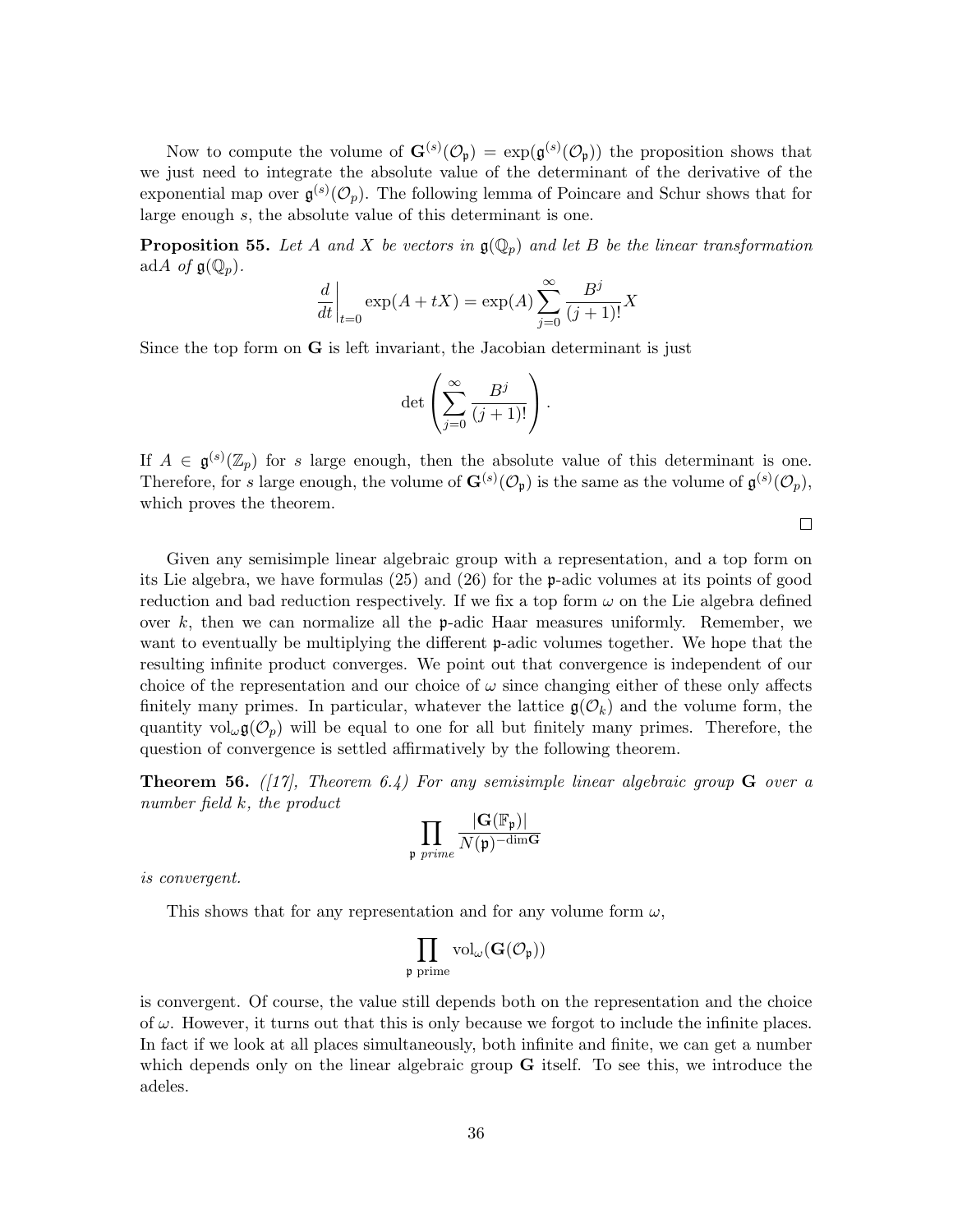Now to compute the volume of $\mathbf{G}^{(s)}(\mathcal{O}_\mathfrak{p}) = \exp(\mathfrak{g}^{(s)}(\mathcal{O}_\mathfrak{p}))$ the proposition shows that we just need to integrate the absolute value of the determinant of the derivative of the exponential map over $\mathfrak{g}^{(s)}(\mathcal{O}_p)$. The following lemma of Poincare and Schur shows that for large enough $s$, the absolute value of this determinant is one.

**Proposition 55.** *Let $A$ and $X$ be vectors in $\mathfrak{g}(\mathbb{Q}_p)$ and let $B$ be the linear transformation* ad$A$ *of $\mathfrak{g}(\mathbb{Q}_p)$.*

$$\left.\frac{d}{dt}\right|_{t=0} \exp(A + tX) = \exp(A) \sum_{j=0}^{\infty} \frac{B^j}{(j+1)!} X$$

Since the top form on $\mathbf{G}$ is left invariant, the Jacobian determinant is just

$$\det\left(\sum_{j=0}^{\infty} \frac{B^j}{(j+1)!}\right).$$

If $A \in \mathfrak{g}^{(s)}(\mathbb{Z}_p)$ for $s$ large enough, then the absolute value of this determinant is one. Therefore, for $s$ large enough, the volume of $\mathbf{G}^{(s)}(\mathcal{O}_\mathfrak{p})$ is the same as the volume of $\mathfrak{g}^{(s)}(\mathcal{O}_p)$, which proves the theorem.

□

Given any semisimple linear algebraic group with a representation, and a top form on its Lie algebra, we have formulas (25) and (26) for the $\mathfrak{p}$-adic volumes at its points of good reduction and bad reduction respectively. If we fix a top form $\omega$ on the Lie algebra defined over $k$, then we can normalize all the $\mathfrak{p}$-adic Haar measures uniformly. Remember, we want to eventually be multiplying the different $\mathfrak{p}$-adic volumes together. We hope that the resulting infinite product converges. We point out that convergence is independent of our choice of the representation and our choice of $\omega$ since changing either of these only affects finitely many primes. In particular, whatever the lattice $\mathfrak{g}(\mathcal{O}_k)$ and the volume form, the quantity $\mathrm{vol}_\omega \mathfrak{g}(\mathcal{O}_p)$ will be equal to one for all but finitely many primes. Therefore, the question of convergence is settled affirmatively by the following theorem.

**Theorem 56.** *([17], Theorem 6.4) For any semisimple linear algebraic group $\mathbf{G}$ over a number field $k$, the product*

$$\prod_{\mathfrak{p} \text{ prime}} \frac{|\mathbf{G}(\mathbb{F}_\mathfrak{p})|}{N(\mathfrak{p})^{-\dim \mathbf{G}}}$$

*is convergent.*

This shows that for any representation and for any volume form $\omega$,

$$\prod_{\mathfrak{p} \text{ prime}} \mathrm{vol}_\omega(\mathbf{G}(\mathcal{O}_\mathfrak{p}))$$

is convergent. Of course, the value still depends both on the representation and the choice of $\omega$. However, it turns out that this is only because we forgot to include the infinite places. In fact if we look at all places simultaneously, both infinite and finite, we can get a number which depends only on the linear algebraic group $\mathbf{G}$ itself. To see this, we introduce the adeles.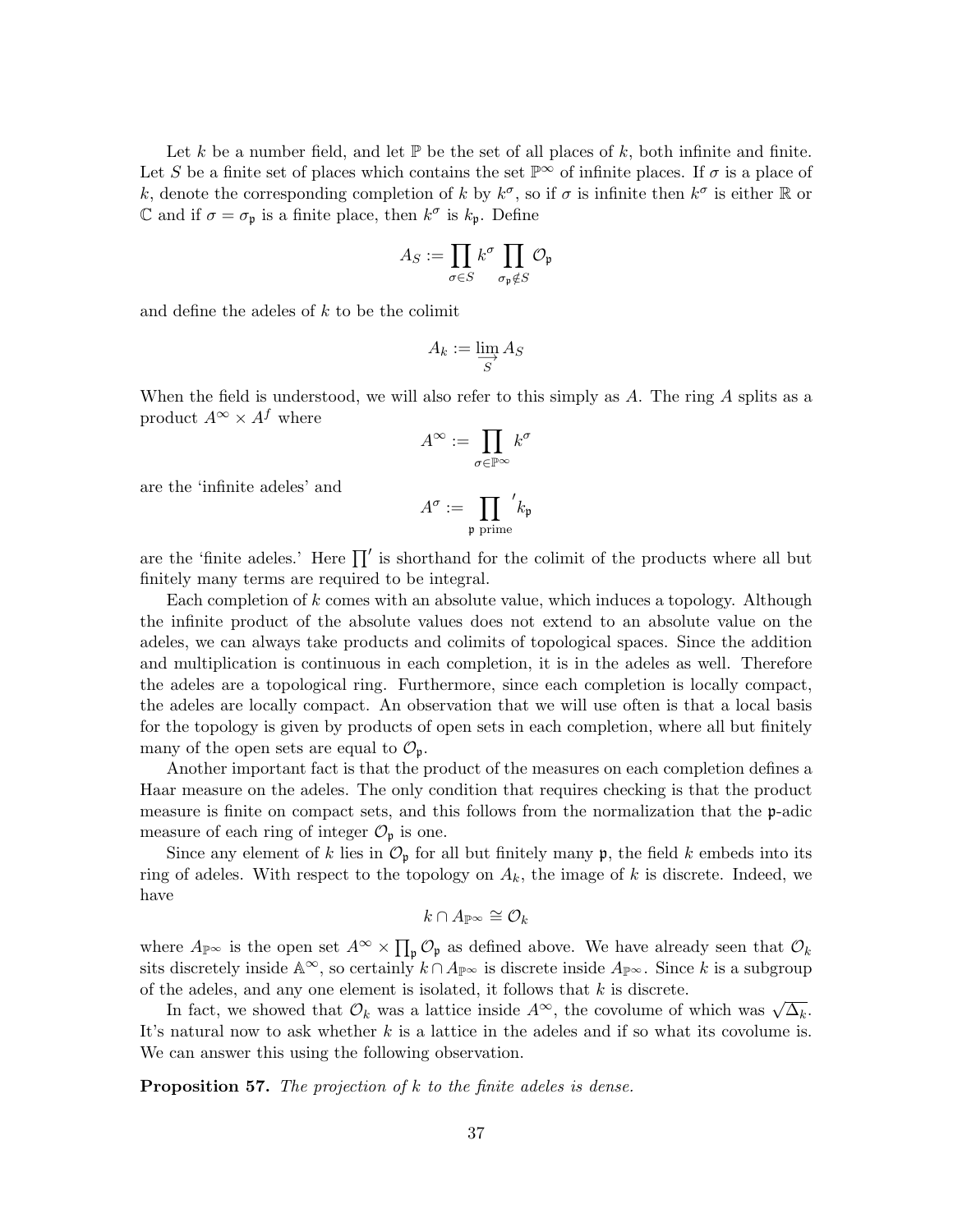Let $k$ be a number field, and let $\mathbb{P}$ be the set of all places of $k$, both infinite and finite. Let $S$ be a finite set of places which contains the set $\mathbb{P}^\infty$ of infinite places. If $\sigma$ is a place of $k$, denote the corresponding completion of $k$ by $k^\sigma$, so if $\sigma$ is infinite then $k^\sigma$ is either $\mathbb{R}$ or $\mathbb{C}$ and if $\sigma = \sigma_\mathfrak{p}$ is a finite place, then $k^\sigma$ is $k_\mathfrak{p}$. Define

$$A_S := \prod_{\sigma \in S} k^\sigma \prod_{\sigma_\mathfrak{p} \notin S} \mathcal{O}_\mathfrak{p}$$

and define the adeles of $k$ to be the colimit

$$A_k := \varinjlim_S A_S$$

When the field is understood, we will also refer to this simply as $A$. The ring $A$ splits as a product $A^\infty \times A^f$ where

$$A^\infty := \prod_{\sigma \in \mathbb{P}^\infty} k^\sigma$$

are the 'infinite adeles' and

$$A^\sigma := \prod_{\mathfrak{p} \text{ prime}}{}' k_\mathfrak{p}$$

are the 'finite adeles.' Here $\prod'$ is shorthand for the colimit of the products where all but finitely many terms are required to be integral.

Each completion of $k$ comes with an absolute value, which induces a topology. Although the infinite product of the absolute values does not extend to an absolute value on the adeles, we can always take products and colimits of topological spaces. Since the addition and multiplication is continuous in each completion, it is in the adeles as well. Therefore the adeles are a topological ring. Furthermore, since each completion is locally compact, the adeles are locally compact. An observation that we will use often is that a local basis for the topology is given by products of open sets in each completion, where all but finitely many of the open sets are equal to $\mathcal{O}_\mathfrak{p}$.

Another important fact is that the product of the measures on each completion defines a Haar measure on the adeles. The only condition that requires checking is that the product measure is finite on compact sets, and this follows from the normalization that the $\mathfrak{p}$-adic measure of each ring of integer $\mathcal{O}_\mathfrak{p}$ is one.

Since any element of $k$ lies in $\mathcal{O}_\mathfrak{p}$ for all but finitely many $\mathfrak{p}$, the field $k$ embeds into its ring of adeles. With respect to the topology on $A_k$, the image of $k$ is discrete. Indeed, we have

$$k \cap A_{\mathbb{P}^\infty} \cong \mathcal{O}_k$$

where $A_{\mathbb{P}^\infty}$ is the open set $A^\infty \times \prod_\mathfrak{p} \mathcal{O}_\mathfrak{p}$ as defined above. We have already seen that $\mathcal{O}_k$ sits discretely inside $\mathbb{A}^\infty$, so certainly $k \cap A_{\mathbb{P}^\infty}$ is discrete inside $A_{\mathbb{P}^\infty}$. Since $k$ is a subgroup of the adeles, and any one element is isolated, it follows that $k$ is discrete.

In fact, we showed that $\mathcal{O}_k$ was a lattice inside $A^\infty$, the covolume of which was $\sqrt{\Delta_k}$. It's natural now to ask whether $k$ is a lattice in the adeles and if so what its covolume is. We can answer this using the following observation.

**Proposition 57.** *The projection of $k$ to the finite adeles is dense.*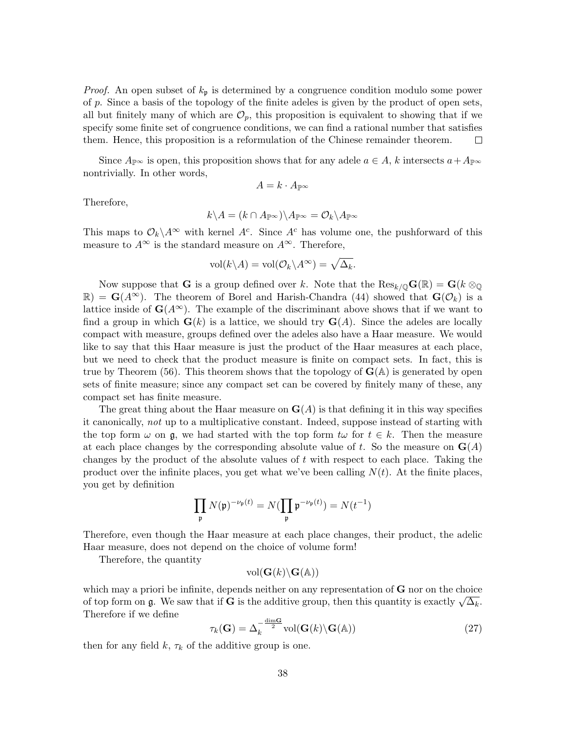*Proof.* An open subset of $k_\mathfrak{p}$ is determined by a congruence condition modulo some power of $p$. Since a basis of the topology of the finite adeles is given by the product of open sets, all but finitely many of which are $\mathcal{O}_p$, this proposition is equivalent to showing that if we specify some finite set of congruence conditions, we can find a rational number that satisfies them. Hence, this proposition is a reformulation of the Chinese remainder theorem. □

Since $A_{\mathbb{P}^\infty}$ is open, this proposition shows that for any adele $a \in A$, $k$ intersects $a + A_{\mathbb{P}^\infty}$ nontrivially. In other words,

$$A = k \cdot A_{\mathbb{P}^\infty}$$

Therefore,

$$k \backslash A = (k \cap A_{\mathbb{P}^\infty}) \backslash A_{\mathbb{P}^\infty} = \mathcal{O}_k \backslash A_{\mathbb{P}^\infty}$$

This maps to $\mathcal{O}_k \backslash A^\infty$ with kernel $A^c$. Since $A^c$ has volume one, the pushforward of this measure to $A^\infty$ is the standard measure on $A^\infty$. Therefore,

$$\text{vol}(k \backslash A) = \text{vol}(\mathcal{O}_k \backslash A^\infty) = \sqrt{\Delta_k}.$$

Now suppose that $\mathbf{G}$ is a group defined over $k$. Note that the $\text{Res}_{k/\mathbb{Q}}\mathbf{G}(\mathbb{R}) = \mathbf{G}(k \otimes_\mathbb{Q} \mathbb{R}) = \mathbf{G}(A^\infty)$. The theorem of Borel and Harish-Chandra (44) showed that $\mathbf{G}(\mathcal{O}_k)$ is a lattice inside of $\mathbf{G}(A^\infty)$. The example of the discriminant above shows that if we want to find a group in which $\mathbf{G}(k)$ is a lattice, we should try $\mathbf{G}(A)$. Since the adeles are locally compact with measure, groups defined over the adeles also have a Haar measure. We would like to say that this Haar measure is just the product of the Haar measures at each place, but we need to check that the product measure is finite on compact sets. In fact, this is true by Theorem (56). This theorem shows that the topology of $\mathbf{G}(\mathbb{A})$ is generated by open sets of finite measure; since any compact set can be covered by finitely many of these, any compact set has finite measure.

The great thing about the Haar measure on $\mathbf{G}(A)$ is that defining it in this way specifies it canonically, *not* up to a multiplicative constant. Indeed, suppose instead of starting with the top form $\omega$ on $\mathfrak{g}$, we had started with the top form $t\omega$ for $t \in k$. Then the measure at each place changes by the corresponding absolute value of $t$. So the measure on $\mathbf{G}(A)$ changes by the product of the absolute values of $t$ with respect to each place. Taking the product over the infinite places, you get what we've been calling $N(t)$. At the finite places, you get by definition

$$\prod_\mathfrak{p} N(\mathfrak{p})^{-\nu_\mathfrak{p}(t)} = N(\prod_\mathfrak{p} \mathfrak{p}^{-\nu_\mathfrak{p}(t)}) = N(t^{-1})$$

Therefore, even though the Haar measure at each place changes, their product, the adelic Haar measure, does not depend on the choice of volume form!

Therefore, the quantity

$$\text{vol}(\mathbf{G}(k) \backslash \mathbf{G}(\mathbb{A}))$$

which may a priori be infinite, depends neither on any representation of $\mathbf{G}$ nor on the choice of top form on $\mathfrak{g}$. We saw that if $\mathbf{G}$ is the additive group, then this quantity is exactly $\sqrt{\Delta_k}$. Therefore if we define

$$\tau_k(\mathbf{G}) = \Delta_k^{-\frac{\dim \mathbf{G}}{2}} \text{vol}(\mathbf{G}(k) \backslash \mathbf{G}(\mathbb{A})) \tag{27}$$

then for any field $k$, $\tau_k$ of the additive group is one.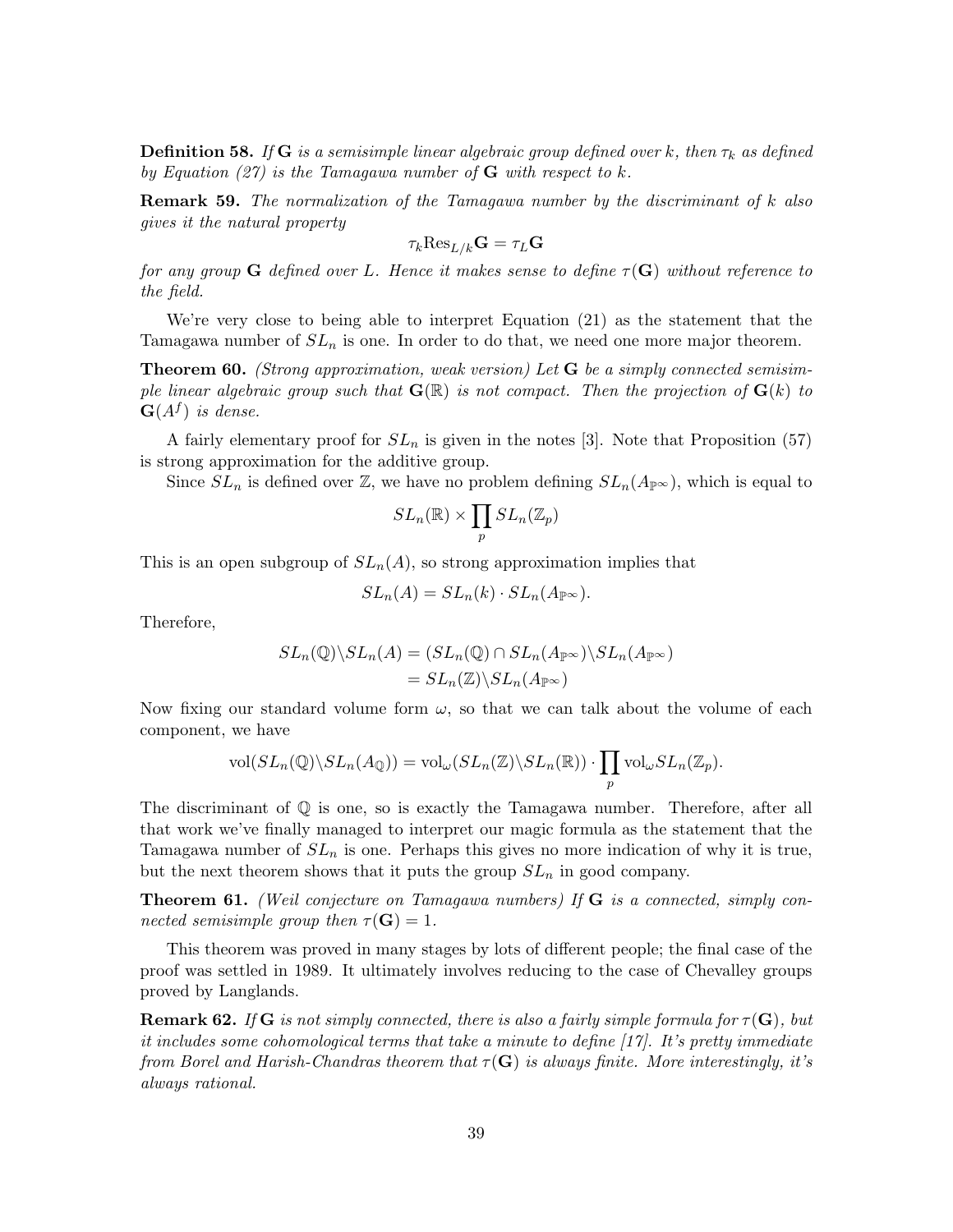**Definition 58.** *If $\mathbf{G}$ is a semisimple linear algebraic group defined over $k$, then $\tau_k$ as defined by Equation (27) is the Tamagawa number of $\mathbf{G}$ with respect to $k$.*

**Remark 59.** *The normalization of the Tamagawa number by the discriminant of $k$ also gives it the natural property*

$$\tau_k \mathrm{Res}_{L/k}\mathbf{G} = \tau_L \mathbf{G}$$

*for any group $\mathbf{G}$ defined over $L$. Hence it makes sense to define $\tau(\mathbf{G})$ without reference to the field.*

We're very close to being able to interpret Equation (21) as the statement that the Tamagawa number of $SL_n$ is one. In order to do that, we need one more major theorem.

**Theorem 60.** *(Strong approximation, weak version) Let $\mathbf{G}$ be a simply connected semisimple linear algebraic group such that $\mathbf{G}(\mathbb{R})$ is not compact. Then the projection of $\mathbf{G}(k)$ to $\mathbf{G}(A^f)$ is dense.*

A fairly elementary proof for $SL_n$ is given in the notes [3]. Note that Proposition (57) is strong approximation for the additive group.

Since $SL_n$ is defined over $\mathbb{Z}$, we have no problem defining $SL_n(A_{\mathbb{P}^\infty})$, which is equal to

$$SL_n(\mathbb{R}) \times \prod_p SL_n(\mathbb{Z}_p)$$

This is an open subgroup of $SL_n(A)$, so strong approximation implies that

$$SL_n(A) = SL_n(k) \cdot SL_n(A_{\mathbb{P}^\infty}).$$

Therefore,

$$\begin{aligned} SL_n(\mathbb{Q}) \backslash SL_n(A) &= (SL_n(\mathbb{Q}) \cap SL_n(A_{\mathbb{P}^\infty}) \backslash SL_n(A_{\mathbb{P}^\infty}) \\ &= SL_n(\mathbb{Z}) \backslash SL_n(A_{\mathbb{P}^\infty}) \end{aligned}$$

Now fixing our standard volume form $\omega$, so that we can talk about the volume of each component, we have

$$\mathrm{vol}(SL_n(\mathbb{Q}) \backslash SL_n(A_{\mathbb{Q}})) = \mathrm{vol}_\omega(SL_n(\mathbb{Z}) \backslash SL_n(\mathbb{R})) \cdot \prod_p \mathrm{vol}_\omega SL_n(\mathbb{Z}_p).$$

The discriminant of $\mathbb{Q}$ is one, so is exactly the Tamagawa number. Therefore, after all that work we've finally managed to interpret our magic formula as the statement that the Tamagawa number of $SL_n$ is one. Perhaps this gives no more indication of why it is true, but the next theorem shows that it puts the group $SL_n$ in good company.

**Theorem 61.** *(Weil conjecture on Tamagawa numbers) If $\mathbf{G}$ is a connected, simply connected semisimple group then $\tau(\mathbf{G}) = 1$.*

This theorem was proved in many stages by lots of different people; the final case of the proof was settled in 1989. It ultimately involves reducing to the case of Chevalley groups proved by Langlands.

**Remark 62.** *If $\mathbf{G}$ is not simply connected, there is also a fairly simple formula for $\tau(\mathbf{G})$, but it includes some cohomological terms that take a minute to define [17]. It's pretty immediate from Borel and Harish-Chandras theorem that $\tau(\mathbf{G})$ is always finite. More interestingly, it's always rational.*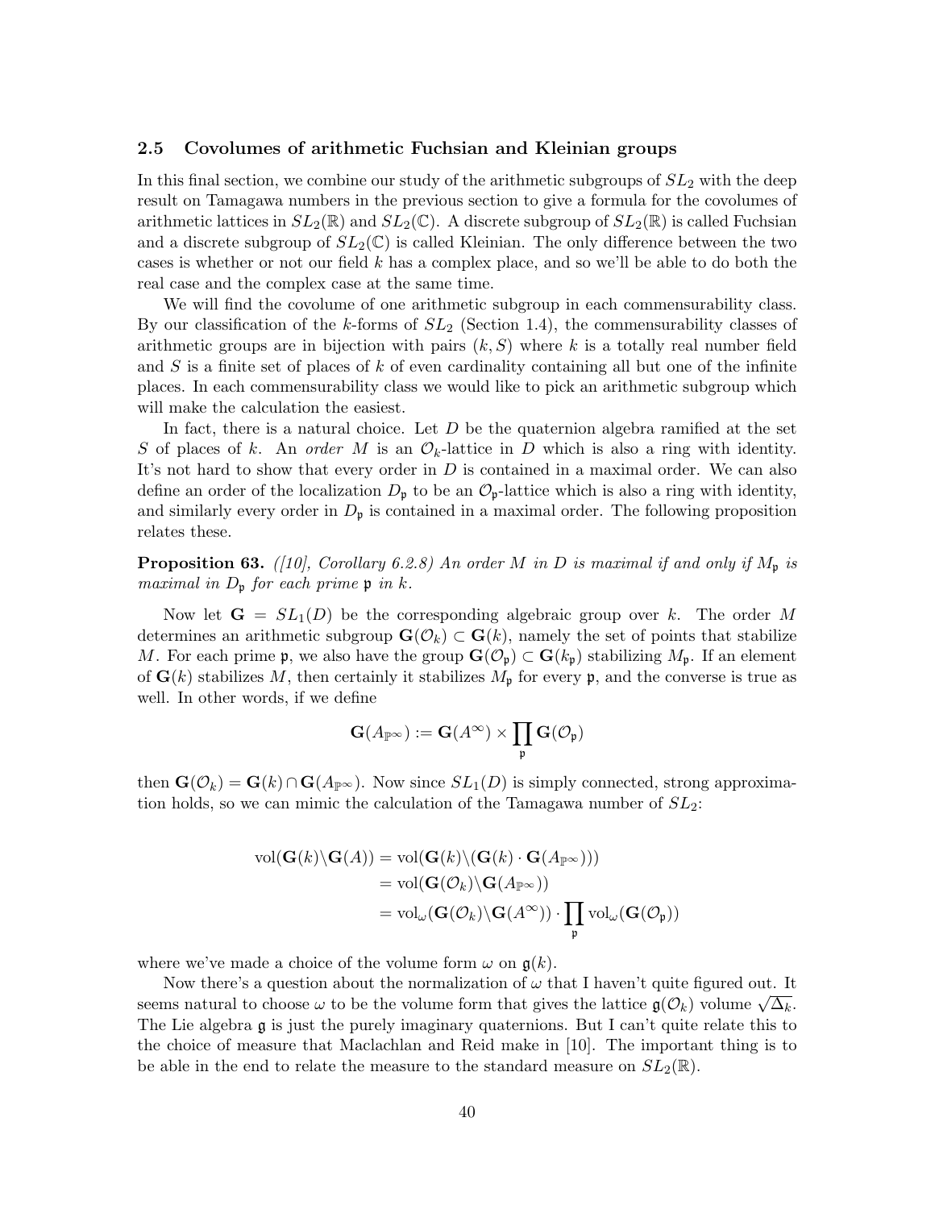### 2.5 Covolumes of arithmetic Fuchsian and Kleinian groups

In this final section, we combine our study of the arithmetic subgroups of $SL_2$ with the deep result on Tamagawa numbers in the previous section to give a formula for the covolumes of arithmetic lattices in $SL_2(\mathbb{R})$ and $SL_2(\mathbb{C})$. A discrete subgroup of $SL_2(\mathbb{R})$ is called Fuchsian and a discrete subgroup of $SL_2(\mathbb{C})$ is called Kleinian. The only difference between the two cases is whether or not our field $k$ has a complex place, and so we'll be able to do both the real case and the complex case at the same time.

We will find the covolume of one arithmetic subgroup in each commensurability class. By our classification of the $k$-forms of $SL_2$ (Section 1.4), the commensurability classes of arithmetic groups are in bijection with pairs $(k, S)$ where $k$ is a totally real number field and $S$ is a finite set of places of $k$ of even cardinality containing all but one of the infinite places. In each commensurability class we would like to pick an arithmetic subgroup which will make the calculation the easiest.

In fact, there is a natural choice. Let $D$ be the quaternion algebra ramified at the set $S$ of places of $k$. An *order* $M$ is an $\mathcal{O}_k$-lattice in $D$ which is also a ring with identity. It's not hard to show that every order in $D$ is contained in a maximal order. We can also define an order of the localization $D_\mathfrak{p}$ to be an $\mathcal{O}_\mathfrak{p}$-lattice which is also a ring with identity, and similarly every order in $D_\mathfrak{p}$ is contained in a maximal order. The following proposition relates these.

**Proposition 63.** *([10], Corollary 6.2.8) An order $M$ in $D$ is maximal if and only if $M_\mathfrak{p}$ is maximal in $D_\mathfrak{p}$ for each prime $\mathfrak{p}$ in $k$.*

Now let $\mathbf{G} = SL_1(D)$ be the corresponding algebraic group over $k$. The order $M$ determines an arithmetic subgroup $\mathbf{G}(\mathcal{O}_k) \subset \mathbf{G}(k)$, namely the set of points that stabilize $M$. For each prime $\mathfrak{p}$, we also have the group $\mathbf{G}(\mathcal{O}_\mathfrak{p}) \subset \mathbf{G}(k_\mathfrak{p})$ stabilizing $M_\mathfrak{p}$. If an element of $\mathbf{G}(k)$ stabilizes $M$, then certainly it stabilizes $M_\mathfrak{p}$ for every $\mathfrak{p}$, and the converse is true as well. In other words, if we define

$$\mathbf{G}(A_{\mathbb{P}^\infty}) := \mathbf{G}(A^\infty) \times \prod_{\mathfrak{p}} \mathbf{G}(\mathcal{O}_\mathfrak{p})$$

then $\mathbf{G}(\mathcal{O}_k) = \mathbf{G}(k) \cap \mathbf{G}(A_{\mathbb{P}^\infty})$. Now since $SL_1(D)$ is simply connected, strong approximation holds, so we can mimic the calculation of the Tamagawa number of $SL_2$:

$$\begin{aligned}
\mathrm{vol}(\mathbf{G}(k)\backslash\mathbf{G}(A)) &= \mathrm{vol}(\mathbf{G}(k)\backslash(\mathbf{G}(k) \cdot \mathbf{G}(A_{\mathbb{P}^\infty}))) \\
&= \mathrm{vol}(\mathbf{G}(\mathcal{O}_k)\backslash\mathbf{G}(A_{\mathbb{P}^\infty})) \\
&= \mathrm{vol}_\omega(\mathbf{G}(\mathcal{O}_k)\backslash\mathbf{G}(A^\infty)) \cdot \prod_{\mathfrak{p}} \mathrm{vol}_\omega(\mathbf{G}(\mathcal{O}_\mathfrak{p}))
\end{aligned}$$

where we've made a choice of the volume form $\omega$ on $\mathfrak{g}(k)$.

Now there's a question about the normalization of $\omega$ that I haven't quite figured out. It seems natural to choose $\omega$ to be the volume form that gives the lattice $\mathfrak{g}(\mathcal{O}_k)$ volume $\sqrt{\Delta_k}$. The Lie algebra $\mathfrak{g}$ is just the purely imaginary quaternions. But I can't quite relate this to the choice of measure that Maclachlan and Reid make in [10]. The important thing is to be able in the end to relate the measure to the standard measure on $SL_2(\mathbb{R})$.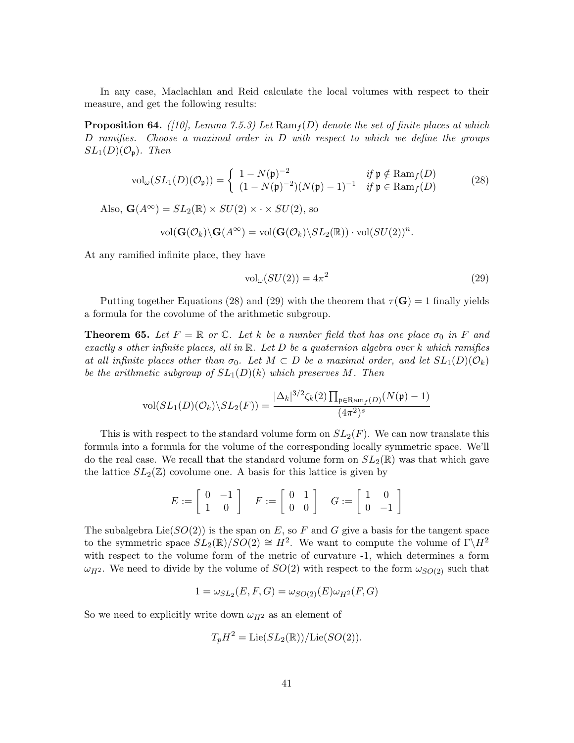In any case, Maclachlan and Reid calculate the local volumes with respect to their measure, and get the following results:

**Proposition 64.** *([10], Lemma 7.5.3) Let $\mathrm{Ram}_f(D)$ denote the set of finite places at which $D$ ramifies. Choose a maximal order in $D$ with respect to which we define the groups $SL_1(D)(\mathcal{O}_\mathfrak{p})$. Then*

$$\mathrm{vol}_\omega(SL_1(D)(\mathcal{O}_\mathfrak{p})) = \begin{cases} 1 - N(\mathfrak{p})^{-2} & \text{if } \mathfrak{p} \notin \mathrm{Ram}_f(D) \\ (1 - N(\mathfrak{p})^{-2})(N(\mathfrak{p}) - 1)^{-1} & \text{if } \mathfrak{p} \in \mathrm{Ram}_f(D) \end{cases} \tag{28}$$

Also, $\mathbf{G}(A^\infty) = SL_2(\mathbb{R}) \times SU(2) \times \cdot \times SU(2)$, so

$$\mathrm{vol}(\mathbf{G}(\mathcal{O}_k)\backslash\mathbf{G}(A^\infty) = \mathrm{vol}(\mathbf{G}(\mathcal{O}_k)\backslash SL_2(\mathbb{R})) \cdot \mathrm{vol}(SU(2))^n.$$

At any ramified infinite place, they have

$$\mathrm{vol}_\omega(SU(2)) = 4\pi^2 \tag{29}$$

Putting together Equations (28) and (29) with the theorem that $\tau(\mathbf{G}) = 1$ finally yields a formula for the covolume of the arithmetic subgroup.

**Theorem 65.** *Let $F = \mathbb{R}$ or $\mathbb{C}$. Let $k$ be a number field that has one place $\sigma_0$ in $F$ and exactly $s$ other infinite places, all in $\mathbb{R}$. Let $D$ be a quaternion algebra over $k$ which ramifies at all infinite places other than $\sigma_0$. Let $M \subset D$ be a maximal order, and let $SL_1(D)(\mathcal{O}_k)$ be the arithmetic subgroup of $SL_1(D)(k)$ which preserves $M$. Then*

$$\mathrm{vol}(SL_1(D)(\mathcal{O}_k)\backslash SL_2(F)) = \frac{|\Delta_k|^{3/2}\zeta_k(2)\prod_{\mathfrak{p}\in\mathrm{Ram}_f(D)}(N(\mathfrak{p}) - 1)}{(4\pi^2)^s}$$

This is with respect to the standard volume form on $SL_2(F)$. We can now translate this formula into a formula for the volume of the corresponding locally symmetric space. We'll do the real case. We recall that the standard volume form on $SL_2(\mathbb{R})$ was that which gave the lattice $SL_2(\mathbb{Z})$ covolume one. A basis for this lattice is given by

$$E := \begin{bmatrix} 0 & -1 \\ 1 & 0 \end{bmatrix} \quad F := \begin{bmatrix} 0 & 1 \\ 0 & 0 \end{bmatrix} \quad G := \begin{bmatrix} 1 & 0 \\ 0 & -1 \end{bmatrix}$$

The subalgebra $\mathrm{Lie}(SO(2))$ is the span on $E$, so $F$ and $G$ give a basis for the tangent space to the symmetric space $SL_2(\mathbb{R})/SO(2) \cong H^2$. We want to compute the volume of $\Gamma\backslash H^2$ with respect to the volume form of the metric of curvature -1, which determines a form $\omega_{H^2}$. We need to divide by the volume of $SO(2)$ with respect to the form $\omega_{SO(2)}$ such that

$$1 = \omega_{SL_2}(E, F, G) = \omega_{SO(2)}(E)\omega_{H^2}(F, G)$$

So we need to explicitly write down $\omega_{H^2}$ as an element of

$$T_pH^2 = \mathrm{Lie}(SL_2(\mathbb{R}))/\mathrm{Lie}(SO(2)).$$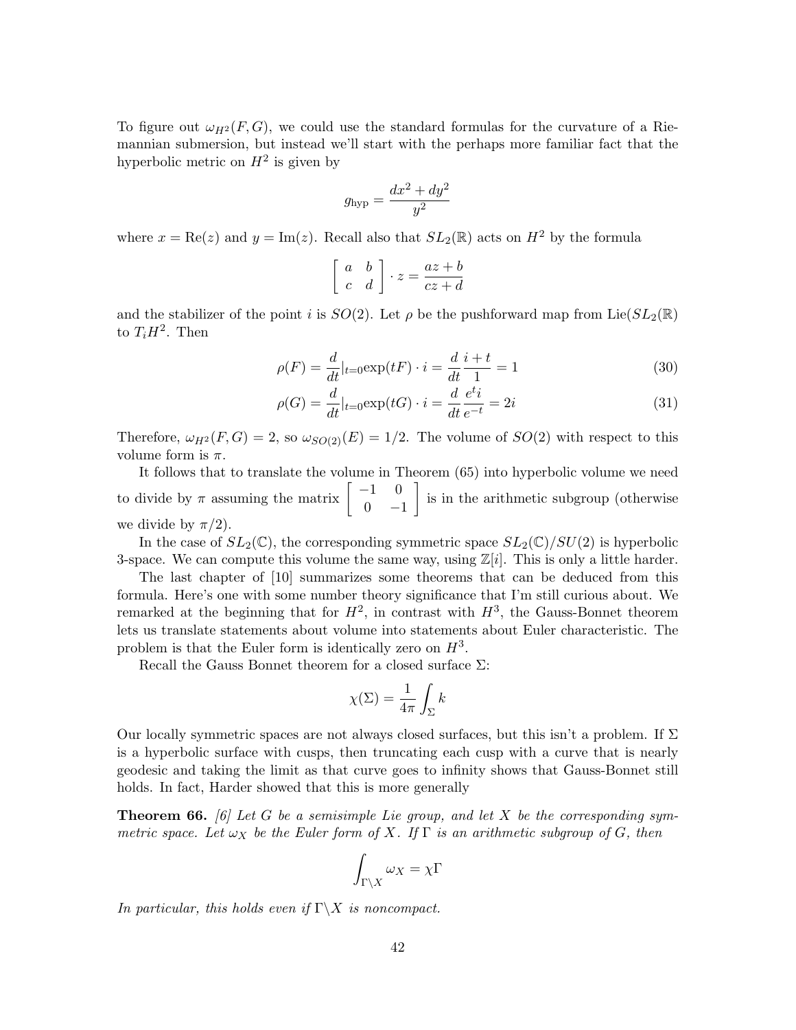To figure out $\omega_{H^2}(F, G)$, we could use the standard formulas for the curvature of a Riemannian submersion, but instead we'll start with the perhaps more familiar fact that the hyperbolic metric on $H^2$ is given by

$$g_{\text{hyp}} = \frac{dx^2 + dy^2}{y^2}$$

where $x = \text{Re}(z)$ and $y = \text{Im}(z)$. Recall also that $SL_2(\mathbb{R})$ acts on $H^2$ by the formula

$$\begin{bmatrix} a & b \\ c & d \end{bmatrix} \cdot z = \frac{az + b}{cz + d}$$

and the stabilizer of the point $i$ is $SO(2)$. Let $\rho$ be the pushforward map from Lie($SL_2(\mathbb{R})$ to $T_i H^2$. Then

$$\rho(F) = \frac{d}{dt}|_{t=0} \exp(tF) \cdot i = \frac{d}{dt} \frac{i + t}{1} = 1 \tag{30}$$

$$\rho(G) = \frac{d}{dt}|_{t=0} \exp(tG) \cdot i = \frac{d}{dt} \frac{e^t i}{e^{-t}} = 2i \tag{31}$$

Therefore, $\omega_{H^2}(F, G) = 2$, so $\omega_{SO(2)}(E) = 1/2$. The volume of $SO(2)$ with respect to this volume form is $\pi$.

It follows that to translate the volume in Theorem (65) into hyperbolic volume we need to divide by $\pi$ assuming the matrix $\begin{bmatrix} -1 & 0 \\ 0 & -1 \end{bmatrix}$ is in the arithmetic subgroup (otherwise we divide by $\pi/2$).

In the case of $SL_2(\mathbb{C})$, the corresponding symmetric space $SL_2(\mathbb{C})/SU(2)$ is hyperbolic 3-space. We can compute this volume the same way, using $\mathbb{Z}[i]$. This is only a little harder.

The last chapter of [10] summarizes some theorems that can be deduced from this formula. Here's one with some number theory significance that I'm still curious about. We remarked at the beginning that for $H^2$, in contrast with $H^3$, the Gauss-Bonnet theorem lets us translate statements about volume into statements about Euler characteristic. The problem is that the Euler form is identically zero on $H^3$.

Recall the Gauss Bonnet theorem for a closed surface $\Sigma$:

$$\chi(\Sigma) = \frac{1}{4\pi} \int_\Sigma k$$

Our locally symmetric spaces are not always closed surfaces, but this isn't a problem. If $\Sigma$ is a hyperbolic surface with cusps, then truncating each cusp with a curve that is nearly geodesic and taking the limit as that curve goes to infinity shows that Gauss-Bonnet still holds. In fact, Harder showed that this is more generally

**Theorem 66.** *[6] Let $G$ be a semisimple Lie group, and let $X$ be the corresponding symmetric space. Let $\omega_X$ be the Euler form of $X$. If $\Gamma$ is an arithmetic subgroup of $G$, then*

$$\int_{\Gamma \backslash X} \omega_X = \chi\Gamma$$

*In particular, this holds even if $\Gamma \backslash X$ is noncompact.*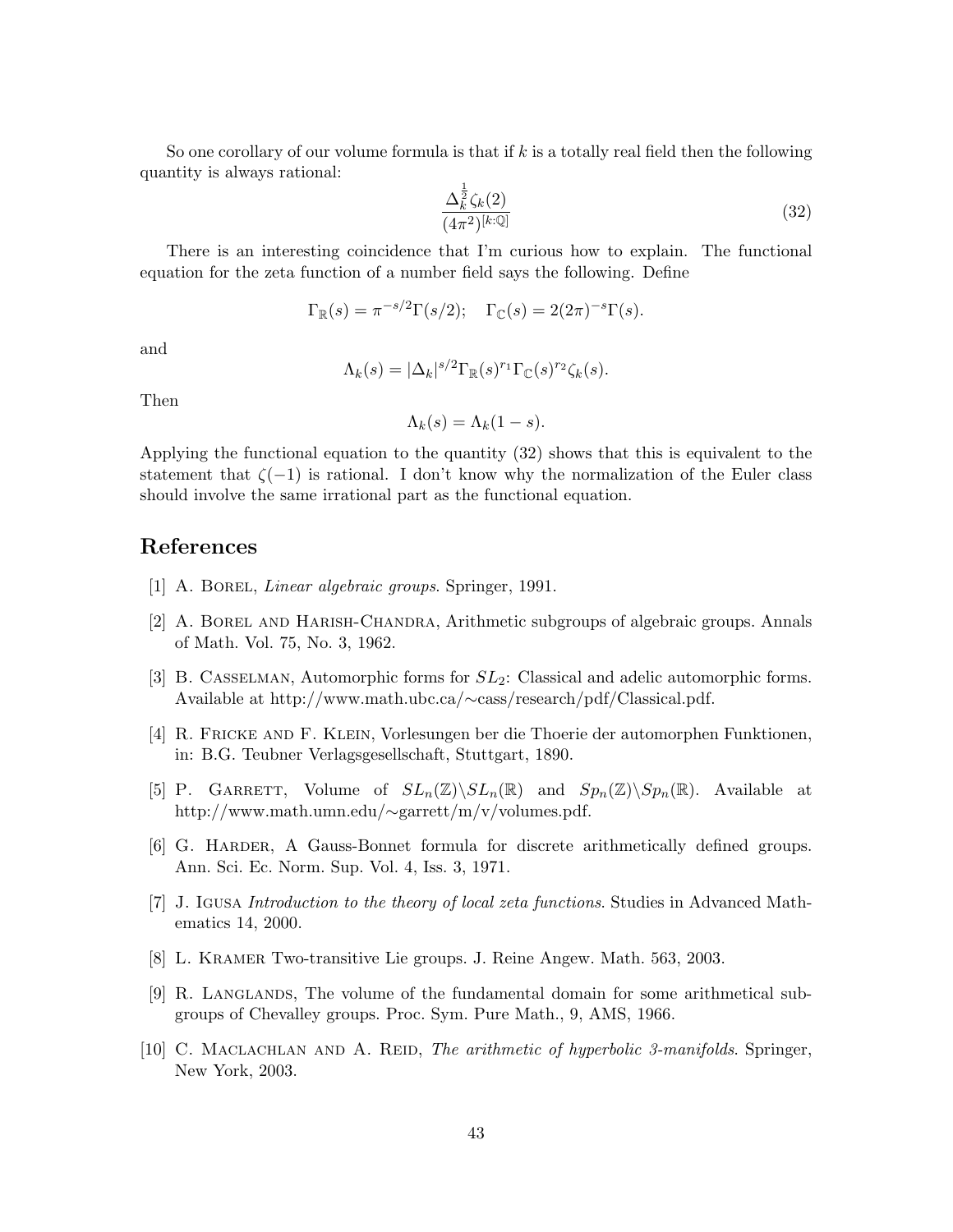So one corollary of our volume formula is that if $k$ is a totally real field then the following quantity is always rational:

$$\frac{\Delta_k^{\frac{1}{2}}\zeta_k(2)}{(4\pi^2)^{[k:\mathbb{Q}]}} \tag{32}$$

There is an interesting coincidence that I'm curious how to explain. The functional equation for the zeta function of a number field says the following. Define

$$\Gamma_{\mathbb{R}}(s) = \pi^{-s/2}\Gamma(s/2); \quad \Gamma_{\mathbb{C}}(s) = 2(2\pi)^{-s}\Gamma(s).$$

and

$$\Lambda_k(s) = |\Delta_k|^{s/2}\Gamma_{\mathbb{R}}(s)^{r_1}\Gamma_{\mathbb{C}}(s)^{r_2}\zeta_k(s).$$

Then

$$\Lambda_k(s) = \Lambda_k(1-s).$$

Applying the functional equation to the quantity (32) shows that this is equivalent to the statement that $\zeta(-1)$ is rational. I don't know why the normalization of the Euler class should involve the same irrational part as the functional equation.

## References

[1] A. Borel, *Linear algebraic groups*. Springer, 1991.

[2] A. Borel and Harish-Chandra, Arithmetic subgroups of algebraic groups. Annals of Math. Vol. 75, No. 3, 1962.

[3] B. Casselman, Automorphic forms for $SL_2$: Classical and adelic automorphic forms. Available at http://www.math.ubc.ca/∼cass/research/pdf/Classical.pdf.

[4] R. Fricke and F. Klein, Vorlesungen ber die Thoerie der automorphen Funktionen, in: B.G. Teubner Verlagsgesellschaft, Stuttgart, 1890.

[5] P. Garrett, Volume of $SL_n(\mathbb{Z})\backslash SL_n(\mathbb{R})$ and $Sp_n(\mathbb{Z})\backslash Sp_n(\mathbb{R})$. Available at http://www.math.umn.edu/∼garrett/m/v/volumes.pdf.

[6] G. Harder, A Gauss-Bonnet formula for discrete arithmetically defined groups. Ann. Sci. Ec. Norm. Sup. Vol. 4, Iss. 3, 1971.

[7] J. Igusa *Introduction to the theory of local zeta functions*. Studies in Advanced Mathematics 14, 2000.

[8] L. Kramer Two-transitive Lie groups. J. Reine Angew. Math. 563, 2003.

[9] R. Langlands, The volume of the fundamental domain for some arithmetical subgroups of Chevalley groups. Proc. Sym. Pure Math., 9, AMS, 1966.

[10] C. Maclachlan and A. Reid, *The arithmetic of hyperbolic 3-manifolds*. Springer, New York, 2003.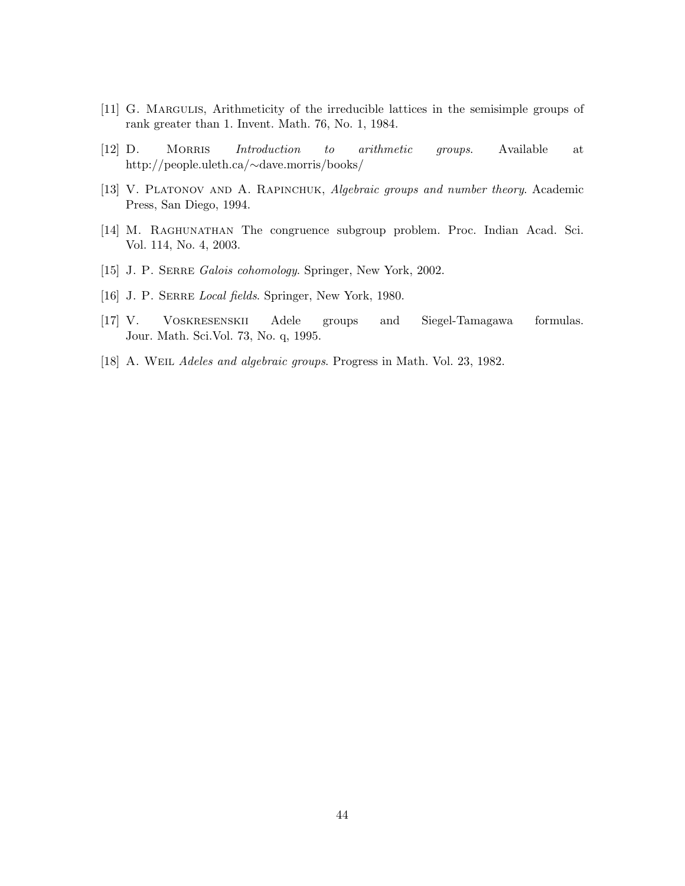[11] G. Margulis, Arithmeticity of the irreducible lattices in the semisimple groups of rank greater than 1. Invent. Math. 76, No. 1, 1984.

[12] D. Morris *Introduction to arithmetic groups.* Available at http://people.uleth.ca/∼dave.morris/books/

[13] V. Platonov and A. Rapinchuk, *Algebraic groups and number theory*. Academic Press, San Diego, 1994.

[14] M. Raghunathan The congruence subgroup problem. Proc. Indian Acad. Sci. Vol. 114, No. 4, 2003.

[15] J. P. Serre *Galois cohomology*. Springer, New York, 2002.

[16] J. P. Serre *Local fields*. Springer, New York, 1980.

[17] V. Voskresenskii Adele groups and Siegel-Tamagawa formulas. Jour. Math. Sci.Vol. 73, No. q, 1995.

[18] A. Weil *Adeles and algebraic groups*. Progress in Math. Vol. 23, 1982.